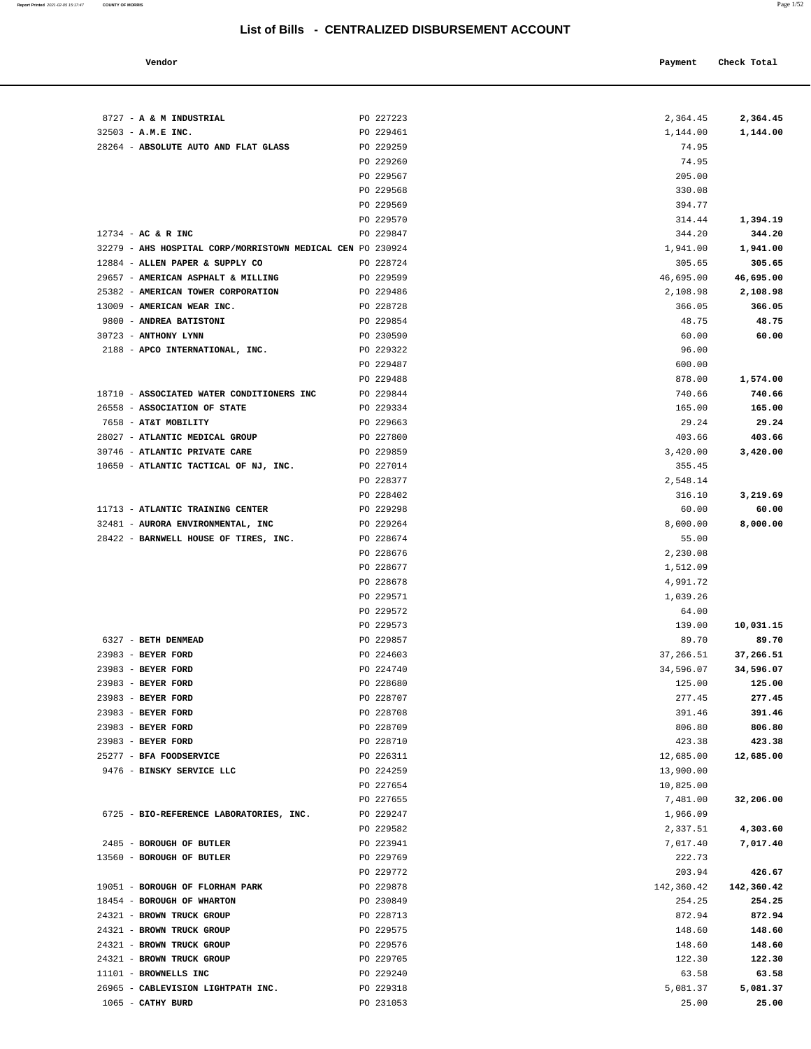# List of Bills - CENTRALIZED DISBURSEMENT ACCOUNT

| Vendor | | Payment | Check Total |
|---|---|---|---|
| 8727 - **A & M INDUSTRIAL** | PO 227223 | 2,364.45 | **2,364.45** |
| 32503 - **A.M.E INC.** | PO 229461 | 1,144.00 | **1,144.00** |
| 28264 - **ABSOLUTE AUTO AND FLAT GLASS** | PO 229259 | 74.95 | |
| | PO 229260 | 74.95 | |
| | PO 229567 | 205.00 | |
| | PO 229568 | 330.08 | |
| | PO 229569 | 394.77 | |
| | PO 229570 | 314.44 | **1,394.19** |
| 12734 - **AC & R INC** | PO 229847 | 344.20 | **344.20** |
| 32279 - **AHS HOSPITAL CORP/MORRISTOWN MEDICAL CEN** | PO 230924 | 1,941.00 | **1,941.00** |
| 12884 - **ALLEN PAPER & SUPPLY CO** | PO 228724 | 305.65 | **305.65** |
| 29657 - **AMERICAN ASPHALT & MILLING** | PO 229599 | 46,695.00 | **46,695.00** |
| 25382 - **AMERICAN TOWER CORPORATION** | PO 229486 | 2,108.98 | **2,108.98** |
| 13009 - **AMERICAN WEAR INC.** | PO 228728 | 366.05 | **366.05** |
| 9800 - **ANDREA BATISTONI** | PO 229854 | 48.75 | **48.75** |
| 30723 - **ANTHONY LYNN** | PO 230590 | 60.00 | **60.00** |
| 2188 - **APCO INTERNATIONAL, INC.** | PO 229322 | 96.00 | |
| | PO 229487 | 600.00 | |
| | PO 229488 | 878.00 | **1,574.00** |
| 18710 - **ASSOCIATED WATER CONDITIONERS INC** | PO 229844 | 740.66 | **740.66** |
| 26558 - **ASSOCIATION OF STATE** | PO 229334 | 165.00 | **165.00** |
| 7658 - **AT&T MOBILITY** | PO 229663 | 29.24 | **29.24** |
| 28027 - **ATLANTIC MEDICAL GROUP** | PO 227800 | 403.66 | **403.66** |
| 30746 - **ATLANTIC PRIVATE CARE** | PO 229859 | 3,420.00 | **3,420.00** |
| 10650 - **ATLANTIC TACTICAL OF NJ, INC.** | PO 227014 | 355.45 | |
| | PO 228377 | 2,548.14 | |
| | PO 228402 | 316.10 | **3,219.69** |
| 11713 - **ATLANTIC TRAINING CENTER** | PO 229298 | 60.00 | **60.00** |
| 32481 - **AURORA ENVIRONMENTAL, INC** | PO 229264 | 8,000.00 | **8,000.00** |
| 28422 - **BARNWELL HOUSE OF TIRES, INC.** | PO 228674 | 55.00 | |
| | PO 228676 | 2,230.08 | |
| | PO 228677 | 1,512.09 | |
| | PO 228678 | 4,991.72 | |
| | PO 229571 | 1,039.26 | |
| | PO 229572 | 64.00 | |
| | PO 229573 | 139.00 | **10,031.15** |
| 6327 - **BETH DENMEAD** | PO 229857 | 89.70 | **89.70** |
| 23983 - **BEYER FORD** | PO 224603 | 37,266.51 | **37,266.51** |
| 23983 - **BEYER FORD** | PO 224740 | 34,596.07 | **34,596.07** |
| 23983 - **BEYER FORD** | PO 228680 | 125.00 | **125.00** |
| 23983 - **BEYER FORD** | PO 228707 | 277.45 | **277.45** |
| 23983 - **BEYER FORD** | PO 228708 | 391.46 | **391.46** |
| 23983 - **BEYER FORD** | PO 228709 | 806.80 | **806.80** |
| 23983 - **BEYER FORD** | PO 228710 | 423.38 | **423.38** |
| 25277 - **BFA FOODSERVICE** | PO 226311 | 12,685.00 | **12,685.00** |
| 9476 - **BINSKY SERVICE LLC** | PO 224259 | 13,900.00 | |
| | PO 227654 | 10,825.00 | |
| | PO 227655 | 7,481.00 | **32,206.00** |
| 6725 - **BIO-REFERENCE LABORATORIES, INC.** | PO 229247 | 1,966.09 | |
| | PO 229582 | 2,337.51 | **4,303.60** |
| 2485 - **BOROUGH OF BUTLER** | PO 223941 | 7,017.40 | **7,017.40** |
| 13560 - **BOROUGH OF BUTLER** | PO 229769 | 222.73 | |
| | PO 229772 | 203.94 | **426.67** |
| 19051 - **BOROUGH OF FLORHAM PARK** | PO 229878 | 142,360.42 | **142,360.42** |
| 18454 - **BOROUGH OF WHARTON** | PO 230849 | 254.25 | **254.25** |
| 24321 - **BROWN TRUCK GROUP** | PO 228713 | 872.94 | **872.94** |
| 24321 - **BROWN TRUCK GROUP** | PO 229575 | 148.60 | **148.60** |
| 24321 - **BROWN TRUCK GROUP** | PO 229576 | 148.60 | **148.60** |
| 24321 - **BROWN TRUCK GROUP** | PO 229705 | 122.30 | **122.30** |
| 11101 - **BROWNELLS INC** | PO 229240 | 63.58 | **63.58** |
| 26965 - **CABLEVISION LIGHTPATH INC.** | PO 229318 | 5,081.37 | **5,081.37** |
| 1065 - **CATHY BURD** | PO 231053 | 25.00 | **25.00** |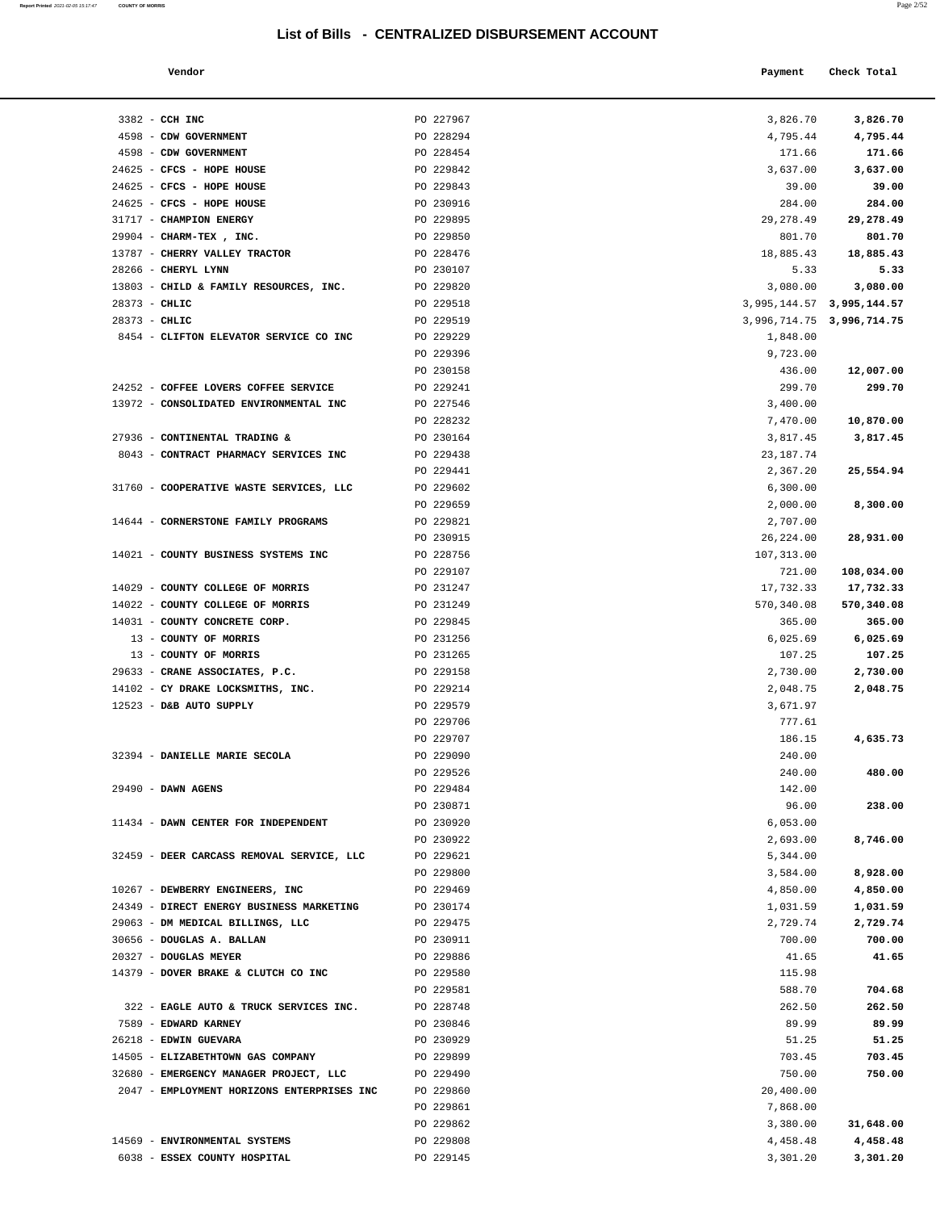# List of Bills - CENTRALIZED DISBURSEMENT ACCOUNT

| Vendor | | Payment | Check Total |
|---|---|---|---|
| 3382 - **CCH INC** | PO 227967 | 3,826.70 | **3,826.70** |
| 4598 - **CDW GOVERNMENT** | PO 228294 | 4,795.44 | **4,795.44** |
| 4598 - **CDW GOVERNMENT** | PO 228454 | 171.66 | **171.66** |
| 24625 - **CFCS - HOPE HOUSE** | PO 229842 | 3,637.00 | **3,637.00** |
| 24625 - **CFCS - HOPE HOUSE** | PO 229843 | 39.00 | **39.00** |
| 24625 - **CFCS - HOPE HOUSE** | PO 230916 | 284.00 | **284.00** |
| 31717 - **CHAMPION ENERGY** | PO 229895 | 29,278.49 | **29,278.49** |
| 29904 - **CHARM-TEX , INC.** | PO 229850 | 801.70 | **801.70** |
| 13787 - **CHERRY VALLEY TRACTOR** | PO 228476 | 18,885.43 | **18,885.43** |
| 28266 - **CHERYL LYNN** | PO 230107 | 5.33 | **5.33** |
| 13803 - **CHILD & FAMILY RESOURCES, INC.** | PO 229820 | 3,080.00 | **3,080.00** |
| 28373 - **CHLIC** | PO 229518 | 3,995,144.57 | **3,995,144.57** |
| 28373 - **CHLIC** | PO 229519 | 3,996,714.75 | **3,996,714.75** |
| 8454 - **CLIFTON ELEVATOR SERVICE CO INC** | PO 229229 | 1,848.00 | |
| | PO 229396 | 9,723.00 | |
| | PO 230158 | 436.00 | **12,007.00** |
| 24252 - **COFFEE LOVERS COFFEE SERVICE** | PO 229241 | 299.70 | **299.70** |
| 13972 - **CONSOLIDATED ENVIRONMENTAL INC** | PO 227546 | 3,400.00 | |
| | PO 228232 | 7,470.00 | **10,870.00** |
| 27936 - **CONTINENTAL TRADING &** | PO 230164 | 3,817.45 | **3,817.45** |
| 8043 - **CONTRACT PHARMACY SERVICES INC** | PO 229438 | 23,187.74 | |
| | PO 229441 | 2,367.20 | **25,554.94** |
| 31760 - **COOPERATIVE WASTE SERVICES, LLC** | PO 229602 | 6,300.00 | |
| | PO 229659 | 2,000.00 | **8,300.00** |
| 14644 - **CORNERSTONE FAMILY PROGRAMS** | PO 229821 | 2,707.00 | |
| | PO 230915 | 26,224.00 | **28,931.00** |
| 14021 - **COUNTY BUSINESS SYSTEMS INC** | PO 228756 | 107,313.00 | |
| | PO 229107 | 721.00 | **108,034.00** |
| 14029 - **COUNTY COLLEGE OF MORRIS** | PO 231247 | 17,732.33 | **17,732.33** |
| 14022 - **COUNTY COLLEGE OF MORRIS** | PO 231249 | 570,340.08 | **570,340.08** |
| 14031 - **COUNTY CONCRETE CORP.** | PO 229845 | 365.00 | **365.00** |
| 13 - **COUNTY OF MORRIS** | PO 231256 | 6,025.69 | **6,025.69** |
| 13 - **COUNTY OF MORRIS** | PO 231265 | 107.25 | **107.25** |
| 29633 - **CRANE ASSOCIATES, P.C.** | PO 229158 | 2,730.00 | **2,730.00** |
| 14102 - **CY DRAKE LOCKSMITHS, INC.** | PO 229214 | 2,048.75 | **2,048.75** |
| 12523 - **D&B AUTO SUPPLY** | PO 229579 | 3,671.97 | |
| | PO 229706 | 777.61 | |
| | PO 229707 | 186.15 | **4,635.73** |
| 32394 - **DANIELLE MARIE SECOLA** | PO 229090 | 240.00 | |
| | PO 229526 | 240.00 | **480.00** |
| 29490 - **DAWN AGENS** | PO 229484 | 142.00 | |
| | PO 230871 | 96.00 | **238.00** |
| 11434 - **DAWN CENTER FOR INDEPENDENT** | PO 230920 | 6,053.00 | |
| | PO 230922 | 2,693.00 | **8,746.00** |
| 32459 - **DEER CARCASS REMOVAL SERVICE, LLC** | PO 229621 | 5,344.00 | |
| | PO 229800 | 3,584.00 | **8,928.00** |
| 10267 - **DEWBERRY ENGINEERS, INC** | PO 229469 | 4,850.00 | **4,850.00** |
| 24349 - **DIRECT ENERGY BUSINESS MARKETING** | PO 230174 | 1,031.59 | **1,031.59** |
| 29063 - **DM MEDICAL BILLINGS, LLC** | PO 229475 | 2,729.74 | **2,729.74** |
| 30656 - **DOUGLAS A. BALLAN** | PO 230911 | 700.00 | **700.00** |
| 20327 - **DOUGLAS MEYER** | PO 229886 | 41.65 | **41.65** |
| 14379 - **DOVER BRAKE & CLUTCH CO INC** | PO 229580 | 115.98 | |
| | PO 229581 | 588.70 | **704.68** |
| 322 - **EAGLE AUTO & TRUCK SERVICES INC.** | PO 228748 | 262.50 | **262.50** |
| 7589 - **EDWARD KARNEY** | PO 230846 | 89.99 | **89.99** |
| 26218 - **EDWIN GUEVARA** | PO 230929 | 51.25 | **51.25** |
| 14505 - **ELIZABETHTOWN GAS COMPANY** | PO 229899 | 703.45 | **703.45** |
| 32680 - **EMERGENCY MANAGER PROJECT, LLC** | PO 229490 | 750.00 | **750.00** |
| 2047 - **EMPLOYMENT HORIZONS ENTERPRISES INC** | PO 229860 | 20,400.00 | |
| | PO 229861 | 7,868.00 | |
| | PO 229862 | 3,380.00 | **31,648.00** |
| 14569 - **ENVIRONMENTAL SYSTEMS** | PO 229808 | 4,458.48 | **4,458.48** |
| 6038 - **ESSEX COUNTY HOSPITAL** | PO 229145 | 3,301.20 | **3,301.20** |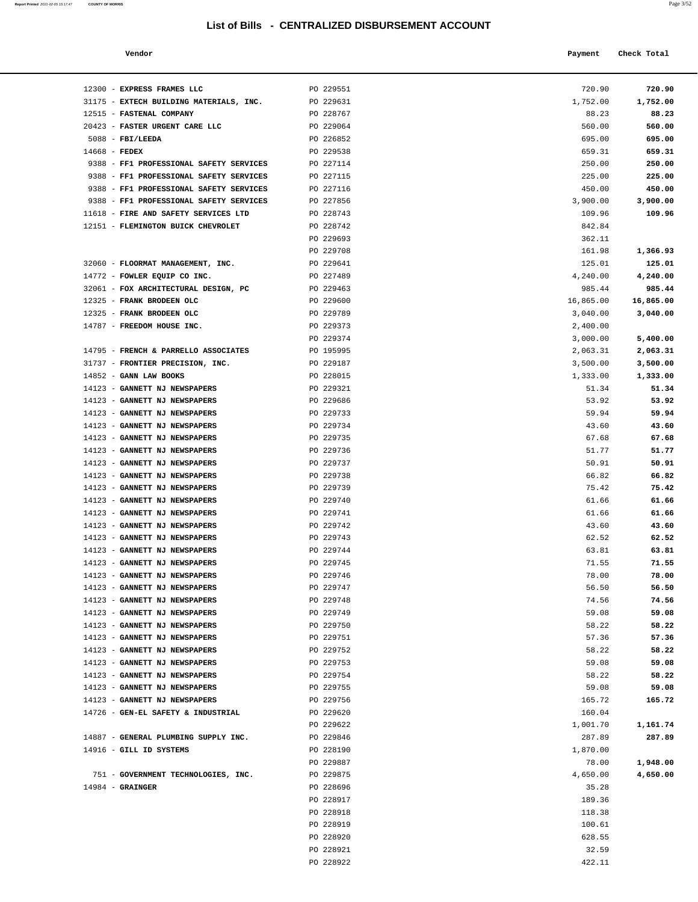# List of Bills - CENTRALIZED DISBURSEMENT ACCOUNT

| Vendor | | Payment | Check Total |
|---|---|---|---|
| 12300 - **EXPRESS FRAMES LLC** | PO 229551 | 720.90 | **720.90** |
| 31175 - **EXTECH BUILDING MATERIALS, INC.** | PO 229631 | 1,752.00 | **1,752.00** |
| 12515 - **FASTENAL COMPANY** | PO 228767 | 88.23 | **88.23** |
| 20423 - **FASTER URGENT CARE LLC** | PO 229064 | 560.00 | **560.00** |
| 5088 - **FBI/LEEDA** | PO 226852 | 695.00 | **695.00** |
| 14668 - **FEDEX** | PO 229538 | 659.31 | **659.31** |
| 9388 - **FF1 PROFESSIONAL SAFETY SERVICES** | PO 227114 | 250.00 | **250.00** |
| 9388 - **FF1 PROFESSIONAL SAFETY SERVICES** | PO 227115 | 225.00 | **225.00** |
| 9388 - **FF1 PROFESSIONAL SAFETY SERVICES** | PO 227116 | 450.00 | **450.00** |
| 9388 - **FF1 PROFESSIONAL SAFETY SERVICES** | PO 227856 | 3,900.00 | **3,900.00** |
| 11618 - **FIRE AND SAFETY SERVICES LTD** | PO 228743 | 109.96 | **109.96** |
| 12151 - **FLEMINGTON BUICK CHEVROLET** | PO 228742 | 842.84 | |
| | PO 229693 | 362.11 | |
| | PO 229708 | 161.98 | **1,366.93** |
| 32060 - **FLOORMAT MANAGEMENT, INC.** | PO 229641 | 125.01 | **125.01** |
| 14772 - **FOWLER EQUIP CO INC.** | PO 227489 | 4,240.00 | **4,240.00** |
| 32061 - **FOX ARCHITECTURAL DESIGN, PC** | PO 229463 | 985.44 | **985.44** |
| 12325 - **FRANK BRODEEN OLC** | PO 229600 | 16,865.00 | **16,865.00** |
| 12325 - **FRANK BRODEEN OLC** | PO 229789 | 3,040.00 | **3,040.00** |
| 14787 - **FREEDOM HOUSE INC.** | PO 229373 | 2,400.00 | |
| | PO 229374 | 3,000.00 | **5,400.00** |
| 14795 - **FRENCH & PARRELLO ASSOCIATES** | PO 195995 | 2,063.31 | **2,063.31** |
| 31737 - **FRONTIER PRECISION, INC.** | PO 229187 | 3,500.00 | **3,500.00** |
| 14852 - **GANN LAW BOOKS** | PO 228015 | 1,333.00 | **1,333.00** |
| 14123 - **GANNETT NJ NEWSPAPERS** | PO 229321 | 51.34 | **51.34** |
| 14123 - **GANNETT NJ NEWSPAPERS** | PO 229686 | 53.92 | **53.92** |
| 14123 - **GANNETT NJ NEWSPAPERS** | PO 229733 | 59.94 | **59.94** |
| 14123 - **GANNETT NJ NEWSPAPERS** | PO 229734 | 43.60 | **43.60** |
| 14123 - **GANNETT NJ NEWSPAPERS** | PO 229735 | 67.68 | **67.68** |
| 14123 - **GANNETT NJ NEWSPAPERS** | PO 229736 | 51.77 | **51.77** |
| 14123 - **GANNETT NJ NEWSPAPERS** | PO 229737 | 50.91 | **50.91** |
| 14123 - **GANNETT NJ NEWSPAPERS** | PO 229738 | 66.82 | **66.82** |
| 14123 - **GANNETT NJ NEWSPAPERS** | PO 229739 | 75.42 | **75.42** |
| 14123 - **GANNETT NJ NEWSPAPERS** | PO 229740 | 61.66 | **61.66** |
| 14123 - **GANNETT NJ NEWSPAPERS** | PO 229741 | 61.66 | **61.66** |
| 14123 - **GANNETT NJ NEWSPAPERS** | PO 229742 | 43.60 | **43.60** |
| 14123 - **GANNETT NJ NEWSPAPERS** | PO 229743 | 62.52 | **62.52** |
| 14123 - **GANNETT NJ NEWSPAPERS** | PO 229744 | 63.81 | **63.81** |
| 14123 - **GANNETT NJ NEWSPAPERS** | PO 229745 | 71.55 | **71.55** |
| 14123 - **GANNETT NJ NEWSPAPERS** | PO 229746 | 78.00 | **78.00** |
| 14123 - **GANNETT NJ NEWSPAPERS** | PO 229747 | 56.50 | **56.50** |
| 14123 - **GANNETT NJ NEWSPAPERS** | PO 229748 | 74.56 | **74.56** |
| 14123 - **GANNETT NJ NEWSPAPERS** | PO 229749 | 59.08 | **59.08** |
| 14123 - **GANNETT NJ NEWSPAPERS** | PO 229750 | 58.22 | **58.22** |
| 14123 - **GANNETT NJ NEWSPAPERS** | PO 229751 | 57.36 | **57.36** |
| 14123 - **GANNETT NJ NEWSPAPERS** | PO 229752 | 58.22 | **58.22** |
| 14123 - **GANNETT NJ NEWSPAPERS** | PO 229753 | 59.08 | **59.08** |
| 14123 - **GANNETT NJ NEWSPAPERS** | PO 229754 | 58.22 | **58.22** |
| 14123 - **GANNETT NJ NEWSPAPERS** | PO 229755 | 59.08 | **59.08** |
| 14123 - **GANNETT NJ NEWSPAPERS** | PO 229756 | 165.72 | **165.72** |
| 14726 - **GEN-EL SAFETY & INDUSTRIAL** | PO 229620 | 160.04 | |
| | PO 229622 | 1,001.70 | **1,161.74** |
| 14887 - **GENERAL PLUMBING SUPPLY INC.** | PO 229846 | 287.89 | **287.89** |
| 14916 - **GILL ID SYSTEMS** | PO 228190 | 1,870.00 | |
| | PO 229887 | 78.00 | **1,948.00** |
| 751 - **GOVERNMENT TECHNOLOGIES, INC.** | PO 229875 | 4,650.00 | **4,650.00** |
| 14984 - **GRAINGER** | PO 228696 | 35.28 | |
| | PO 228917 | 189.36 | |
| | PO 228918 | 118.38 | |
| | PO 228919 | 100.61 | |
| | PO 228920 | 628.55 | |
| | PO 228921 | 32.59 | |
| | PO 228922 | 422.11 | |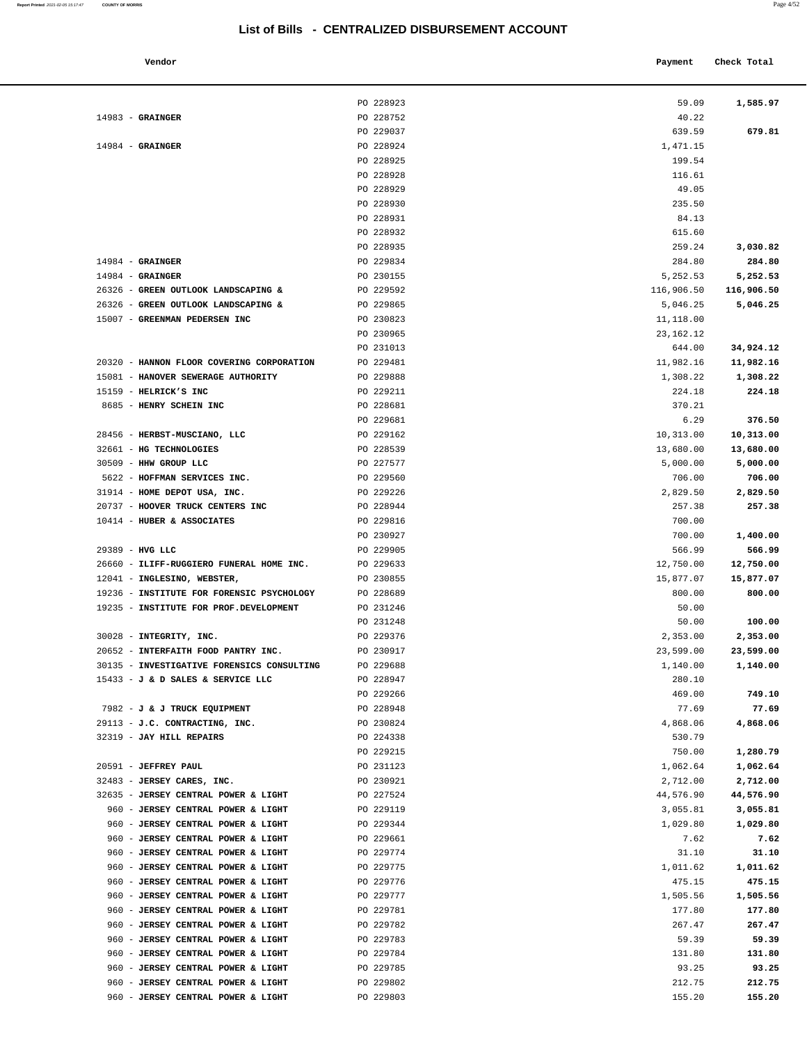# List of Bills - CENTRALIZED DISBURSEMENT ACCOUNT

| Vendor | | Payment | Check Total |
|---|---|---|---|
| | PO 228923 | 59.09 | **1,585.97** |
| 14983 - **GRAINGER** | PO 228752 | 40.22 | |
| | PO 229037 | 639.59 | **679.81** |
| 14984 - **GRAINGER** | PO 228924 | 1,471.15 | |
| | PO 228925 | 199.54 | |
| | PO 228928 | 116.61 | |
| | PO 228929 | 49.05 | |
| | PO 228930 | 235.50 | |
| | PO 228931 | 84.13 | |
| | PO 228932 | 615.60 | |
| | PO 228935 | 259.24 | **3,030.82** |
| 14984 - **GRAINGER** | PO 229834 | 284.80 | **284.80** |
| 14984 - **GRAINGER** | PO 230155 | 5,252.53 | **5,252.53** |
| 26326 - **GREEN OUTLOOK LANDSCAPING &** | PO 229592 | 116,906.50 | **116,906.50** |
| 26326 - **GREEN OUTLOOK LANDSCAPING &** | PO 229865 | 5,046.25 | **5,046.25** |
| 15007 - **GREENMAN PEDERSEN INC** | PO 230823 | 11,118.00 | |
| | PO 230965 | 23,162.12 | |
| | PO 231013 | 644.00 | **34,924.12** |
| 20320 - **HANNON FLOOR COVERING CORPORATION** | PO 229481 | 11,982.16 | **11,982.16** |
| 15081 - **HANOVER SEWERAGE AUTHORITY** | PO 229888 | 1,308.22 | **1,308.22** |
| 15159 - **HELRICK'S INC** | PO 229211 | 224.18 | **224.18** |
| 8685 - **HENRY SCHEIN INC** | PO 228681 | 370.21 | |
| | PO 229681 | 6.29 | **376.50** |
| 28456 - **HERBST-MUSCIANO, LLC** | PO 229162 | 10,313.00 | **10,313.00** |
| 32661 - **HG TECHNOLOGIES** | PO 228539 | 13,680.00 | **13,680.00** |
| 30509 - **HHW GROUP LLC** | PO 227577 | 5,000.00 | **5,000.00** |
| 5622 - **HOFFMAN SERVICES INC.** | PO 229560 | 706.00 | **706.00** |
| 31914 - **HOME DEPOT USA, INC.** | PO 229226 | 2,829.50 | **2,829.50** |
| 20737 - **HOOVER TRUCK CENTERS INC** | PO 228944 | 257.38 | **257.38** |
| 10414 - **HUBER & ASSOCIATES** | PO 229816 | 700.00 | |
| | PO 230927 | 700.00 | **1,400.00** |
| 29389 - **HVG LLC** | PO 229905 | 566.99 | **566.99** |
| 26660 - **ILIFF-RUGGIERO FUNERAL HOME INC.** | PO 229633 | 12,750.00 | **12,750.00** |
| 12041 - **INGLESINO, WEBSTER,** | PO 230855 | 15,877.07 | **15,877.07** |
| 19236 - **INSTITUTE FOR FORENSIC PSYCHOLOGY** | PO 228689 | 800.00 | **800.00** |
| 19235 - **INSTITUTE FOR PROF.DEVELOPMENT** | PO 231246 | 50.00 | |
| | PO 231248 | 50.00 | **100.00** |
| 30028 - **INTEGRITY, INC.** | PO 229376 | 2,353.00 | **2,353.00** |
| 20652 - **INTERFAITH FOOD PANTRY INC.** | PO 230917 | 23,599.00 | **23,599.00** |
| 30135 - **INVESTIGATIVE FORENSICS CONSULTING** | PO 229688 | 1,140.00 | **1,140.00** |
| 15433 - **J & D SALES & SERVICE LLC** | PO 228947 | 280.10 | |
| | PO 229266 | 469.00 | **749.10** |
| 7982 - **J & J TRUCK EQUIPMENT** | PO 228948 | 77.69 | **77.69** |
| 29113 - **J.C. CONTRACTING, INC.** | PO 230824 | 4,868.06 | **4,868.06** |
| 32319 - **JAY HILL REPAIRS** | PO 224338 | 530.79 | |
| | PO 229215 | 750.00 | **1,280.79** |
| 20591 - **JEFFREY PAUL** | PO 231123 | 1,062.64 | **1,062.64** |
| 32483 - **JERSEY CARES, INC.** | PO 230921 | 2,712.00 | **2,712.00** |
| 32635 - **JERSEY CENTRAL POWER & LIGHT** | PO 227524 | 44,576.90 | **44,576.90** |
| 960 - **JERSEY CENTRAL POWER & LIGHT** | PO 229119 | 3,055.81 | **3,055.81** |
| 960 - **JERSEY CENTRAL POWER & LIGHT** | PO 229344 | 1,029.80 | **1,029.80** |
| 960 - **JERSEY CENTRAL POWER & LIGHT** | PO 229661 | 7.62 | **7.62** |
| 960 - **JERSEY CENTRAL POWER & LIGHT** | PO 229774 | 31.10 | **31.10** |
| 960 - **JERSEY CENTRAL POWER & LIGHT** | PO 229775 | 1,011.62 | **1,011.62** |
| 960 - **JERSEY CENTRAL POWER & LIGHT** | PO 229776 | 475.15 | **475.15** |
| 960 - **JERSEY CENTRAL POWER & LIGHT** | PO 229777 | 1,505.56 | **1,505.56** |
| 960 - **JERSEY CENTRAL POWER & LIGHT** | PO 229781 | 177.80 | **177.80** |
| 960 - **JERSEY CENTRAL POWER & LIGHT** | PO 229782 | 267.47 | **267.47** |
| 960 - **JERSEY CENTRAL POWER & LIGHT** | PO 229783 | 59.39 | **59.39** |
| 960 - **JERSEY CENTRAL POWER & LIGHT** | PO 229784 | 131.80 | **131.80** |
| 960 - **JERSEY CENTRAL POWER & LIGHT** | PO 229785 | 93.25 | **93.25** |
| 960 - **JERSEY CENTRAL POWER & LIGHT** | PO 229802 | 212.75 | **212.75** |
| 960 - **JERSEY CENTRAL POWER & LIGHT** | PO 229803 | 155.20 | **155.20** |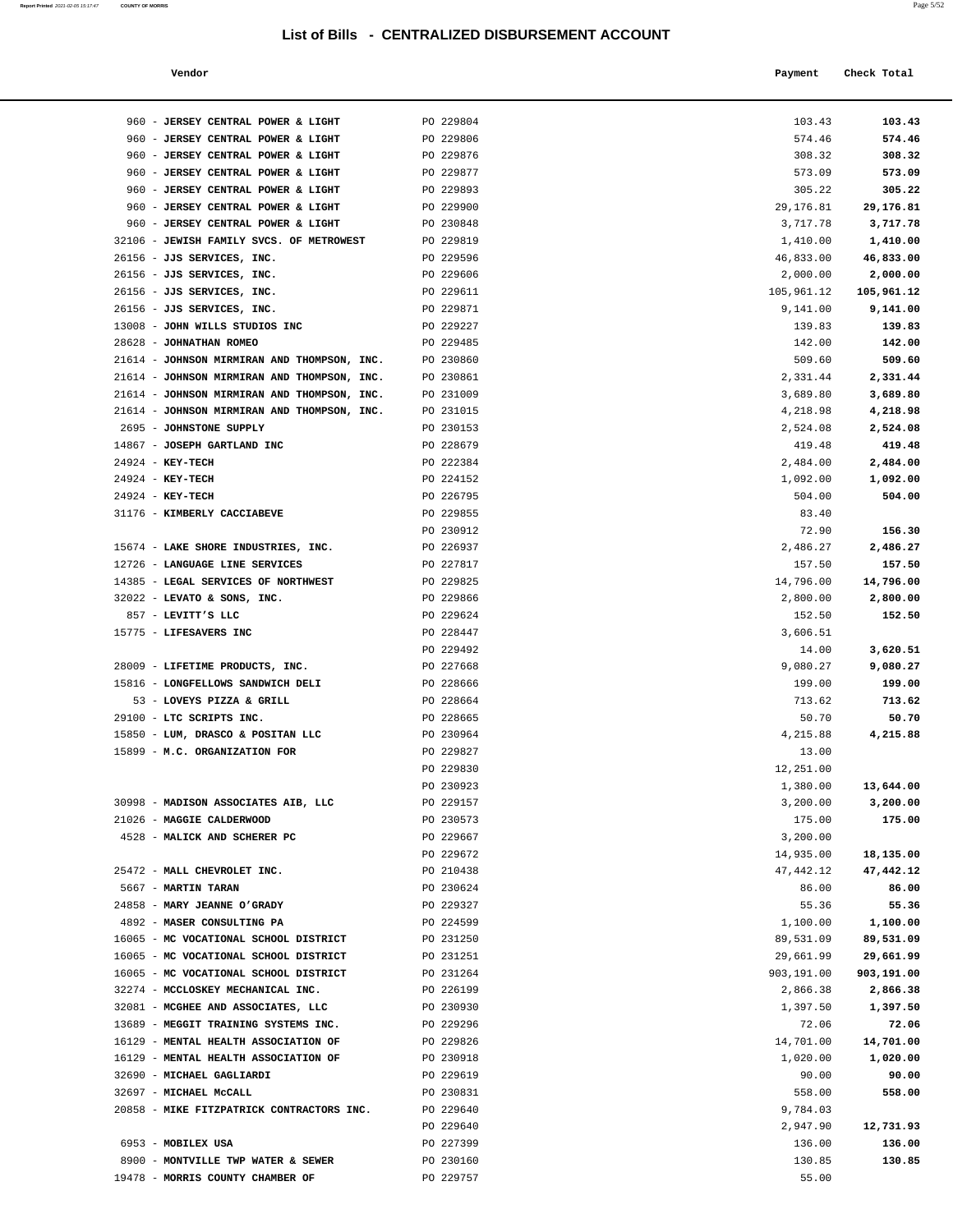# List of Bills - CENTRALIZED DISBURSEMENT ACCOUNT

| Vendor | | Payment | Check Total |
|---|---|---|---|
| 960 - **JERSEY CENTRAL POWER & LIGHT** | PO 229804 | 103.43 | **103.43** |
| 960 - **JERSEY CENTRAL POWER & LIGHT** | PO 229806 | 574.46 | **574.46** |
| 960 - **JERSEY CENTRAL POWER & LIGHT** | PO 229876 | 308.32 | **308.32** |
| 960 - **JERSEY CENTRAL POWER & LIGHT** | PO 229877 | 573.09 | **573.09** |
| 960 - **JERSEY CENTRAL POWER & LIGHT** | PO 229893 | 305.22 | **305.22** |
| 960 - **JERSEY CENTRAL POWER & LIGHT** | PO 229900 | 29,176.81 | **29,176.81** |
| 960 - **JERSEY CENTRAL POWER & LIGHT** | PO 230848 | 3,717.78 | **3,717.78** |
| 32106 - **JEWISH FAMILY SVCS. OF METROWEST** | PO 229819 | 1,410.00 | **1,410.00** |
| 26156 - **JJS SERVICES, INC.** | PO 229596 | 46,833.00 | **46,833.00** |
| 26156 - **JJS SERVICES, INC.** | PO 229606 | 2,000.00 | **2,000.00** |
| 26156 - **JJS SERVICES, INC.** | PO 229611 | 105,961.12 | **105,961.12** |
| 26156 - **JJS SERVICES, INC.** | PO 229871 | 9,141.00 | **9,141.00** |
| 13008 - **JOHN WILLS STUDIOS INC** | PO 229227 | 139.83 | **139.83** |
| 28628 - **JOHNATHAN ROMEO** | PO 229485 | 142.00 | **142.00** |
| 21614 - **JOHNSON MIRMIRAN AND THOMPSON, INC.** | PO 230860 | 509.60 | **509.60** |
| 21614 - **JOHNSON MIRMIRAN AND THOMPSON, INC.** | PO 230861 | 2,331.44 | **2,331.44** |
| 21614 - **JOHNSON MIRMIRAN AND THOMPSON, INC.** | PO 231009 | 3,689.80 | **3,689.80** |
| 21614 - **JOHNSON MIRMIRAN AND THOMPSON, INC.** | PO 231015 | 4,218.98 | **4,218.98** |
| 2695 - **JOHNSTONE SUPPLY** | PO 230153 | 2,524.08 | **2,524.08** |
| 14867 - **JOSEPH GARTLAND INC** | PO 228679 | 419.48 | **419.48** |
| 24924 - **KEY-TECH** | PO 222384 | 2,484.00 | **2,484.00** |
| 24924 - **KEY-TECH** | PO 224152 | 1,092.00 | **1,092.00** |
| 24924 - **KEY-TECH** | PO 226795 | 504.00 | **504.00** |
| 31176 - **KIMBERLY CACCIABEVE** | PO 229855 | 83.40 | |
| | PO 230912 | 72.90 | **156.30** |
| 15674 - **LAKE SHORE INDUSTRIES, INC.** | PO 226937 | 2,486.27 | **2,486.27** |
| 12726 - **LANGUAGE LINE SERVICES** | PO 227817 | 157.50 | **157.50** |
| 14385 - **LEGAL SERVICES OF NORTHWEST** | PO 229825 | 14,796.00 | **14,796.00** |
| 32022 - **LEVATO & SONS, INC.** | PO 229866 | 2,800.00 | **2,800.00** |
| 857 - **LEVITT'S LLC** | PO 229624 | 152.50 | **152.50** |
| 15775 - **LIFESAVERS INC** | PO 228447 | 3,606.51 | |
| | PO 229492 | 14.00 | **3,620.51** |
| 28009 - **LIFETIME PRODUCTS, INC.** | PO 227668 | 9,080.27 | **9,080.27** |
| 15816 - **LONGFELLOWS SANDWICH DELI** | PO 228666 | 199.00 | **199.00** |
| 53 - **LOVEYS PIZZA & GRILL** | PO 228664 | 713.62 | **713.62** |
| 29100 - **LTC SCRIPTS INC.** | PO 228665 | 50.70 | **50.70** |
| 15850 - **LUM, DRASCO & POSITAN LLC** | PO 230964 | 4,215.88 | **4,215.88** |
| 15899 - **M.C. ORGANIZATION FOR** | PO 229827 | 13.00 | |
| | PO 229830 | 12,251.00 | |
| | PO 230923 | 1,380.00 | **13,644.00** |
| 30998 - **MADISON ASSOCIATES AIB, LLC** | PO 229157 | 3,200.00 | **3,200.00** |
| 21026 - **MAGGIE CALDERWOOD** | PO 230573 | 175.00 | **175.00** |
| 4528 - **MALICK AND SCHERER PC** | PO 229667 | 3,200.00 | |
| | PO 229672 | 14,935.00 | **18,135.00** |
| 25472 - **MALL CHEVROLET INC.** | PO 210438 | 47,442.12 | **47,442.12** |
| 5667 - **MARTIN TARAN** | PO 230624 | 86.00 | **86.00** |
| 24858 - **MARY JEANNE O'GRADY** | PO 229327 | 55.36 | **55.36** |
| 4892 - **MASER CONSULTING PA** | PO 224599 | 1,100.00 | **1,100.00** |
| 16065 - **MC VOCATIONAL SCHOOL DISTRICT** | PO 231250 | 89,531.09 | **89,531.09** |
| 16065 - **MC VOCATIONAL SCHOOL DISTRICT** | PO 231251 | 29,661.99 | **29,661.99** |
| 16065 - **MC VOCATIONAL SCHOOL DISTRICT** | PO 231264 | 903,191.00 | **903,191.00** |
| 32274 - **MCCLOSKEY MECHANICAL INC.** | PO 226199 | 2,866.38 | **2,866.38** |
| 32081 - **MCGHEE AND ASSOCIATES, LLC** | PO 230930 | 1,397.50 | **1,397.50** |
| 13689 - **MEGGIT TRAINING SYSTEMS INC.** | PO 229296 | 72.06 | **72.06** |
| 16129 - **MENTAL HEALTH ASSOCIATION OF** | PO 229826 | 14,701.00 | **14,701.00** |
| 16129 - **MENTAL HEALTH ASSOCIATION OF** | PO 230918 | 1,020.00 | **1,020.00** |
| 32690 - **MICHAEL GAGLIARDI** | PO 229619 | 90.00 | **90.00** |
| 32697 - **MICHAEL McCALL** | PO 230831 | 558.00 | **558.00** |
| 20858 - **MIKE FITZPATRICK CONTRACTORS INC.** | PO 229640 | 9,784.03 | |
| | PO 229640 | 2,947.90 | **12,731.93** |
| 6953 - **MOBILEX USA** | PO 227399 | 136.00 | **136.00** |
| 8900 - **MONTVILLE TWP WATER & SEWER** | PO 230160 | 130.85 | **130.85** |
| 19478 - **MORRIS COUNTY CHAMBER OF** | PO 229757 | 55.00 | |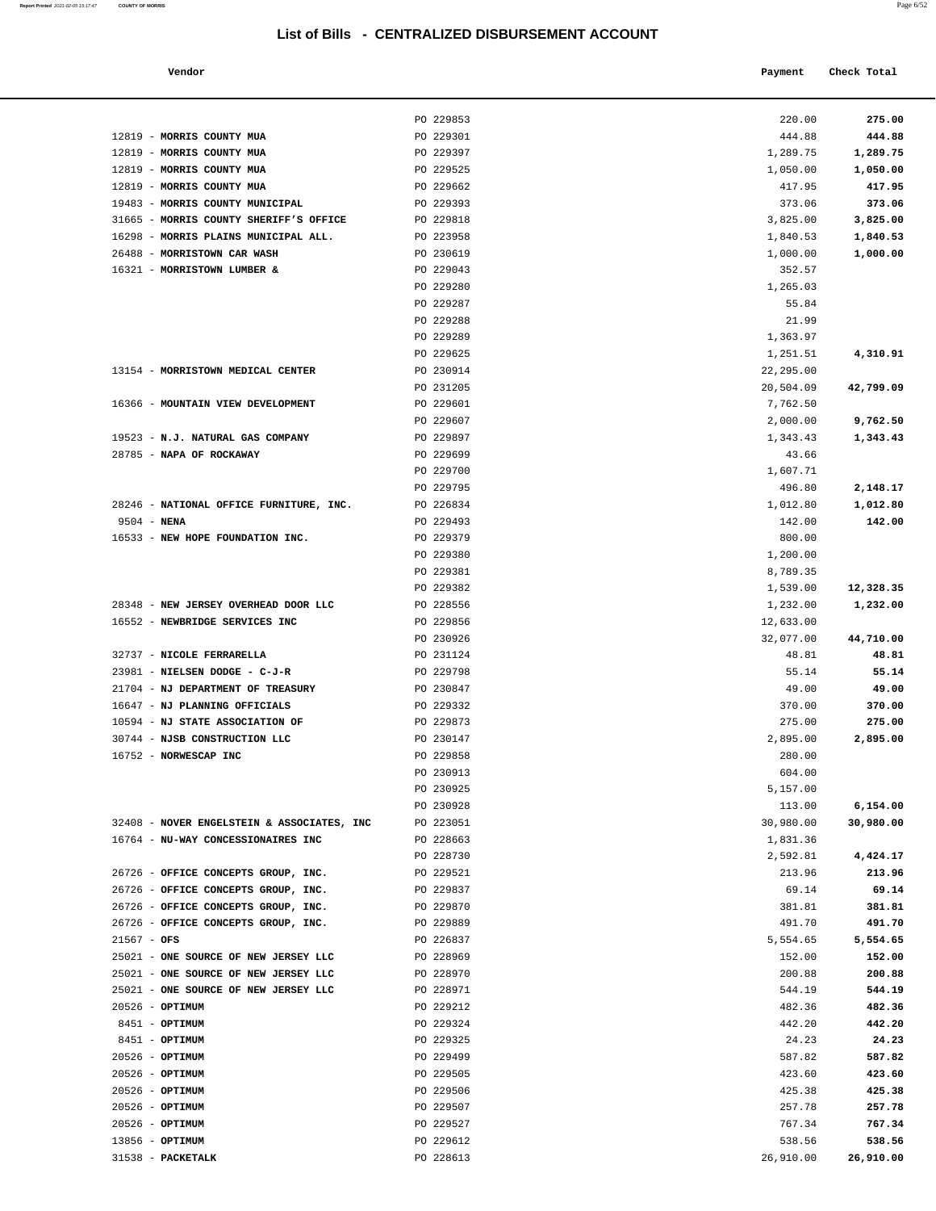# List of Bills - CENTRALIZED DISBURSEMENT ACCOUNT

| Vendor | | Payment | Check Total |
|---|---|---|---|
| | PO 229853 | 220.00 | **275.00** |
| 12819 - **MORRIS COUNTY MUA** | PO 229301 | 444.88 | **444.88** |
| 12819 - **MORRIS COUNTY MUA** | PO 229397 | 1,289.75 | **1,289.75** |
| 12819 - **MORRIS COUNTY MUA** | PO 229525 | 1,050.00 | **1,050.00** |
| 12819 - **MORRIS COUNTY MUA** | PO 229662 | 417.95 | **417.95** |
| 19483 - **MORRIS COUNTY MUNICIPAL** | PO 229393 | 373.06 | **373.06** |
| 31665 - **MORRIS COUNTY SHERIFF'S OFFICE** | PO 229818 | 3,825.00 | **3,825.00** |
| 16298 - **MORRIS PLAINS MUNICIPAL ALL.** | PO 223958 | 1,840.53 | **1,840.53** |
| 26488 - **MORRISTOWN CAR WASH** | PO 230619 | 1,000.00 | **1,000.00** |
| 16321 - **MORRISTOWN LUMBER &** | PO 229043 | 352.57 | |
| | PO 229280 | 1,265.03 | |
| | PO 229287 | 55.84 | |
| | PO 229288 | 21.99 | |
| | PO 229289 | 1,363.97 | |
| | PO 229625 | 1,251.51 | **4,310.91** |
| 13154 - **MORRISTOWN MEDICAL CENTER** | PO 230914 | 22,295.00 | |
| | PO 231205 | 20,504.09 | **42,799.09** |
| 16366 - **MOUNTAIN VIEW DEVELOPMENT** | PO 229601 | 7,762.50 | |
| | PO 229607 | 2,000.00 | **9,762.50** |
| 19523 - **N.J. NATURAL GAS COMPANY** | PO 229897 | 1,343.43 | **1,343.43** |
| 28785 - **NAPA OF ROCKAWAY** | PO 229699 | 43.66 | |
| | PO 229700 | 1,607.71 | |
| | PO 229795 | 496.80 | **2,148.17** |
| 28246 - **NATIONAL OFFICE FURNITURE, INC.** | PO 226834 | 1,012.80 | **1,012.80** |
| 9504 - **NENA** | PO 229493 | 142.00 | **142.00** |
| 16533 - **NEW HOPE FOUNDATION INC.** | PO 229379 | 800.00 | |
| | PO 229380 | 1,200.00 | |
| | PO 229381 | 8,789.35 | |
| | PO 229382 | 1,539.00 | **12,328.35** |
| 28348 - **NEW JERSEY OVERHEAD DOOR LLC** | PO 228556 | 1,232.00 | **1,232.00** |
| 16552 - **NEWBRIDGE SERVICES INC** | PO 229856 | 12,633.00 | |
| | PO 230926 | 32,077.00 | **44,710.00** |
| 32737 - **NICOLE FERRARELLA** | PO 231124 | 48.81 | **48.81** |
| 23981 - **NIELSEN DODGE - C-J-R** | PO 229798 | 55.14 | **55.14** |
| 21704 - **NJ DEPARTMENT OF TREASURY** | PO 230847 | 49.00 | **49.00** |
| 16647 - **NJ PLANNING OFFICIALS** | PO 229332 | 370.00 | **370.00** |
| 10594 - **NJ STATE ASSOCIATION OF** | PO 229873 | 275.00 | **275.00** |
| 30744 - **NJSB CONSTRUCTION LLC** | PO 230147 | 2,895.00 | **2,895.00** |
| 16752 - **NORWESCAP INC** | PO 229858 | 280.00 | |
| | PO 230913 | 604.00 | |
| | PO 230925 | 5,157.00 | |
| | PO 230928 | 113.00 | **6,154.00** |
| 32408 - **NOVER ENGELSTEIN & ASSOCIATES, INC** | PO 223051 | 30,980.00 | **30,980.00** |
| 16764 - **NU-WAY CONCESSIONAIRES INC** | PO 228663 | 1,831.36 | |
| | PO 228730 | 2,592.81 | **4,424.17** |
| 26726 - **OFFICE CONCEPTS GROUP, INC.** | PO 229521 | 213.96 | **213.96** |
| 26726 - **OFFICE CONCEPTS GROUP, INC.** | PO 229837 | 69.14 | **69.14** |
| 26726 - **OFFICE CONCEPTS GROUP, INC.** | PO 229870 | 381.81 | **381.81** |
| 26726 - **OFFICE CONCEPTS GROUP, INC.** | PO 229889 | 491.70 | **491.70** |
| 21567 - **OFS** | PO 226837 | 5,554.65 | **5,554.65** |
| 25021 - **ONE SOURCE OF NEW JERSEY LLC** | PO 228969 | 152.00 | **152.00** |
| 25021 - **ONE SOURCE OF NEW JERSEY LLC** | PO 228970 | 200.88 | **200.88** |
| 25021 - **ONE SOURCE OF NEW JERSEY LLC** | PO 228971 | 544.19 | **544.19** |
| 20526 - **OPTIMUM** | PO 229212 | 482.36 | **482.36** |
| 8451 - **OPTIMUM** | PO 229324 | 442.20 | **442.20** |
| 8451 - **OPTIMUM** | PO 229325 | 24.23 | **24.23** |
| 20526 - **OPTIMUM** | PO 229499 | 587.82 | **587.82** |
| 20526 - **OPTIMUM** | PO 229505 | 423.60 | **423.60** |
| 20526 - **OPTIMUM** | PO 229506 | 425.38 | **425.38** |
| 20526 - **OPTIMUM** | PO 229507 | 257.78 | **257.78** |
| 20526 - **OPTIMUM** | PO 229527 | 767.34 | **767.34** |
| 13856 - **OPTIMUM** | PO 229612 | 538.56 | **538.56** |
| 31538 - **PACKETALK** | PO 228613 | 26,910.00 | **26,910.00** |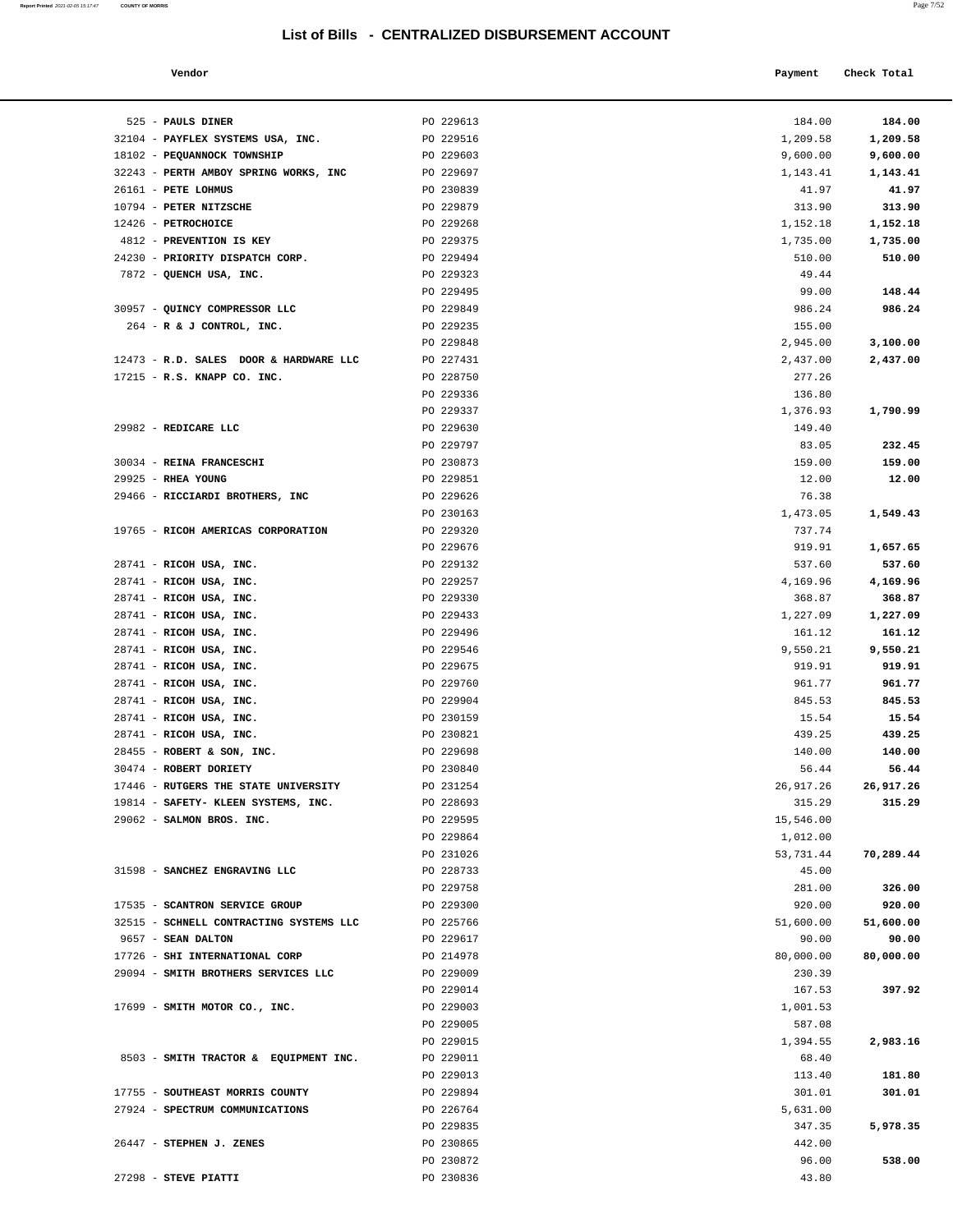# List of Bills - CENTRALIZED DISBURSEMENT ACCOUNT

| Vendor | | Payment | Check Total |
|---|---|---|---|
| 525 - **PAULS DINER** | PO 229613 | 184.00 | **184.00** |
| 32104 - **PAYFLEX SYSTEMS USA, INC.** | PO 229516 | 1,209.58 | **1,209.58** |
| 18102 - **PEQUANNOCK TOWNSHIP** | PO 229603 | 9,600.00 | **9,600.00** |
| 32243 - **PERTH AMBOY SPRING WORKS, INC** | PO 229697 | 1,143.41 | **1,143.41** |
| 26161 - **PETE LOHMUS** | PO 230839 | 41.97 | **41.97** |
| 10794 - **PETER NITZSCHE** | PO 229879 | 313.90 | **313.90** |
| 12426 - **PETROCHOICE** | PO 229268 | 1,152.18 | **1,152.18** |
| 4812 - **PREVENTION IS KEY** | PO 229375 | 1,735.00 | **1,735.00** |
| 24230 - **PRIORITY DISPATCH CORP.** | PO 229494 | 510.00 | **510.00** |
| 7872 - **QUENCH USA, INC.** | PO 229323 | 49.44 | |
| | PO 229495 | 99.00 | **148.44** |
| 30957 - **QUINCY COMPRESSOR LLC** | PO 229849 | 986.24 | **986.24** |
| 264 - **R & J CONTROL, INC.** | PO 229235 | 155.00 | |
| | PO 229848 | 2,945.00 | **3,100.00** |
| 12473 - **R.D. SALES DOOR & HARDWARE LLC** | PO 227431 | 2,437.00 | **2,437.00** |
| 17215 - **R.S. KNAPP CO. INC.** | PO 228750 | 277.26 | |
| | PO 229336 | 136.80 | |
| | PO 229337 | 1,376.93 | **1,790.99** |
| 29982 - **REDICARE LLC** | PO 229630 | 149.40 | |
| | PO 229797 | 83.05 | **232.45** |
| 30034 - **REINA FRANCESCHI** | PO 230873 | 159.00 | **159.00** |
| 29925 - **RHEA YOUNG** | PO 229851 | 12.00 | **12.00** |
| 29466 - **RICCIARDI BROTHERS, INC** | PO 229626 | 76.38 | |
| | PO 230163 | 1,473.05 | **1,549.43** |
| 19765 - **RICOH AMERICAS CORPORATION** | PO 229320 | 737.74 | |
| | PO 229676 | 919.91 | **1,657.65** |
| 28741 - **RICOH USA, INC.** | PO 229132 | 537.60 | **537.60** |
| 28741 - **RICOH USA, INC.** | PO 229257 | 4,169.96 | **4,169.96** |
| 28741 - **RICOH USA, INC.** | PO 229330 | 368.87 | **368.87** |
| 28741 - **RICOH USA, INC.** | PO 229433 | 1,227.09 | **1,227.09** |
| 28741 - **RICOH USA, INC.** | PO 229496 | 161.12 | **161.12** |
| 28741 - **RICOH USA, INC.** | PO 229546 | 9,550.21 | **9,550.21** |
| 28741 - **RICOH USA, INC.** | PO 229675 | 919.91 | **919.91** |
| 28741 - **RICOH USA, INC.** | PO 229760 | 961.77 | **961.77** |
| 28741 - **RICOH USA, INC.** | PO 229904 | 845.53 | **845.53** |
| 28741 - **RICOH USA, INC.** | PO 230159 | 15.54 | **15.54** |
| 28741 - **RICOH USA, INC.** | PO 230821 | 439.25 | **439.25** |
| 28455 - **ROBERT & SON, INC.** | PO 229698 | 140.00 | **140.00** |
| 30474 - **ROBERT DORIETY** | PO 230840 | 56.44 | **56.44** |
| 17446 - **RUTGERS THE STATE UNIVERSITY** | PO 231254 | 26,917.26 | **26,917.26** |
| 19814 - **SAFETY- KLEEN SYSTEMS, INC.** | PO 228693 | 315.29 | **315.29** |
| 29062 - **SALMON BROS. INC.** | PO 229595 | 15,546.00 | |
| | PO 229864 | 1,012.00 | |
| | PO 231026 | 53,731.44 | **70,289.44** |
| 31598 - **SANCHEZ ENGRAVING LLC** | PO 228733 | 45.00 | |
| | PO 229758 | 281.00 | **326.00** |
| 17535 - **SCANTRON SERVICE GROUP** | PO 229300 | 920.00 | **920.00** |
| 32515 - **SCHNELL CONTRACTING SYSTEMS LLC** | PO 225766 | 51,600.00 | **51,600.00** |
| 9657 - **SEAN DALTON** | PO 229617 | 90.00 | **90.00** |
| 17726 - **SHI INTERNATIONAL CORP** | PO 214978 | 80,000.00 | **80,000.00** |
| 29094 - **SMITH BROTHERS SERVICES LLC** | PO 229009 | 230.39 | |
| | PO 229014 | 167.53 | **397.92** |
| 17699 - **SMITH MOTOR CO., INC.** | PO 229003 | 1,001.53 | |
| | PO 229005 | 587.08 | |
| | PO 229015 | 1,394.55 | **2,983.16** |
| 8503 - **SMITH TRACTOR & EQUIPMENT INC.** | PO 229011 | 68.40 | |
| | PO 229013 | 113.40 | **181.80** |
| 17755 - **SOUTHEAST MORRIS COUNTY** | PO 229894 | 301.01 | **301.01** |
| 27924 - **SPECTRUM COMMUNICATIONS** | PO 226764 | 5,631.00 | |
| | PO 229835 | 347.35 | **5,978.35** |
| 26447 - **STEPHEN J. ZENES** | PO 230865 | 442.00 | |
| | PO 230872 | 96.00 | **538.00** |
| 27298 - **STEVE PIATTI** | PO 230836 | 43.80 | |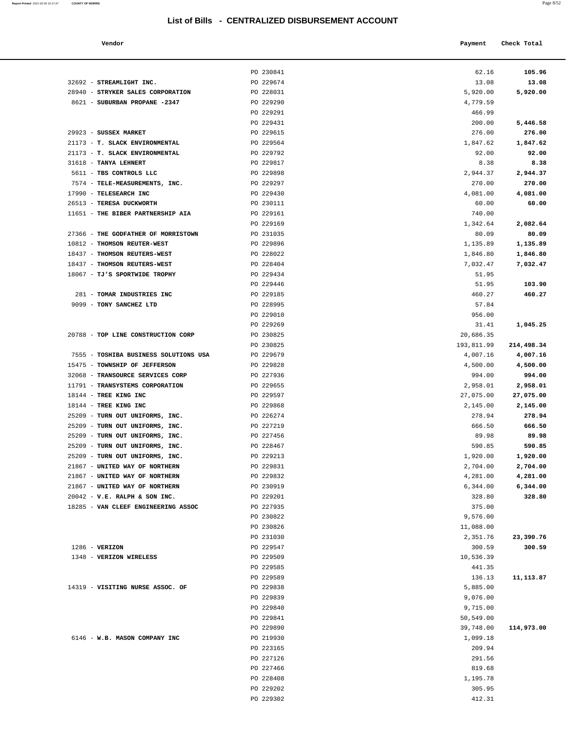# List of Bills - CENTRALIZED DISBURSEMENT ACCOUNT

| Vendor | | Payment | Check Total |
|---|---|---|---|
| | PO 230841 | 62.16 | **105.96** |
| 32692 - **STREAMLIGHT INC.** | PO 229674 | 13.08 | **13.08** |
| 28940 - **STRYKER SALES CORPORATION** | PO 228031 | 5,920.00 | **5,920.00** |
| 8621 - **SUBURBAN PROPANE -2347** | PO 229290 | 4,779.59 | |
| | PO 229291 | 466.99 | |
| | PO 229431 | 200.00 | **5,446.58** |
| 29923 - **SUSSEX MARKET** | PO 229615 | 276.00 | **276.00** |
| 21173 - **T. SLACK ENVIRONMENTAL** | PO 229564 | 1,847.62 | **1,847.62** |
| 21173 - **T. SLACK ENVIRONMENTAL** | PO 229792 | 92.00 | **92.00** |
| 31618 - **TANYA LEHNERT** | PO 229817 | 8.38 | **8.38** |
| 5611 - **TBS CONTROLS LLC** | PO 229898 | 2,944.37 | **2,944.37** |
| 7574 - **TELE-MEASUREMENTS, INC.** | PO 229297 | 270.00 | **270.00** |
| 17990 - **TELESEARCH INC** | PO 229430 | 4,081.00 | **4,081.00** |
| 26513 - **TERESA DUCKWORTH** | PO 230111 | 60.00 | **60.00** |
| 11651 - **THE BIBER PARTNERSHIP AIA** | PO 229161 | 740.00 | |
| | PO 229169 | 1,342.64 | **2,082.64** |
| 27366 - **THE GODFATHER OF MORRISTOWN** | PO 231035 | 80.09 | **80.09** |
| 10812 - **THOMSON REUTER-WEST** | PO 229896 | 1,135.89 | **1,135.89** |
| 18437 - **THOMSON REUTERS-WEST** | PO 228022 | 1,846.80 | **1,846.80** |
| 18437 - **THOMSON REUTERS-WEST** | PO 228404 | 7,032.47 | **7,032.47** |
| 18067 - **TJ'S SPORTWIDE TROPHY** | PO 229434 | 51.95 | |
| | PO 229446 | 51.95 | **103.90** |
| 281 - **TOMAR INDUSTRIES INC** | PO 229185 | 460.27 | **460.27** |
| 9099 - **TONY SANCHEZ LTD** | PO 228995 | 57.84 | |
| | PO 229010 | 956.00 | |
| | PO 229269 | 31.41 | **1,045.25** |
| 20788 - **TOP LINE CONSTRUCTION CORP** | PO 230825 | 20,686.35 | |
| | PO 230825 | 193,811.99 | **214,498.34** |
| 7555 - **TOSHIBA BUSINESS SOLUTIONS USA** | PO 229679 | 4,007.16 | **4,007.16** |
| 15475 - **TOWNSHIP OF JEFFERSON** | PO 229828 | 4,500.00 | **4,500.00** |
| 32068 - **TRANSOURCE SERVICES CORP** | PO 227936 | 994.00 | **994.00** |
| 11791 - **TRANSYSTEMS CORPORATION** | PO 229655 | 2,958.01 | **2,958.01** |
| 18144 - **TREE KING INC** | PO 229597 | 27,075.00 | **27,075.00** |
| 18144 - **TREE KING INC** | PO 229868 | 2,145.00 | **2,145.00** |
| 25209 - **TURN OUT UNIFORMS, INC.** | PO 226274 | 278.94 | **278.94** |
| 25209 - **TURN OUT UNIFORMS, INC.** | PO 227219 | 666.50 | **666.50** |
| 25209 - **TURN OUT UNIFORMS, INC.** | PO 227456 | 89.98 | **89.98** |
| 25209 - **TURN OUT UNIFORMS, INC.** | PO 228467 | 590.85 | **590.85** |
| 25209 - **TURN OUT UNIFORMS, INC.** | PO 229213 | 1,920.00 | **1,920.00** |
| 21867 - **UNITED WAY OF NORTHERN** | PO 229831 | 2,704.00 | **2,704.00** |
| 21867 - **UNITED WAY OF NORTHERN** | PO 229832 | 4,281.00 | **4,281.00** |
| 21867 - **UNITED WAY OF NORTHERN** | PO 230919 | 6,344.00 | **6,344.00** |
| 20042 - **V.E. RALPH & SON INC.** | PO 229201 | 328.80 | **328.80** |
| 18285 - **VAN CLEEF ENGINEERING ASSOC** | PO 227935 | 375.00 | |
| | PO 230822 | 9,576.00 | |
| | PO 230826 | 11,088.00 | |
| | PO 231030 | 2,351.76 | **23,390.76** |
| 1286 - **VERIZON** | PO 229547 | 300.59 | **300.59** |
| 1348 - **VERIZON WIRELESS** | PO 229509 | 10,536.39 | |
| | PO 229585 | 441.35 | |
| | PO 229589 | 136.13 | **11,113.87** |
| 14319 - **VISITING NURSE ASSOC. OF** | PO 229838 | 5,885.00 | |
| | PO 229839 | 9,076.00 | |
| | PO 229840 | 9,715.00 | |
| | PO 229841 | 50,549.00 | |
| | PO 229890 | 39,748.00 | **114,973.00** |
| 6146 - **W.B. MASON COMPANY INC** | PO 219930 | 1,099.18 | |
| | PO 223165 | 209.94 | |
| | PO 227126 | 291.56 | |
| | PO 227466 | 819.68 | |
| | PO 228408 | 1,195.78 | |
| | PO 229202 | 305.95 | |
| | PO 229302 | 412.31 | |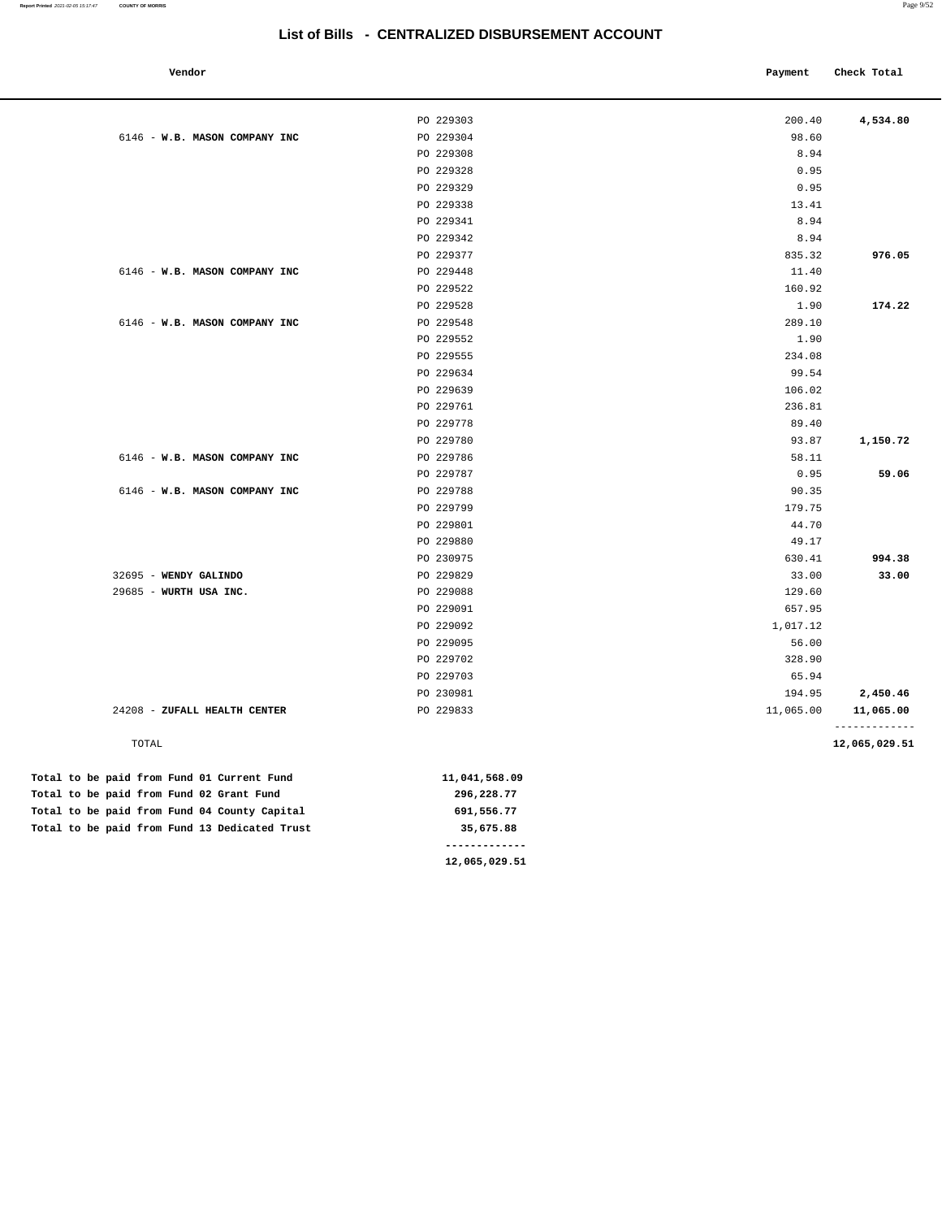# List of Bills - CENTRALIZED DISBURSEMENT ACCOUNT

| Vendor | | Payment | Check Total |
|---|---|---|---|
| | PO 229303 | 200.40 | **4,534.80** |
| 6146 - **W.B. MASON COMPANY INC** | PO 229304 | 98.60 | |
| | PO 229308 | 8.94 | |
| | PO 229328 | 0.95 | |
| | PO 229329 | 0.95 | |
| | PO 229338 | 13.41 | |
| | PO 229341 | 8.94 | |
| | PO 229342 | 8.94 | |
| | PO 229377 | 835.32 | **976.05** |
| 6146 - **W.B. MASON COMPANY INC** | PO 229448 | 11.40 | |
| | PO 229522 | 160.92 | |
| | PO 229528 | 1.90 | **174.22** |
| 6146 - **W.B. MASON COMPANY INC** | PO 229548 | 289.10 | |
| | PO 229552 | 1.90 | |
| | PO 229555 | 234.08 | |
| | PO 229634 | 99.54 | |
| | PO 229639 | 106.02 | |
| | PO 229761 | 236.81 | |
| | PO 229778 | 89.40 | |
| | PO 229780 | 93.87 | **1,150.72** |
| 6146 - **W.B. MASON COMPANY INC** | PO 229786 | 58.11 | |
| | PO 229787 | 0.95 | **59.06** |
| 6146 - **W.B. MASON COMPANY INC** | PO 229788 | 90.35 | |
| | PO 229799 | 179.75 | |
| | PO 229801 | 44.70 | |
| | PO 229880 | 49.17 | |
| | PO 230975 | 630.41 | **994.38** |
| 32695 - **WENDY GALINDO** | PO 229829 | 33.00 | **33.00** |
| 29685 - **WURTH USA INC.** | PO 229088 | 129.60 | |
| | PO 229091 | 657.95 | |
| | PO 229092 | 1,017.12 | |
| | PO 229095 | 56.00 | |
| | PO 229702 | 328.90 | |
| | PO 229703 | 65.94 | |
| | PO 230981 | 194.95 | **2,450.46** |
| 24208 - **ZUFALL HEALTH CENTER** | PO 229833 | 11,065.00 | **11,065.00** |
| TOTAL | | | **12,065,029.51** |

| | |
|---|---|
| **Total to be paid from Fund 01 Current Fund** | **11,041,568.09** |
| **Total to be paid from Fund 02 Grant Fund** | **296,228.77** |
| **Total to be paid from Fund 04 County Capital** | **691,556.77** |
| **Total to be paid from Fund 13 Dedicated Trust** | **35,675.88** |
| | **12,065,029.51** |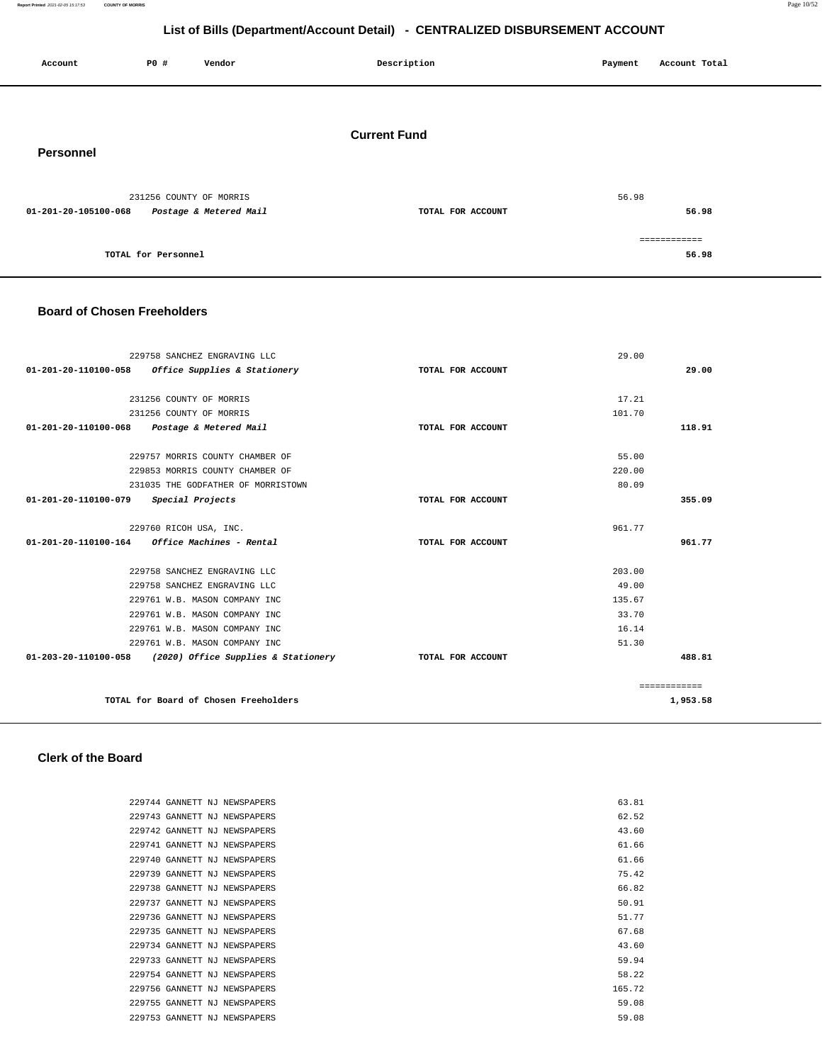# List of Bills (Department/Account Detail) - CENTRALIZED DISBURSEMENT ACCOUNT

| Account | PO # | Vendor | Description | Payment | Account Total |
|---|---|---|---|---|---|

## Current Fund

### Personnel

| Account | PO # | Vendor | Description | Payment | Account Total |
|---|---|---|---|---|---|
| | 231256 | COUNTY OF MORRIS | | 56.98 | |
| 01-201-20-105100-068 | | *Postage & Metered Mail* | TOTAL FOR ACCOUNT | | 56.98 |
| | | | | | ============ |
| | | TOTAL for Personnel | | | 56.98 |

### Board of Chosen Freeholders

| Account | PO # | Vendor | Description | Payment | Account Total |
|---|---|---|---|---|---|
| | 229758 | SANCHEZ ENGRAVING LLC | | 29.00 | |
| 01-201-20-110100-058 | | *Office Supplies & Stationery* | TOTAL FOR ACCOUNT | | 29.00 |
| | 231256 | COUNTY OF MORRIS | | 17.21 | |
| | 231256 | COUNTY OF MORRIS | | 101.70 | |
| 01-201-20-110100-068 | | *Postage & Metered Mail* | TOTAL FOR ACCOUNT | | 118.91 |
| | 229757 | MORRIS COUNTY CHAMBER OF | | 55.00 | |
| | 229853 | MORRIS COUNTY CHAMBER OF | | 220.00 | |
| | 231035 | THE GODFATHER OF MORRISTOWN | | 80.09 | |
| 01-201-20-110100-079 | | *Special Projects* | TOTAL FOR ACCOUNT | | 355.09 |
| | 229760 | RICOH USA, INC. | | 961.77 | |
| 01-201-20-110100-164 | | *Office Machines - Rental* | TOTAL FOR ACCOUNT | | 961.77 |
| | 229758 | SANCHEZ ENGRAVING LLC | | 203.00 | |
| | 229758 | SANCHEZ ENGRAVING LLC | | 49.00 | |
| | 229761 | W.B. MASON COMPANY INC | | 135.67 | |
| | 229761 | W.B. MASON COMPANY INC | | 33.70 | |
| | 229761 | W.B. MASON COMPANY INC | | 16.14 | |
| | 229761 | W.B. MASON COMPANY INC | | 51.30 | |
| 01-203-20-110100-058 | | *(2020) Office Supplies & Stationery* | TOTAL FOR ACCOUNT | | 488.81 |
| | | | | | ============ |
| | | TOTAL for Board of Chosen Freeholders | | | 1,953.58 |

### Clerk of the Board

| Account | PO # | Vendor | Description | Payment | Account Total |
|---|---|---|---|---|---|
| | 229744 | GANNETT NJ NEWSPAPERS | | 63.81 | |
| | 229743 | GANNETT NJ NEWSPAPERS | | 62.52 | |
| | 229742 | GANNETT NJ NEWSPAPERS | | 43.60 | |
| | 229741 | GANNETT NJ NEWSPAPERS | | 61.66 | |
| | 229740 | GANNETT NJ NEWSPAPERS | | 61.66 | |
| | 229739 | GANNETT NJ NEWSPAPERS | | 75.42 | |
| | 229738 | GANNETT NJ NEWSPAPERS | | 66.82 | |
| | 229737 | GANNETT NJ NEWSPAPERS | | 50.91 | |
| | 229736 | GANNETT NJ NEWSPAPERS | | 51.77 | |
| | 229735 | GANNETT NJ NEWSPAPERS | | 67.68 | |
| | 229734 | GANNETT NJ NEWSPAPERS | | 43.60 | |
| | 229733 | GANNETT NJ NEWSPAPERS | | 59.94 | |
| | 229754 | GANNETT NJ NEWSPAPERS | | 58.22 | |
| | 229756 | GANNETT NJ NEWSPAPERS | | 165.72 | |
| | 229755 | GANNETT NJ NEWSPAPERS | | 59.08 | |
| | 229753 | GANNETT NJ NEWSPAPERS | | 59.08 | |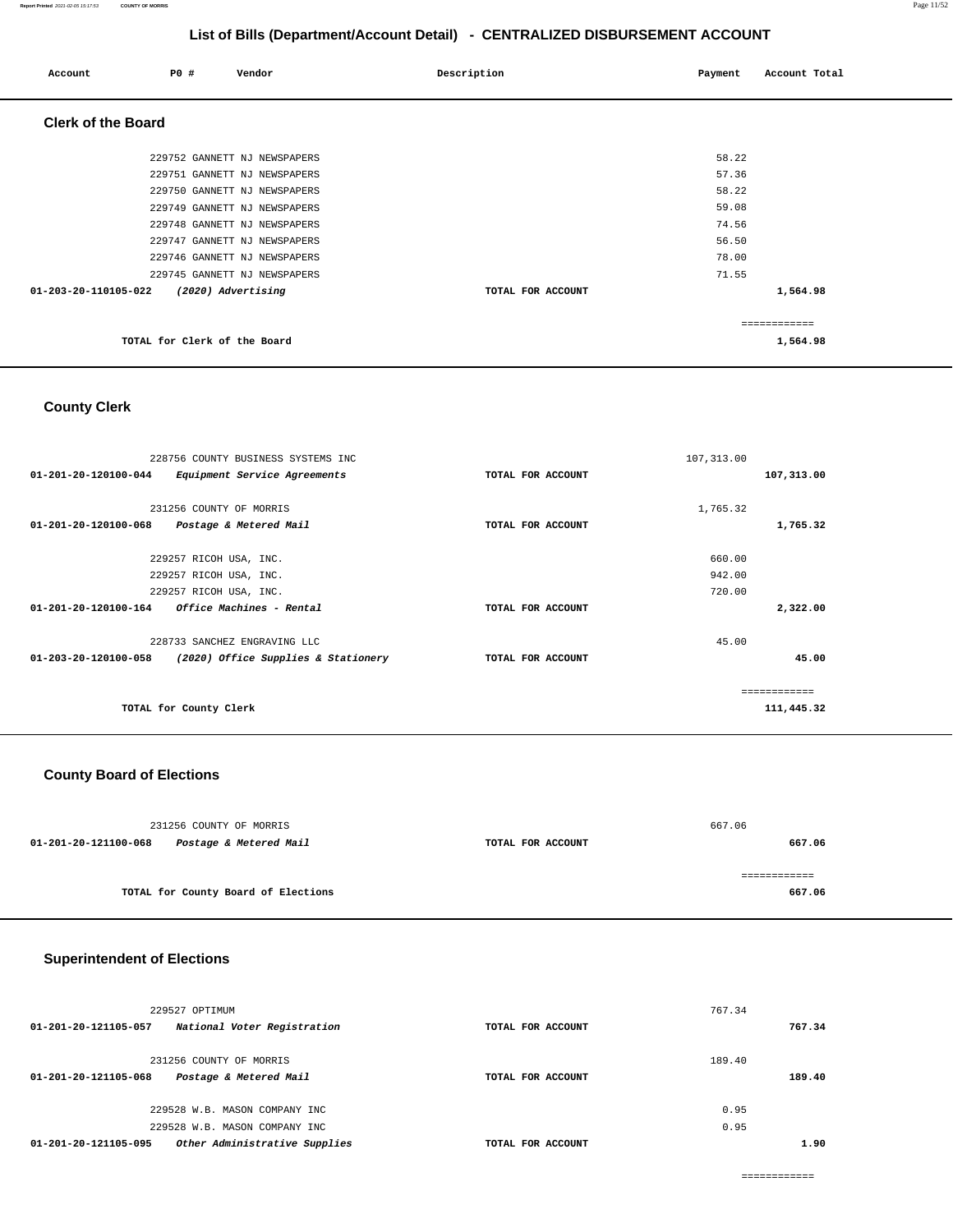# List of Bills (Department/Account Detail) - CENTRALIZED DISBURSEMENT ACCOUNT

| Account | PO # | Vendor | Description | Payment | Account Total |
|---|---|---|---|---|---|

## Clerk of the Board

| Account | PO # | Vendor | Description | Payment | Account Total |
|---|---|---|---|---|---|
| | 229752 | GANNETT NJ NEWSPAPERS | | 58.22 | |
| | 229751 | GANNETT NJ NEWSPAPERS | | 57.36 | |
| | 229750 | GANNETT NJ NEWSPAPERS | | 58.22 | |
| | 229749 | GANNETT NJ NEWSPAPERS | | 59.08 | |
| | 229748 | GANNETT NJ NEWSPAPERS | | 74.56 | |
| | 229747 | GANNETT NJ NEWSPAPERS | | 56.50 | |
| | 229746 | GANNETT NJ NEWSPAPERS | | 78.00 | |
| | 229745 | GANNETT NJ NEWSPAPERS | | 71.55 | |
| **01-203-20-110105-022** | | *(2020) Advertising* | TOTAL FOR ACCOUNT | | **1,564.98** |
| | | | | | ============ |
| | | TOTAL for Clerk of the Board | | | **1,564.98** |

## County Clerk

| Account | PO # | Vendor | Description | Payment | Account Total |
|---|---|---|---|---|---|
| | 228756 | COUNTY BUSINESS SYSTEMS INC | | 107,313.00 | |
| **01-201-20-120100-044** | | *Equipment Service Agreements* | TOTAL FOR ACCOUNT | | **107,313.00** |
| | 231256 | COUNTY OF MORRIS | | 1,765.32 | |
| **01-201-20-120100-068** | | *Postage & Metered Mail* | TOTAL FOR ACCOUNT | | **1,765.32** |
| | 229257 | RICOH USA, INC. | | 660.00 | |
| | 229257 | RICOH USA, INC. | | 942.00 | |
| | 229257 | RICOH USA, INC. | | 720.00 | |
| **01-201-20-120100-164** | | *Office Machines - Rental* | TOTAL FOR ACCOUNT | | **2,322.00** |
| | 228733 | SANCHEZ ENGRAVING LLC | | 45.00 | |
| **01-203-20-120100-058** | | *(2020) Office Supplies & Stationery* | TOTAL FOR ACCOUNT | | **45.00** |
| | | | | | ============ |
| | | TOTAL for County Clerk | | | **111,445.32** |

## County Board of Elections

| Account | PO # | Vendor | Description | Payment | Account Total |
|---|---|---|---|---|---|
| | 231256 | COUNTY OF MORRIS | | 667.06 | |
| **01-201-20-121100-068** | | *Postage & Metered Mail* | TOTAL FOR ACCOUNT | | **667.06** |
| | | | | | ============ |
| | | TOTAL for County Board of Elections | | | **667.06** |

## Superintendent of Elections

| Account | PO # | Vendor | Description | Payment | Account Total |
|---|---|---|---|---|---|
| | 229527 | OPTIMUM | | 767.34 | |
| **01-201-20-121105-057** | | *National Voter Registration* | TOTAL FOR ACCOUNT | | **767.34** |
| | 231256 | COUNTY OF MORRIS | | 189.40 | |
| **01-201-20-121105-068** | | *Postage & Metered Mail* | TOTAL FOR ACCOUNT | | **189.40** |
| | 229528 | W.B. MASON COMPANY INC | | 0.95 | |
| | 229528 | W.B. MASON COMPANY INC | | 0.95 | |
| **01-201-20-121105-095** | | *Other Administrative Supplies* | TOTAL FOR ACCOUNT | | **1.90** |
| | | | | | ============ |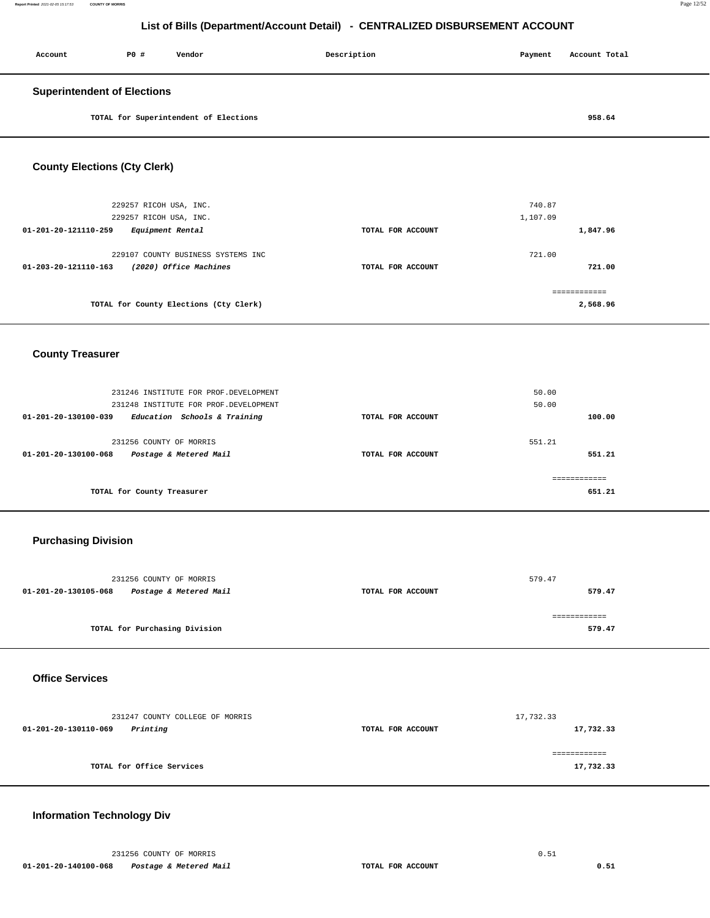# List of Bills (Department/Account Detail) - CENTRALIZED DISBURSEMENT ACCOUNT

| Account | PO # | Vendor | Description | Payment | Account Total |
|---|---|---|---|---|---|

## Superintendent of Elections

| | | | | |
|---|---|---|---|---|
| TOTAL for Superintendent of Elections | | | | 958.64 |

## County Elections (Cty Clerk)

| Account | PO # | Vendor | Description | Payment | Account Total |
|---|---|---|---|---|---|
| | 229257 | RICOH USA, INC. | | 740.87 | |
| | 229257 | RICOH USA, INC. | | 1,107.09 | |
| **01-201-20-121110-259** | | ***Equipment Rental*** | **TOTAL FOR ACCOUNT** | | **1,847.96** |
| | 229107 | COUNTY BUSINESS SYSTEMS INC | | 721.00 | |
| **01-203-20-121110-163** | | ***(2020) Office Machines*** | **TOTAL FOR ACCOUNT** | | **721.00** |
| | | | | | ============ |
| | | **TOTAL for County Elections (Cty Clerk)** | | | **2,568.96** |

## County Treasurer

| Account | PO # | Vendor | Description | Payment | Account Total |
|---|---|---|---|---|---|
| | 231246 | INSTITUTE FOR PROF.DEVELOPMENT | | 50.00 | |
| | 231248 | INSTITUTE FOR PROF.DEVELOPMENT | | 50.00 | |
| **01-201-20-130100-039** | | ***Education Schools & Training*** | **TOTAL FOR ACCOUNT** | | **100.00** |
| | 231256 | COUNTY OF MORRIS | | 551.21 | |
| **01-201-20-130100-068** | | ***Postage & Metered Mail*** | **TOTAL FOR ACCOUNT** | | **551.21** |
| | | | | | ============ |
| | | **TOTAL for County Treasurer** | | | **651.21** |

## Purchasing Division

| Account | PO # | Vendor | Description | Payment | Account Total |
|---|---|---|---|---|---|
| | 231256 | COUNTY OF MORRIS | | 579.47 | |
| **01-201-20-130105-068** | | ***Postage & Metered Mail*** | **TOTAL FOR ACCOUNT** | | **579.47** |
| | | | | | ============ |
| | | **TOTAL for Purchasing Division** | | | **579.47** |

## Office Services

| Account | PO # | Vendor | Description | Payment | Account Total |
|---|---|---|---|---|---|
| | 231247 | COUNTY COLLEGE OF MORRIS | | 17,732.33 | |
| **01-201-20-130110-069** | | ***Printing*** | **TOTAL FOR ACCOUNT** | | **17,732.33** |
| | | | | | ============ |
| | | **TOTAL for Office Services** | | | **17,732.33** |

## Information Technology Div

| Account | PO # | Vendor | Description | Payment | Account Total |
|---|---|---|---|---|---|
| | 231256 | COUNTY OF MORRIS | | 0.51 | |
| **01-201-20-140100-068** | | ***Postage & Metered Mail*** | **TOTAL FOR ACCOUNT** | | **0.51** |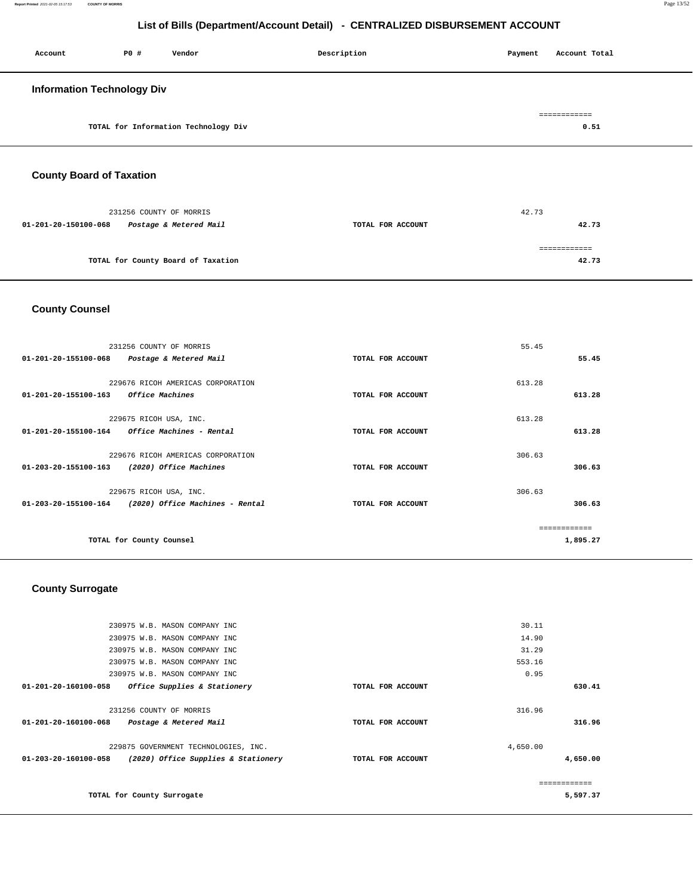# List of Bills (Department/Account Detail) - CENTRALIZED DISBURSEMENT ACCOUNT

| Account | PO # | Vendor | Description | Payment | Account Total |
|---|---|---|---|---|---|

## Information Technology Div

| | | | | | |
|---|---|---|---|---|---|
| | | TOTAL for Information Technology Div | | | 0.51 |

## County Board of Taxation

| Account | PO # | Vendor | Description | Payment | Account Total |
|---|---|---|---|---|---|
| | 231256 | COUNTY OF MORRIS | | 42.73 | |
| 01-201-20-150100-068 | | *Postage & Metered Mail* | TOTAL FOR ACCOUNT | | 42.73 |
| | | TOTAL for County Board of Taxation | | | 42.73 |

## County Counsel

| Account | PO # | Vendor | Description | Payment | Account Total |
|---|---|---|---|---|---|
| | 231256 | COUNTY OF MORRIS | | 55.45 | |
| 01-201-20-155100-068 | | *Postage & Metered Mail* | TOTAL FOR ACCOUNT | | 55.45 |
| | 229676 | RICOH AMERICAS CORPORATION | | 613.28 | |
| 01-201-20-155100-163 | | *Office Machines* | TOTAL FOR ACCOUNT | | 613.28 |
| | 229675 | RICOH USA, INC. | | 613.28 | |
| 01-201-20-155100-164 | | *Office Machines - Rental* | TOTAL FOR ACCOUNT | | 613.28 |
| | 229676 | RICOH AMERICAS CORPORATION | | 306.63 | |
| 01-203-20-155100-163 | | *(2020) Office Machines* | TOTAL FOR ACCOUNT | | 306.63 |
| | 229675 | RICOH USA, INC. | | 306.63 | |
| 01-203-20-155100-164 | | *(2020) Office Machines - Rental* | TOTAL FOR ACCOUNT | | 306.63 |
| | | TOTAL for County Counsel | | | 1,895.27 |

## County Surrogate

| Account | PO # | Vendor | Description | Payment | Account Total |
|---|---|---|---|---|---|
| | 230975 | W.B. MASON COMPANY INC | | 30.11 | |
| | 230975 | W.B. MASON COMPANY INC | | 14.90 | |
| | 230975 | W.B. MASON COMPANY INC | | 31.29 | |
| | 230975 | W.B. MASON COMPANY INC | | 553.16 | |
| | 230975 | W.B. MASON COMPANY INC | | 0.95 | |
| 01-201-20-160100-058 | | *Office Supplies & Stationery* | TOTAL FOR ACCOUNT | | 630.41 |
| | 231256 | COUNTY OF MORRIS | | 316.96 | |
| 01-201-20-160100-068 | | *Postage & Metered Mail* | TOTAL FOR ACCOUNT | | 316.96 |
| | 229875 | GOVERNMENT TECHNOLOGIES, INC. | | 4,650.00 | |
| 01-203-20-160100-058 | | *(2020) Office Supplies & Stationery* | TOTAL FOR ACCOUNT | | 4,650.00 |
| | | TOTAL for County Surrogate | | | 5,597.37 |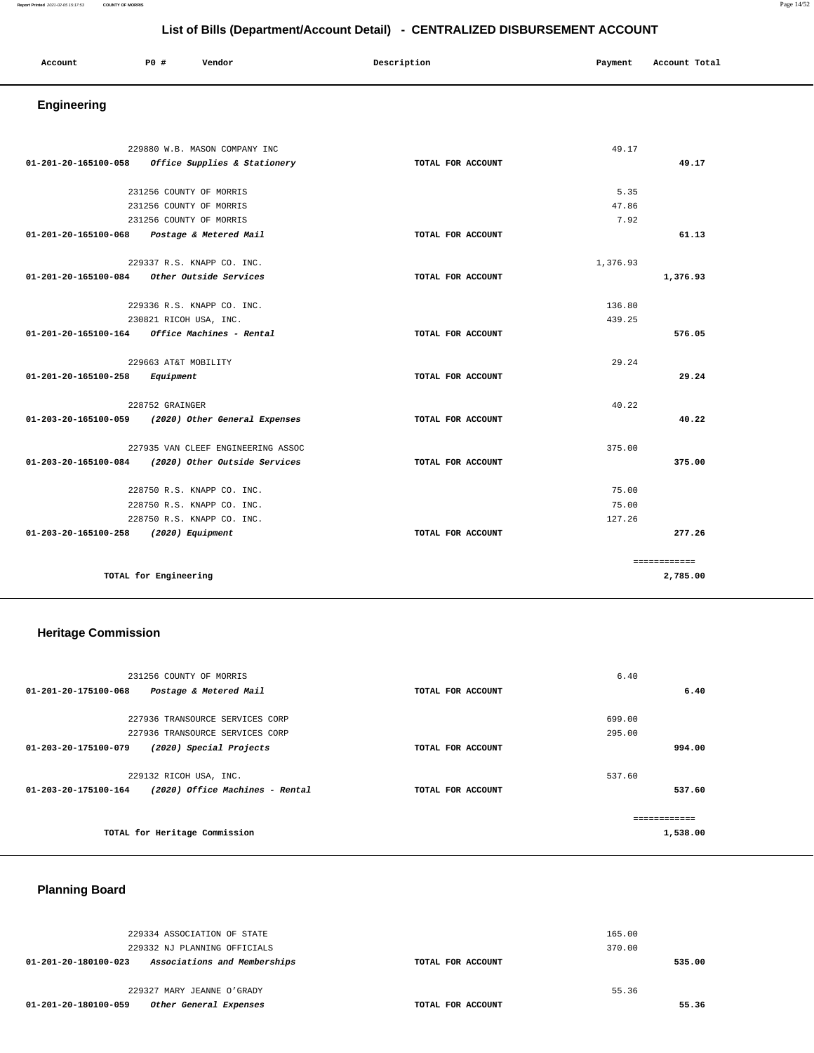# List of Bills (Department/Account Detail) - CENTRALIZED DISBURSEMENT ACCOUNT

| Account | PO # | Vendor | Description | Payment | Account Total |
|---|---|---|---|---|---|

## Engineering

| Account | PO # | Vendor | Description | Payment | Account Total |
|---|---|---|---|---|---|
| | 229880 | W.B. MASON COMPANY INC | | 49.17 | |
| 01-201-20-165100-058 | | *Office Supplies & Stationery* | TOTAL FOR ACCOUNT | | 49.17 |
| | 231256 | COUNTY OF MORRIS | | 5.35 | |
| | 231256 | COUNTY OF MORRIS | | 47.86 | |
| | 231256 | COUNTY OF MORRIS | | 7.92 | |
| 01-201-20-165100-068 | | *Postage & Metered Mail* | TOTAL FOR ACCOUNT | | 61.13 |
| | 229337 | R.S. KNAPP CO. INC. | | 1,376.93 | |
| 01-201-20-165100-084 | | *Other Outside Services* | TOTAL FOR ACCOUNT | | 1,376.93 |
| | 229336 | R.S. KNAPP CO. INC. | | 136.80 | |
| | 230821 | RICOH USA, INC. | | 439.25 | |
| 01-201-20-165100-164 | | *Office Machines - Rental* | TOTAL FOR ACCOUNT | | 576.05 |
| | 229663 | AT&T MOBILITY | | 29.24 | |
| 01-201-20-165100-258 | | *Equipment* | TOTAL FOR ACCOUNT | | 29.24 |
| | 228752 | GRAINGER | | 40.22 | |
| 01-203-20-165100-059 | | *(2020) Other General Expenses* | TOTAL FOR ACCOUNT | | 40.22 |
| | 227935 | VAN CLEEF ENGINEERING ASSOC | | 375.00 | |
| 01-203-20-165100-084 | | *(2020) Other Outside Services* | TOTAL FOR ACCOUNT | | 375.00 |
| | 228750 | R.S. KNAPP CO. INC. | | 75.00 | |
| | 228750 | R.S. KNAPP CO. INC. | | 75.00 | |
| | 228750 | R.S. KNAPP CO. INC. | | 127.26 | |
| 01-203-20-165100-258 | | *(2020) Equipment* | TOTAL FOR ACCOUNT | | 277.26 |
| | | | | | ============ |
| | TOTAL for Engineering | | | | 2,785.00 |

## Heritage Commission

| Account | PO # | Vendor | Description | Payment | Account Total |
|---|---|---|---|---|---|
| | 231256 | COUNTY OF MORRIS | | 6.40 | |
| 01-201-20-175100-068 | | *Postage & Metered Mail* | TOTAL FOR ACCOUNT | | 6.40 |
| | 227936 | TRANSOURCE SERVICES CORP | | 699.00 | |
| | 227936 | TRANSOURCE SERVICES CORP | | 295.00 | |
| 01-203-20-175100-079 | | *(2020) Special Projects* | TOTAL FOR ACCOUNT | | 994.00 |
| | 229132 | RICOH USA, INC. | | 537.60 | |
| 01-203-20-175100-164 | | *(2020) Office Machines - Rental* | TOTAL FOR ACCOUNT | | 537.60 |
| | | | | | ============ |
| | TOTAL for Heritage Commission | | | | 1,538.00 |

## Planning Board

| Account | PO # | Vendor | Description | Payment | Account Total |
|---|---|---|---|---|---|
| | 229334 | ASSOCIATION OF STATE | | 165.00 | |
| | 229332 | NJ PLANNING OFFICIALS | | 370.00 | |
| 01-201-20-180100-023 | | *Associations and Memberships* | TOTAL FOR ACCOUNT | | 535.00 |
| | 229327 | MARY JEANNE O'GRADY | | 55.36 | |
| 01-201-20-180100-059 | | *Other General Expenses* | TOTAL FOR ACCOUNT | | 55.36 |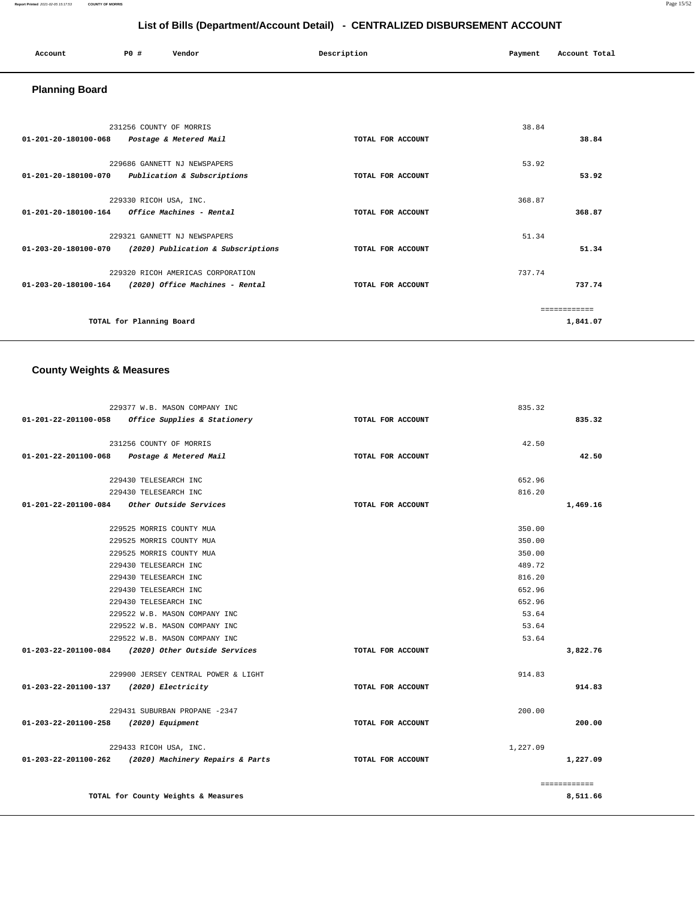## List of Bills (Department/Account Detail) - CENTRALIZED DISBURSEMENT ACCOUNT

| Account | PO # | Vendor | Description | Payment | Account Total |
| --- | --- | --- | --- | --- | --- |

### Planning Board

| Account | PO # | Vendor | Description | Payment | Account Total |
| --- | --- | --- | --- | --- | --- |
| | 231256 | COUNTY OF MORRIS | | 38.84 | |
| 01-201-20-180100-068 | | *Postage & Metered Mail* | TOTAL FOR ACCOUNT | | 38.84 |
| | 229686 | GANNETT NJ NEWSPAPERS | | 53.92 | |
| 01-201-20-180100-070 | | *Publication & Subscriptions* | TOTAL FOR ACCOUNT | | 53.92 |
| | 229330 | RICOH USA, INC. | | 368.87 | |
| 01-201-20-180100-164 | | *Office Machines - Rental* | TOTAL FOR ACCOUNT | | 368.87 |
| | 229321 | GANNETT NJ NEWSPAPERS | | 51.34 | |
| 01-203-20-180100-070 | | *(2020) Publication & Subscriptions* | TOTAL FOR ACCOUNT | | 51.34 |
| | 229320 | RICOH AMERICAS CORPORATION | | 737.74 | |
| 01-203-20-180100-164 | | *(2020) Office Machines - Rental* | TOTAL FOR ACCOUNT | | 737.74 |
| | | | | | ============ |
| | | TOTAL for Planning Board | | | 1,841.07 |

### County Weights & Measures

| Account | PO # | Vendor | Description | Payment | Account Total |
| --- | --- | --- | --- | --- | --- |
| | 229377 | W.B. MASON COMPANY INC | | 835.32 | |
| 01-201-22-201100-058 | | *Office Supplies & Stationery* | TOTAL FOR ACCOUNT | | 835.32 |
| | 231256 | COUNTY OF MORRIS | | 42.50 | |
| 01-201-22-201100-068 | | *Postage & Metered Mail* | TOTAL FOR ACCOUNT | | 42.50 |
| | 229430 | TELESEARCH INC | | 652.96 | |
| | 229430 | TELESEARCH INC | | 816.20 | |
| 01-201-22-201100-084 | | *Other Outside Services* | TOTAL FOR ACCOUNT | | 1,469.16 |
| | 229525 | MORRIS COUNTY MUA | | 350.00 | |
| | 229525 | MORRIS COUNTY MUA | | 350.00 | |
| | 229525 | MORRIS COUNTY MUA | | 350.00 | |
| | 229430 | TELESEARCH INC | | 489.72 | |
| | 229430 | TELESEARCH INC | | 816.20 | |
| | 229430 | TELESEARCH INC | | 652.96 | |
| | 229430 | TELESEARCH INC | | 652.96 | |
| | 229522 | W.B. MASON COMPANY INC | | 53.64 | |
| | 229522 | W.B. MASON COMPANY INC | | 53.64 | |
| | 229522 | W.B. MASON COMPANY INC | | 53.64 | |
| 01-203-22-201100-084 | | *(2020) Other Outside Services* | TOTAL FOR ACCOUNT | | 3,822.76 |
| | 229900 | JERSEY CENTRAL POWER & LIGHT | | 914.83 | |
| 01-203-22-201100-137 | | *(2020) Electricity* | TOTAL FOR ACCOUNT | | 914.83 |
| | 229431 | SUBURBAN PROPANE -2347 | | 200.00 | |
| 01-203-22-201100-258 | | *(2020) Equipment* | TOTAL FOR ACCOUNT | | 200.00 |
| | 229433 | RICOH USA, INC. | | 1,227.09 | |
| 01-203-22-201100-262 | | *(2020) Machinery Repairs & Parts* | TOTAL FOR ACCOUNT | | 1,227.09 |
| | | | | | ============ |
| | | TOTAL for County Weights & Measures | | | 8,511.66 |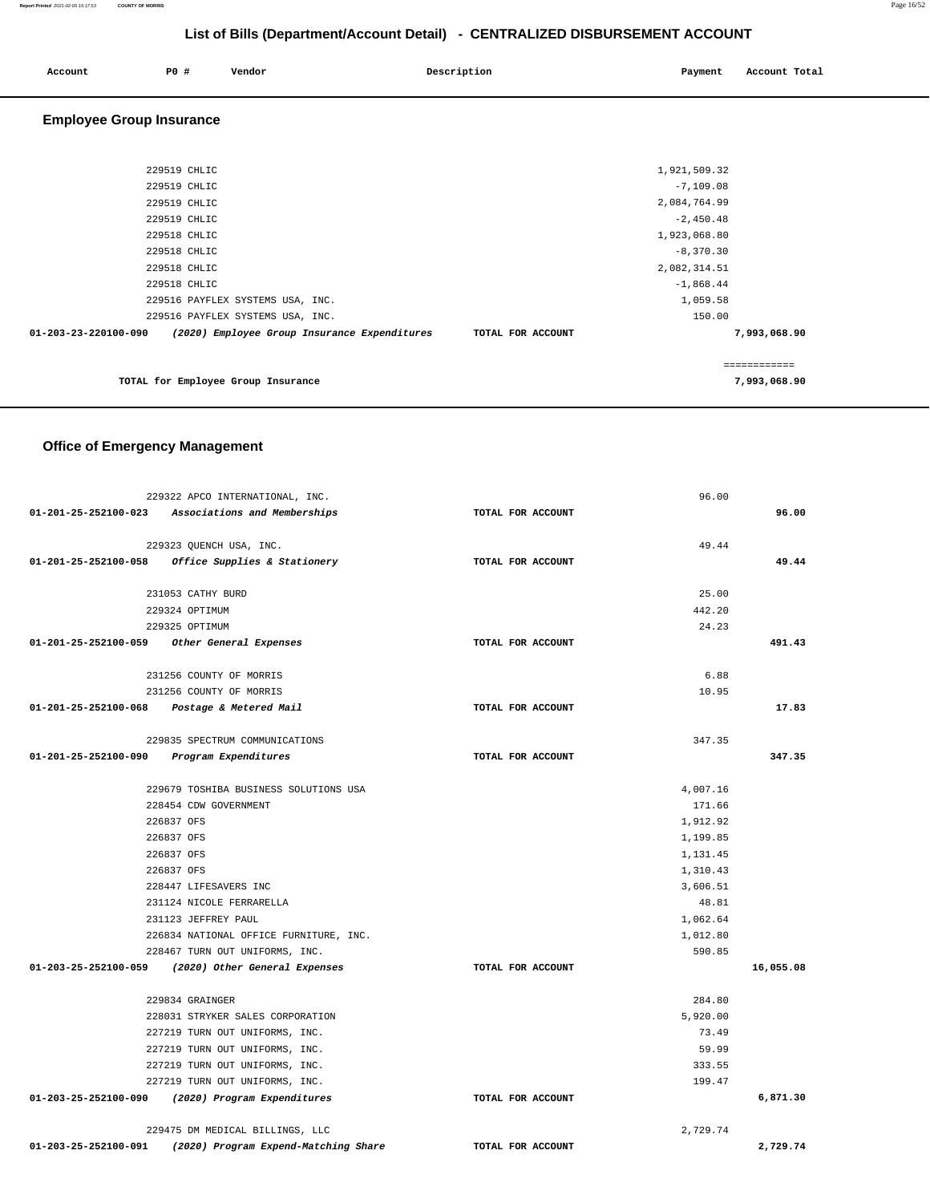## List of Bills (Department/Account Detail) - CENTRALIZED DISBURSEMENT ACCOUNT

| Account | PO # | Vendor | Description | Payment | Account Total |
|---|---|---|---|---|---|

### Employee Group Insurance

| Account | PO # | Vendor | Description | Payment | Account Total |
|---|---|---|---|---|---|
| | 229519 | CHLIC | | 1,921,509.32 | |
| | 229519 | CHLIC | | -7,109.08 | |
| | 229519 | CHLIC | | 2,084,764.99 | |
| | 229519 | CHLIC | | -2,450.48 | |
| | 229518 | CHLIC | | 1,923,068.80 | |
| | 229518 | CHLIC | | -8,370.30 | |
| | 229518 | CHLIC | | 2,082,314.51 | |
| | 229518 | CHLIC | | -1,868.44 | |
| | 229516 | PAYFLEX SYSTEMS USA, INC. | | 1,059.58 | |
| | 229516 | PAYFLEX SYSTEMS USA, INC. | | 150.00 | |
| 01-203-23-220100-090 | | *(2020) Employee Group Insurance Expenditures* | TOTAL FOR ACCOUNT | | 7,993,068.90 |
| | | | | | ============ |
| | | TOTAL for Employee Group Insurance | | | 7,993,068.90 |

### Office of Emergency Management

| Account | PO # | Vendor | Description | Payment | Account Total |
|---|---|---|---|---|---|
| | 229322 | APCO INTERNATIONAL, INC. | | 96.00 | |
| 01-201-25-252100-023 | | *Associations and Memberships* | TOTAL FOR ACCOUNT | | 96.00 |
| | 229323 | QUENCH USA, INC. | | 49.44 | |
| 01-201-25-252100-058 | | *Office Supplies & Stationery* | TOTAL FOR ACCOUNT | | 49.44 |
| | 231053 | CATHY BURD | | 25.00 | |
| | 229324 | OPTIMUM | | 442.20 | |
| | 229325 | OPTIMUM | | 24.23 | |
| 01-201-25-252100-059 | | *Other General Expenses* | TOTAL FOR ACCOUNT | | 491.43 |
| | 231256 | COUNTY OF MORRIS | | 6.88 | |
| | 231256 | COUNTY OF MORRIS | | 10.95 | |
| 01-201-25-252100-068 | | *Postage & Metered Mail* | TOTAL FOR ACCOUNT | | 17.83 |
| | 229835 | SPECTRUM COMMUNICATIONS | | 347.35 | |
| 01-201-25-252100-090 | | *Program Expenditures* | TOTAL FOR ACCOUNT | | 347.35 |
| | 229679 | TOSHIBA BUSINESS SOLUTIONS USA | | 4,007.16 | |
| | 228454 | CDW GOVERNMENT | | 171.66 | |
| | 226837 | OFS | | 1,912.92 | |
| | 226837 | OFS | | 1,199.85 | |
| | 226837 | OFS | | 1,131.45 | |
| | 226837 | OFS | | 1,310.43 | |
| | 228447 | LIFESAVERS INC | | 3,606.51 | |
| | 231124 | NICOLE FERRARELLA | | 48.81 | |
| | 231123 | JEFFREY PAUL | | 1,062.64 | |
| | 226834 | NATIONAL OFFICE FURNITURE, INC. | | 1,012.80 | |
| | 228467 | TURN OUT UNIFORMS, INC. | | 590.85 | |
| 01-203-25-252100-059 | | *(2020) Other General Expenses* | TOTAL FOR ACCOUNT | | 16,055.08 |
| | 229834 | GRAINGER | | 284.80 | |
| | 228031 | STRYKER SALES CORPORATION | | 5,920.00 | |
| | 227219 | TURN OUT UNIFORMS, INC. | | 73.49 | |
| | 227219 | TURN OUT UNIFORMS, INC. | | 59.99 | |
| | 227219 | TURN OUT UNIFORMS, INC. | | 333.55 | |
| | 227219 | TURN OUT UNIFORMS, INC. | | 199.47 | |
| 01-203-25-252100-090 | | *(2020) Program Expenditures* | TOTAL FOR ACCOUNT | | 6,871.30 |
| | 229475 | DM MEDICAL BILLINGS, LLC | | 2,729.74 | |
| 01-203-25-252100-091 | | *(2020) Program Expend-Matching Share* | TOTAL FOR ACCOUNT | | 2,729.74 |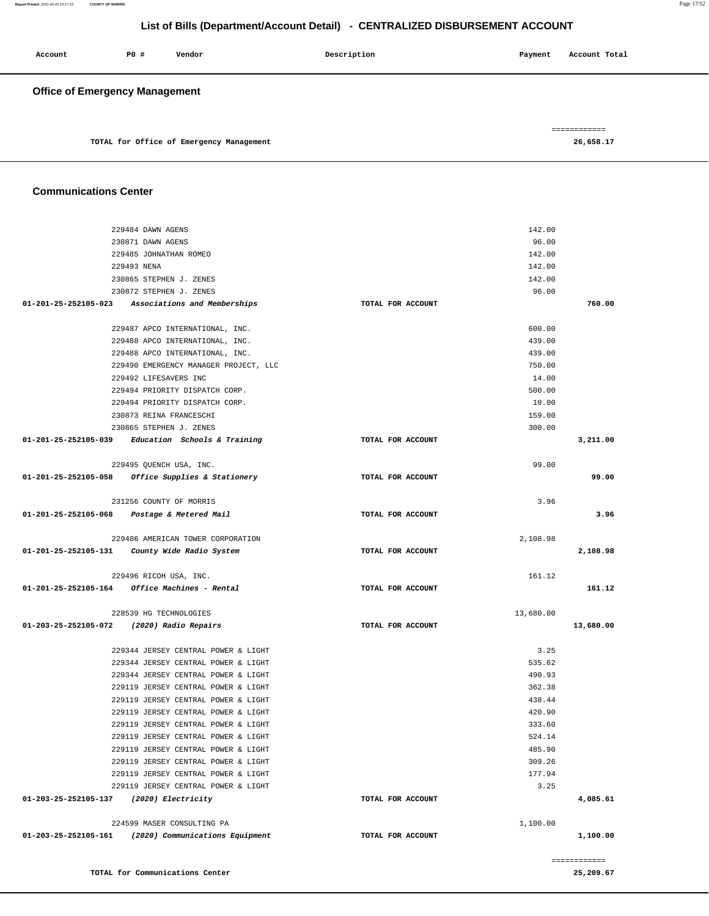# List of Bills (Department/Account Detail) - CENTRALIZED DISBURSEMENT ACCOUNT

| Account | PO # | Vendor | Description | Payment | Account Total |
|---|---|---|---|---|---|

## Office of Emergency Management

| | | | |
|---|---|---|---|
| TOTAL for Office of Emergency Management | | | 26,658.17 |

## Communications Center

| Account | PO # | Vendor | Description | Payment | Account Total |
|---|---|---|---|---|---|
| | 229484 | DAWN AGENS | | 142.00 | |
| | 230871 | DAWN AGENS | | 96.00 | |
| | 229485 | JOHNATHAN ROMEO | | 142.00 | |
| | 229493 | NENA | | 142.00 | |
| | 230865 | STEPHEN J. ZENES | | 142.00 | |
| | 230872 | STEPHEN J. ZENES | | 96.00 | |
| 01-201-25-252105-023 | | *Associations and Memberships* | TOTAL FOR ACCOUNT | | 760.00 |
| | 229487 | APCO INTERNATIONAL, INC. | | 600.00 | |
| | 229488 | APCO INTERNATIONAL, INC. | | 439.00 | |
| | 229488 | APCO INTERNATIONAL, INC. | | 439.00 | |
| | 229490 | EMERGENCY MANAGER PROJECT, LLC | | 750.00 | |
| | 229492 | LIFESAVERS INC | | 14.00 | |
| | 229494 | PRIORITY DISPATCH CORP. | | 500.00 | |
| | 229494 | PRIORITY DISPATCH CORP. | | 10.00 | |
| | 230873 | REINA FRANCESCHI | | 159.00 | |
| | 230865 | STEPHEN J. ZENES | | 300.00 | |
| 01-201-25-252105-039 | | *Education Schools & Training* | TOTAL FOR ACCOUNT | | 3,211.00 |
| | 229495 | QUENCH USA, INC. | | 99.00 | |
| 01-201-25-252105-058 | | *Office Supplies & Stationery* | TOTAL FOR ACCOUNT | | 99.00 |
| | 231256 | COUNTY OF MORRIS | | 3.96 | |
| 01-201-25-252105-068 | | *Postage & Metered Mail* | TOTAL FOR ACCOUNT | | 3.96 |
| | 229486 | AMERICAN TOWER CORPORATION | | 2,108.98 | |
| 01-201-25-252105-131 | | *County Wide Radio System* | TOTAL FOR ACCOUNT | | 2,108.98 |
| | 229496 | RICOH USA, INC. | | 161.12 | |
| 01-201-25-252105-164 | | *Office Machines - Rental* | TOTAL FOR ACCOUNT | | 161.12 |
| | 228539 | HG TECHNOLOGIES | | 13,680.00 | |
| 01-203-25-252105-072 | | *(2020) Radio Repairs* | TOTAL FOR ACCOUNT | | 13,680.00 |
| | 229344 | JERSEY CENTRAL POWER & LIGHT | | 3.25 | |
| | 229344 | JERSEY CENTRAL POWER & LIGHT | | 535.62 | |
| | 229344 | JERSEY CENTRAL POWER & LIGHT | | 490.93 | |
| | 229119 | JERSEY CENTRAL POWER & LIGHT | | 362.38 | |
| | 229119 | JERSEY CENTRAL POWER & LIGHT | | 438.44 | |
| | 229119 | JERSEY CENTRAL POWER & LIGHT | | 420.90 | |
| | 229119 | JERSEY CENTRAL POWER & LIGHT | | 333.60 | |
| | 229119 | JERSEY CENTRAL POWER & LIGHT | | 524.14 | |
| | 229119 | JERSEY CENTRAL POWER & LIGHT | | 485.90 | |
| | 229119 | JERSEY CENTRAL POWER & LIGHT | | 309.26 | |
| | 229119 | JERSEY CENTRAL POWER & LIGHT | | 177.94 | |
| | 229119 | JERSEY CENTRAL POWER & LIGHT | | 3.25 | |
| 01-203-25-252105-137 | | *(2020) Electricity* | TOTAL FOR ACCOUNT | | 4,085.61 |
| | 224599 | MASER CONSULTING PA | | 1,100.00 | |
| 01-203-25-252105-161 | | *(2020) Communications Equipment* | TOTAL FOR ACCOUNT | | 1,100.00 |

| | | | |
|---|---|---|---|
| TOTAL for Communications Center | | | 25,209.67 |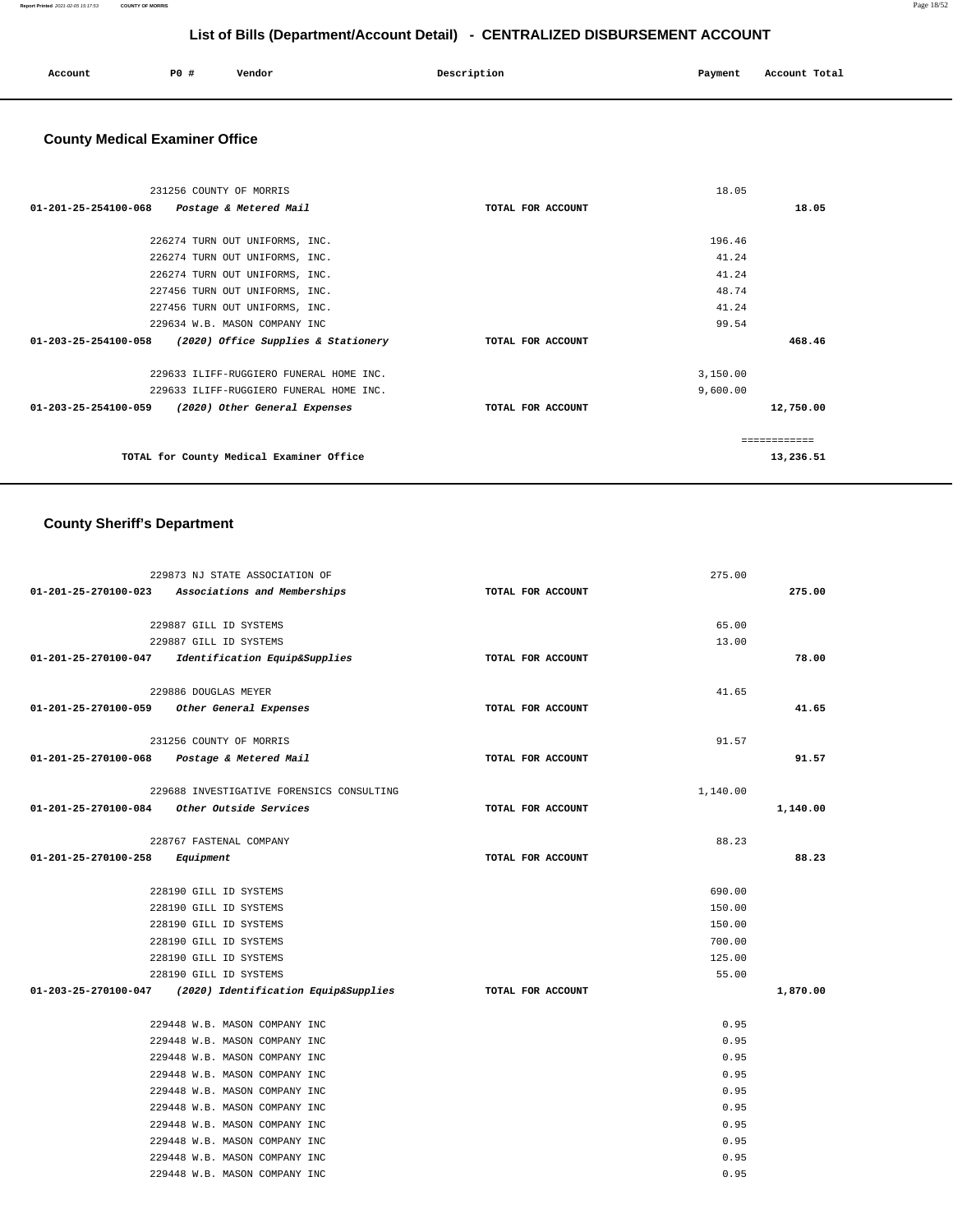## List of Bills (Department/Account Detail) - CENTRALIZED DISBURSEMENT ACCOUNT

| Account | PO # | Vendor | Description | Payment | Account Total |
|---|---|---|---|---|---|

### County Medical Examiner Office

| Account | PO # | Vendor | Description | Payment | Account Total |
|---|---|---|---|---|---|
| | 231256 | COUNTY OF MORRIS | | 18.05 | |
| 01-201-25-254100-068 | | *Postage & Metered Mail* | TOTAL FOR ACCOUNT | | 18.05 |
| | 226274 | TURN OUT UNIFORMS, INC. | | 196.46 | |
| | 226274 | TURN OUT UNIFORMS, INC. | | 41.24 | |
| | 226274 | TURN OUT UNIFORMS, INC. | | 41.24 | |
| | 227456 | TURN OUT UNIFORMS, INC. | | 48.74 | |
| | 227456 | TURN OUT UNIFORMS, INC. | | 41.24 | |
| | 229634 | W.B. MASON COMPANY INC | | 99.54 | |
| 01-203-25-254100-058 | | *(2020) Office Supplies & Stationery* | TOTAL FOR ACCOUNT | | 468.46 |
| | 229633 | ILIFF-RUGGIERO FUNERAL HOME INC. | | 3,150.00 | |
| | 229633 | ILIFF-RUGGIERO FUNERAL HOME INC. | | 9,600.00 | |
| 01-203-25-254100-059 | | *(2020) Other General Expenses* | TOTAL FOR ACCOUNT | | 12,750.00 |
| | | | | | ============ |
| | | TOTAL for County Medical Examiner Office | | | 13,236.51 |

### County Sheriff's Department

| Account | PO # | Vendor | Description | Payment | Account Total |
|---|---|---|---|---|---|
| | 229873 | NJ STATE ASSOCIATION OF | | 275.00 | |
| 01-201-25-270100-023 | | *Associations and Memberships* | TOTAL FOR ACCOUNT | | 275.00 |
| | 229887 | GILL ID SYSTEMS | | 65.00 | |
| | 229887 | GILL ID SYSTEMS | | 13.00 | |
| 01-201-25-270100-047 | | *Identification Equip&Supplies* | TOTAL FOR ACCOUNT | | 78.00 |
| | 229886 | DOUGLAS MEYER | | 41.65 | |
| 01-201-25-270100-059 | | *Other General Expenses* | TOTAL FOR ACCOUNT | | 41.65 |
| | 231256 | COUNTY OF MORRIS | | 91.57 | |
| 01-201-25-270100-068 | | *Postage & Metered Mail* | TOTAL FOR ACCOUNT | | 91.57 |
| | 229688 | INVESTIGATIVE FORENSICS CONSULTING | | 1,140.00 | |
| 01-201-25-270100-084 | | *Other Outside Services* | TOTAL FOR ACCOUNT | | 1,140.00 |
| | 228767 | FASTENAL COMPANY | | 88.23 | |
| 01-201-25-270100-258 | | *Equipment* | TOTAL FOR ACCOUNT | | 88.23 |
| | 228190 | GILL ID SYSTEMS | | 690.00 | |
| | 228190 | GILL ID SYSTEMS | | 150.00 | |
| | 228190 | GILL ID SYSTEMS | | 150.00 | |
| | 228190 | GILL ID SYSTEMS | | 700.00 | |
| | 228190 | GILL ID SYSTEMS | | 125.00 | |
| | 228190 | GILL ID SYSTEMS | | 55.00 | |
| 01-203-25-270100-047 | | *(2020) Identification Equip&Supplies* | TOTAL FOR ACCOUNT | | 1,870.00 |
| | 229448 | W.B. MASON COMPANY INC | | 0.95 | |
| | 229448 | W.B. MASON COMPANY INC | | 0.95 | |
| | 229448 | W.B. MASON COMPANY INC | | 0.95 | |
| | 229448 | W.B. MASON COMPANY INC | | 0.95 | |
| | 229448 | W.B. MASON COMPANY INC | | 0.95 | |
| | 229448 | W.B. MASON COMPANY INC | | 0.95 | |
| | 229448 | W.B. MASON COMPANY INC | | 0.95 | |
| | 229448 | W.B. MASON COMPANY INC | | 0.95 | |
| | 229448 | W.B. MASON COMPANY INC | | 0.95 | |
| | 229448 | W.B. MASON COMPANY INC | | 0.95 | |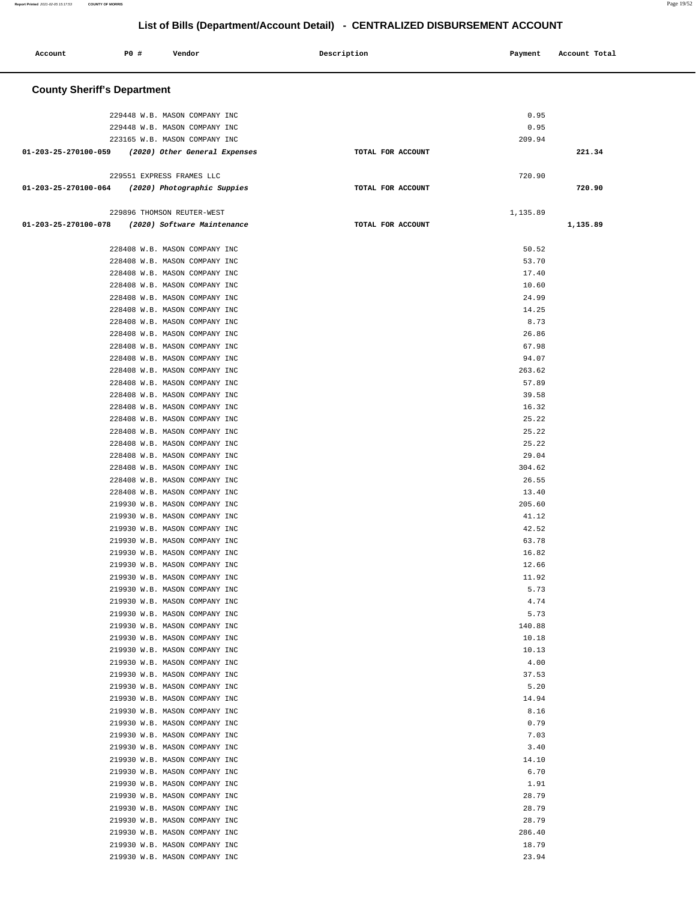## List of Bills (Department/Account Detail) - CENTRALIZED DISBURSEMENT ACCOUNT

| Account | PO # | Vendor | Description | Payment | Account Total |
|---|---|---|---|---|---|

### County Sheriff's Department

| Account | PO # | Vendor | Description | Payment | Account Total |
|---|---|---|---|---|---|
| | 229448 | W.B. MASON COMPANY INC | | 0.95 | |
| | 229448 | W.B. MASON COMPANY INC | | 0.95 | |
| | 223165 | W.B. MASON COMPANY INC | | 209.94 | |
| **01-203-25-270100-059** | | ***(2020) Other General Expenses*** | **TOTAL FOR ACCOUNT** | | **221.34** |
| | 229551 | EXPRESS FRAMES LLC | | 720.90 | |
| **01-203-25-270100-064** | | ***(2020) Photographic Suppies*** | **TOTAL FOR ACCOUNT** | | **720.90** |
| | 229896 | THOMSON REUTER-WEST | | 1,135.89 | |
| **01-203-25-270100-078** | | ***(2020) Software Maintenance*** | **TOTAL FOR ACCOUNT** | | **1,135.89** |
| | 228408 | W.B. MASON COMPANY INC | | 50.52 | |
| | 228408 | W.B. MASON COMPANY INC | | 53.70 | |
| | 228408 | W.B. MASON COMPANY INC | | 17.40 | |
| | 228408 | W.B. MASON COMPANY INC | | 10.60 | |
| | 228408 | W.B. MASON COMPANY INC | | 24.99 | |
| | 228408 | W.B. MASON COMPANY INC | | 14.25 | |
| | 228408 | W.B. MASON COMPANY INC | | 8.73 | |
| | 228408 | W.B. MASON COMPANY INC | | 26.86 | |
| | 228408 | W.B. MASON COMPANY INC | | 67.98 | |
| | 228408 | W.B. MASON COMPANY INC | | 94.07 | |
| | 228408 | W.B. MASON COMPANY INC | | 263.62 | |
| | 228408 | W.B. MASON COMPANY INC | | 57.89 | |
| | 228408 | W.B. MASON COMPANY INC | | 39.58 | |
| | 228408 | W.B. MASON COMPANY INC | | 16.32 | |
| | 228408 | W.B. MASON COMPANY INC | | 25.22 | |
| | 228408 | W.B. MASON COMPANY INC | | 25.22 | |
| | 228408 | W.B. MASON COMPANY INC | | 25.22 | |
| | 228408 | W.B. MASON COMPANY INC | | 29.04 | |
| | 228408 | W.B. MASON COMPANY INC | | 304.62 | |
| | 228408 | W.B. MASON COMPANY INC | | 26.55 | |
| | 228408 | W.B. MASON COMPANY INC | | 13.40 | |
| | 219930 | W.B. MASON COMPANY INC | | 205.60 | |
| | 219930 | W.B. MASON COMPANY INC | | 41.12 | |
| | 219930 | W.B. MASON COMPANY INC | | 42.52 | |
| | 219930 | W.B. MASON COMPANY INC | | 63.78 | |
| | 219930 | W.B. MASON COMPANY INC | | 16.82 | |
| | 219930 | W.B. MASON COMPANY INC | | 12.66 | |
| | 219930 | W.B. MASON COMPANY INC | | 11.92 | |
| | 219930 | W.B. MASON COMPANY INC | | 5.73 | |
| | 219930 | W.B. MASON COMPANY INC | | 4.74 | |
| | 219930 | W.B. MASON COMPANY INC | | 5.73 | |
| | 219930 | W.B. MASON COMPANY INC | | 140.88 | |
| | 219930 | W.B. MASON COMPANY INC | | 10.18 | |
| | 219930 | W.B. MASON COMPANY INC | | 10.13 | |
| | 219930 | W.B. MASON COMPANY INC | | 4.00 | |
| | 219930 | W.B. MASON COMPANY INC | | 37.53 | |
| | 219930 | W.B. MASON COMPANY INC | | 5.20 | |
| | 219930 | W.B. MASON COMPANY INC | | 14.94 | |
| | 219930 | W.B. MASON COMPANY INC | | 8.16 | |
| | 219930 | W.B. MASON COMPANY INC | | 0.79 | |
| | 219930 | W.B. MASON COMPANY INC | | 7.03 | |
| | 219930 | W.B. MASON COMPANY INC | | 3.40 | |
| | 219930 | W.B. MASON COMPANY INC | | 14.10 | |
| | 219930 | W.B. MASON COMPANY INC | | 6.70 | |
| | 219930 | W.B. MASON COMPANY INC | | 1.91 | |
| | 219930 | W.B. MASON COMPANY INC | | 28.79 | |
| | 219930 | W.B. MASON COMPANY INC | | 28.79 | |
| | 219930 | W.B. MASON COMPANY INC | | 28.79 | |
| | 219930 | W.B. MASON COMPANY INC | | 286.40 | |
| | 219930 | W.B. MASON COMPANY INC | | 18.79 | |
| | 219930 | W.B. MASON COMPANY INC | | 23.94 | |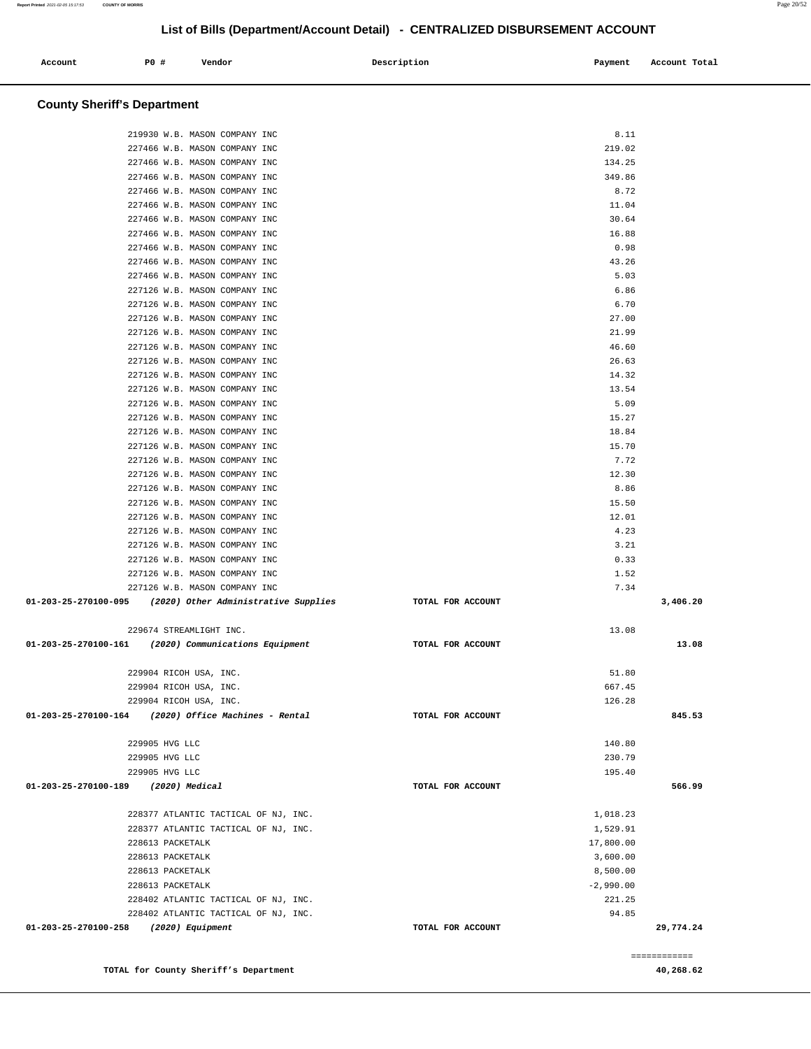## List of Bills (Department/Account Detail) - CENTRALIZED DISBURSEMENT ACCOUNT

| Account | PO # | Vendor | Description | Payment | Account Total |
|---|---|---|---|---|---|

### County Sheriff's Department

| Account | PO # | Vendor | Description | Payment | Account Total |
|---|---|---|---|---|---|
| | 219930 | W.B. MASON COMPANY INC | | 8.11 | |
| | 227466 | W.B. MASON COMPANY INC | | 219.02 | |
| | 227466 | W.B. MASON COMPANY INC | | 134.25 | |
| | 227466 | W.B. MASON COMPANY INC | | 349.86 | |
| | 227466 | W.B. MASON COMPANY INC | | 8.72 | |
| | 227466 | W.B. MASON COMPANY INC | | 11.04 | |
| | 227466 | W.B. MASON COMPANY INC | | 30.64 | |
| | 227466 | W.B. MASON COMPANY INC | | 16.88 | |
| | 227466 | W.B. MASON COMPANY INC | | 0.98 | |
| | 227466 | W.B. MASON COMPANY INC | | 43.26 | |
| | 227466 | W.B. MASON COMPANY INC | | 5.03 | |
| | 227126 | W.B. MASON COMPANY INC | | 6.86 | |
| | 227126 | W.B. MASON COMPANY INC | | 6.70 | |
| | 227126 | W.B. MASON COMPANY INC | | 27.00 | |
| | 227126 | W.B. MASON COMPANY INC | | 21.99 | |
| | 227126 | W.B. MASON COMPANY INC | | 46.60 | |
| | 227126 | W.B. MASON COMPANY INC | | 26.63 | |
| | 227126 | W.B. MASON COMPANY INC | | 14.32 | |
| | 227126 | W.B. MASON COMPANY INC | | 13.54 | |
| | 227126 | W.B. MASON COMPANY INC | | 5.09 | |
| | 227126 | W.B. MASON COMPANY INC | | 15.27 | |
| | 227126 | W.B. MASON COMPANY INC | | 18.84 | |
| | 227126 | W.B. MASON COMPANY INC | | 15.70 | |
| | 227126 | W.B. MASON COMPANY INC | | 7.72 | |
| | 227126 | W.B. MASON COMPANY INC | | 12.30 | |
| | 227126 | W.B. MASON COMPANY INC | | 8.86 | |
| | 227126 | W.B. MASON COMPANY INC | | 15.50 | |
| | 227126 | W.B. MASON COMPANY INC | | 12.01 | |
| | 227126 | W.B. MASON COMPANY INC | | 4.23 | |
| | 227126 | W.B. MASON COMPANY INC | | 3.21 | |
| | 227126 | W.B. MASON COMPANY INC | | 0.33 | |
| | 227126 | W.B. MASON COMPANY INC | | 1.52 | |
| | 227126 | W.B. MASON COMPANY INC | | 7.34 | |
| **01-203-25-270100-095** | | ***(2020) Other Administrative Supplies*** | **TOTAL FOR ACCOUNT** | | **3,406.20** |
| | 229674 | STREAMLIGHT INC. | | 13.08 | |
| **01-203-25-270100-161** | | ***(2020) Communications Equipment*** | **TOTAL FOR ACCOUNT** | | **13.08** |
| | 229904 | RICOH USA, INC. | | 51.80 | |
| | 229904 | RICOH USA, INC. | | 667.45 | |
| | 229904 | RICOH USA, INC. | | 126.28 | |
| **01-203-25-270100-164** | | ***(2020) Office Machines - Rental*** | **TOTAL FOR ACCOUNT** | | **845.53** |
| | 229905 | HVG LLC | | 140.80 | |
| | 229905 | HVG LLC | | 230.79 | |
| | 229905 | HVG LLC | | 195.40 | |
| **01-203-25-270100-189** | | ***(2020) Medical*** | **TOTAL FOR ACCOUNT** | | **566.99** |
| | 228377 | ATLANTIC TACTICAL OF NJ, INC. | | 1,018.23 | |
| | 228377 | ATLANTIC TACTICAL OF NJ, INC. | | 1,529.91 | |
| | 228613 | PACKETALK | | 17,800.00 | |
| | 228613 | PACKETALK | | 3,600.00 | |
| | 228613 | PACKETALK | | 8,500.00 | |
| | 228613 | PACKETALK | | -2,990.00 | |
| | 228402 | ATLANTIC TACTICAL OF NJ, INC. | | 221.25 | |
| | 228402 | ATLANTIC TACTICAL OF NJ, INC. | | 94.85 | |
| **01-203-25-270100-258** | | ***(2020) Equipment*** | **TOTAL FOR ACCOUNT** | | **29,774.24** |

============

**TOTAL for County Sheriff's Department** **40,268.62**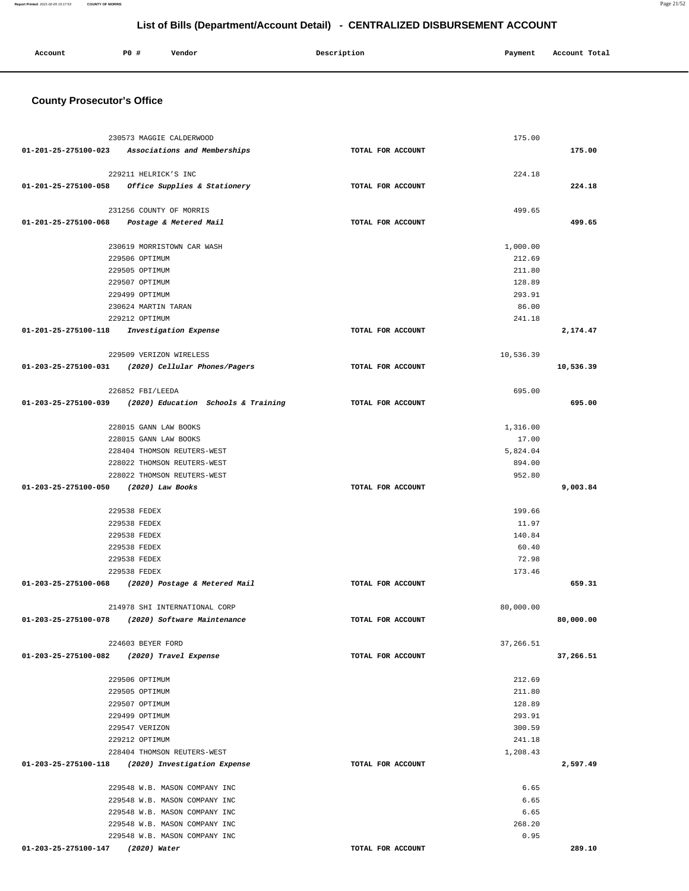## List of Bills (Department/Account Detail) - CENTRALIZED DISBURSEMENT ACCOUNT

| Account | PO # | Vendor | Description | Payment | Account Total |
|---|---|---|---|---|---|

### County Prosecutor's Office

| Account | PO # | Vendor | Description | Payment | Account Total |
|---|---|---|---|---|---|
| | 230573 | MAGGIE CALDERWOOD | | 175.00 | |
| 01-201-25-275100-023 | | *Associations and Memberships* | TOTAL FOR ACCOUNT | | 175.00 |
| | 229211 | HELRICK'S INC | | 224.18 | |
| 01-201-25-275100-058 | | *Office Supplies & Stationery* | TOTAL FOR ACCOUNT | | 224.18 |
| | 231256 | COUNTY OF MORRIS | | 499.65 | |
| 01-201-25-275100-068 | | *Postage & Metered Mail* | TOTAL FOR ACCOUNT | | 499.65 |
| | 230619 | MORRISTOWN CAR WASH | | 1,000.00 | |
| | 229506 | OPTIMUM | | 212.69 | |
| | 229505 | OPTIMUM | | 211.80 | |
| | 229507 | OPTIMUM | | 128.89 | |
| | 229499 | OPTIMUM | | 293.91 | |
| | 230624 | MARTIN TARAN | | 86.00 | |
| | 229212 | OPTIMUM | | 241.18 | |
| 01-201-25-275100-118 | | *Investigation Expense* | TOTAL FOR ACCOUNT | | 2,174.47 |
| | 229509 | VERIZON WIRELESS | | 10,536.39 | |
| 01-203-25-275100-031 | | *(2020) Cellular Phones/Pagers* | TOTAL FOR ACCOUNT | | 10,536.39 |
| | 226852 | FBI/LEEDA | | 695.00 | |
| 01-203-25-275100-039 | | *(2020) Education Schools & Training* | TOTAL FOR ACCOUNT | | 695.00 |
| | 228015 | GANN LAW BOOKS | | 1,316.00 | |
| | 228015 | GANN LAW BOOKS | | 17.00 | |
| | 228404 | THOMSON REUTERS-WEST | | 5,824.04 | |
| | 228022 | THOMSON REUTERS-WEST | | 894.00 | |
| | 228022 | THOMSON REUTERS-WEST | | 952.80 | |
| 01-203-25-275100-050 | | *(2020) Law Books* | TOTAL FOR ACCOUNT | | 9,003.84 |
| | 229538 | FEDEX | | 199.66 | |
| | 229538 | FEDEX | | 11.97 | |
| | 229538 | FEDEX | | 140.84 | |
| | 229538 | FEDEX | | 60.40 | |
| | 229538 | FEDEX | | 72.98 | |
| | 229538 | FEDEX | | 173.46 | |
| 01-203-25-275100-068 | | *(2020) Postage & Metered Mail* | TOTAL FOR ACCOUNT | | 659.31 |
| | 214978 | SHI INTERNATIONAL CORP | | 80,000.00 | |
| 01-203-25-275100-078 | | *(2020) Software Maintenance* | TOTAL FOR ACCOUNT | | 80,000.00 |
| | 224603 | BEYER FORD | | 37,266.51 | |
| 01-203-25-275100-082 | | *(2020) Travel Expense* | TOTAL FOR ACCOUNT | | 37,266.51 |
| | 229506 | OPTIMUM | | 212.69 | |
| | 229505 | OPTIMUM | | 211.80 | |
| | 229507 | OPTIMUM | | 128.89 | |
| | 229499 | OPTIMUM | | 293.91 | |
| | 229547 | VERIZON | | 300.59 | |
| | 229212 | OPTIMUM | | 241.18 | |
| | 228404 | THOMSON REUTERS-WEST | | 1,208.43 | |
| 01-203-25-275100-118 | | *(2020) Investigation Expense* | TOTAL FOR ACCOUNT | | 2,597.49 |
| | 229548 | W.B. MASON COMPANY INC | | 6.65 | |
| | 229548 | W.B. MASON COMPANY INC | | 6.65 | |
| | 229548 | W.B. MASON COMPANY INC | | 6.65 | |
| | 229548 | W.B. MASON COMPANY INC | | 268.20 | |
| | 229548 | W.B. MASON COMPANY INC | | 0.95 | |
| 01-203-25-275100-147 | | *(2020) Water* | TOTAL FOR ACCOUNT | | 289.10 |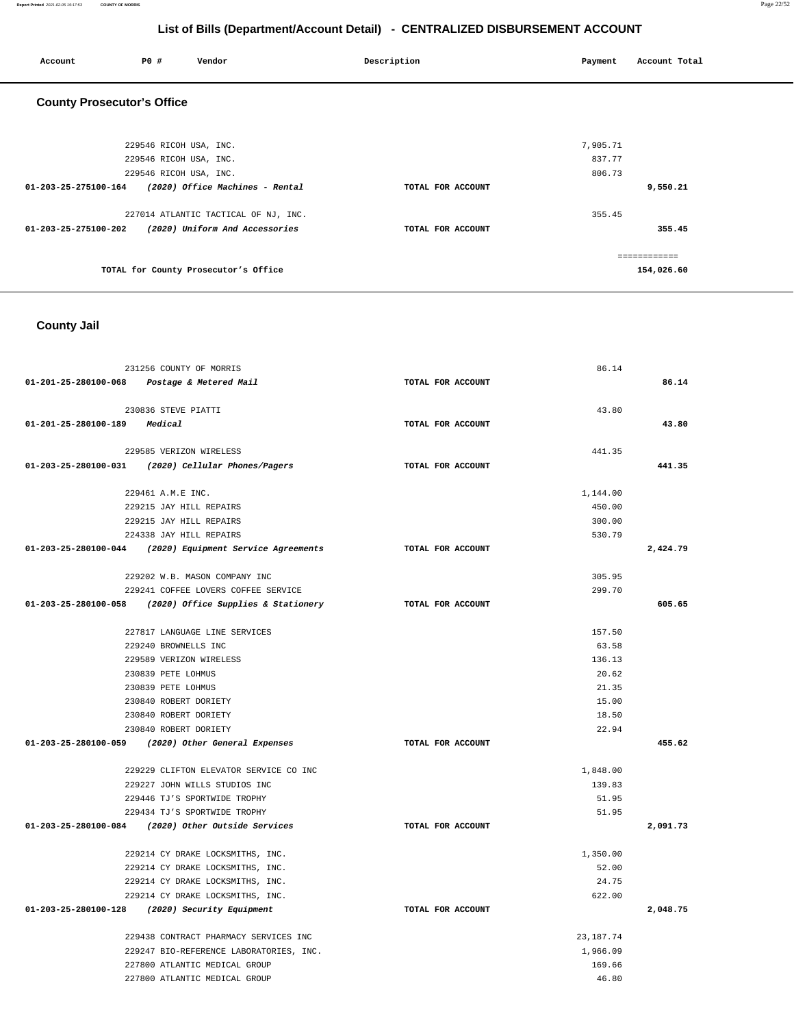## List of Bills (Department/Account Detail) - CENTRALIZED DISBURSEMENT ACCOUNT

| Account | PO # | Vendor | Description | Payment | Account Total |
|---|---|---|---|---|---|

### County Prosecutor's Office

| Account | PO # | Vendor | Description | Payment | Account Total |
|---|---|---|---|---|---|
| | 229546 | RICOH USA, INC. | | 7,905.71 | |
| | 229546 | RICOH USA, INC. | | 837.77 | |
| | 229546 | RICOH USA, INC. | | 806.73 | |
| 01-203-25-275100-164 | | *(2020) Office Machines - Rental* | TOTAL FOR ACCOUNT | | 9,550.21 |
| | 227014 | ATLANTIC TACTICAL OF NJ, INC. | | 355.45 | |
| 01-203-25-275100-202 | | *(2020) Uniform And Accessories* | TOTAL FOR ACCOUNT | | 355.45 |
| | | | | | ============ |
| | | TOTAL for County Prosecutor's Office | | | 154,026.60 |

### County Jail

| Account | PO # | Vendor | Description | Payment | Account Total |
|---|---|---|---|---|---|
| | 231256 | COUNTY OF MORRIS | | 86.14 | |
| 01-201-25-280100-068 | | *Postage & Metered Mail* | TOTAL FOR ACCOUNT | | 86.14 |
| | 230836 | STEVE PIATTI | | 43.80 | |
| 01-201-25-280100-189 | | *Medical* | TOTAL FOR ACCOUNT | | 43.80 |
| | 229585 | VERIZON WIRELESS | | 441.35 | |
| 01-203-25-280100-031 | | *(2020) Cellular Phones/Pagers* | TOTAL FOR ACCOUNT | | 441.35 |
| | 229461 | A.M.E INC. | | 1,144.00 | |
| | 229215 | JAY HILL REPAIRS | | 450.00 | |
| | 229215 | JAY HILL REPAIRS | | 300.00 | |
| | 224338 | JAY HILL REPAIRS | | 530.79 | |
| 01-203-25-280100-044 | | *(2020) Equipment Service Agreements* | TOTAL FOR ACCOUNT | | 2,424.79 |
| | 229202 | W.B. MASON COMPANY INC | | 305.95 | |
| | 229241 | COFFEE LOVERS COFFEE SERVICE | | 299.70 | |
| 01-203-25-280100-058 | | *(2020) Office Supplies & Stationery* | TOTAL FOR ACCOUNT | | 605.65 |
| | 227817 | LANGUAGE LINE SERVICES | | 157.50 | |
| | 229240 | BROWNELLS INC | | 63.58 | |
| | 229589 | VERIZON WIRELESS | | 136.13 | |
| | 230839 | PETE LOHMUS | | 20.62 | |
| | 230839 | PETE LOHMUS | | 21.35 | |
| | 230840 | ROBERT DORIETY | | 15.00 | |
| | 230840 | ROBERT DORIETY | | 18.50 | |
| | 230840 | ROBERT DORIETY | | 22.94 | |
| 01-203-25-280100-059 | | *(2020) Other General Expenses* | TOTAL FOR ACCOUNT | | 455.62 |
| | 229229 | CLIFTON ELEVATOR SERVICE CO INC | | 1,848.00 | |
| | 229227 | JOHN WILLS STUDIOS INC | | 139.83 | |
| | 229446 | TJ'S SPORTWIDE TROPHY | | 51.95 | |
| | 229434 | TJ'S SPORTWIDE TROPHY | | 51.95 | |
| 01-203-25-280100-084 | | *(2020) Other Outside Services* | TOTAL FOR ACCOUNT | | 2,091.73 |
| | 229214 | CY DRAKE LOCKSMITHS, INC. | | 1,350.00 | |
| | 229214 | CY DRAKE LOCKSMITHS, INC. | | 52.00 | |
| | 229214 | CY DRAKE LOCKSMITHS, INC. | | 24.75 | |
| | 229214 | CY DRAKE LOCKSMITHS, INC. | | 622.00 | |
| 01-203-25-280100-128 | | *(2020) Security Equipment* | TOTAL FOR ACCOUNT | | 2,048.75 |
| | 229438 | CONTRACT PHARMACY SERVICES INC | | 23,187.74 | |
| | 229247 | BIO-REFERENCE LABORATORIES, INC. | | 1,966.09 | |
| | 227800 | ATLANTIC MEDICAL GROUP | | 169.66 | |
| | 227800 | ATLANTIC MEDICAL GROUP | | 46.80 | |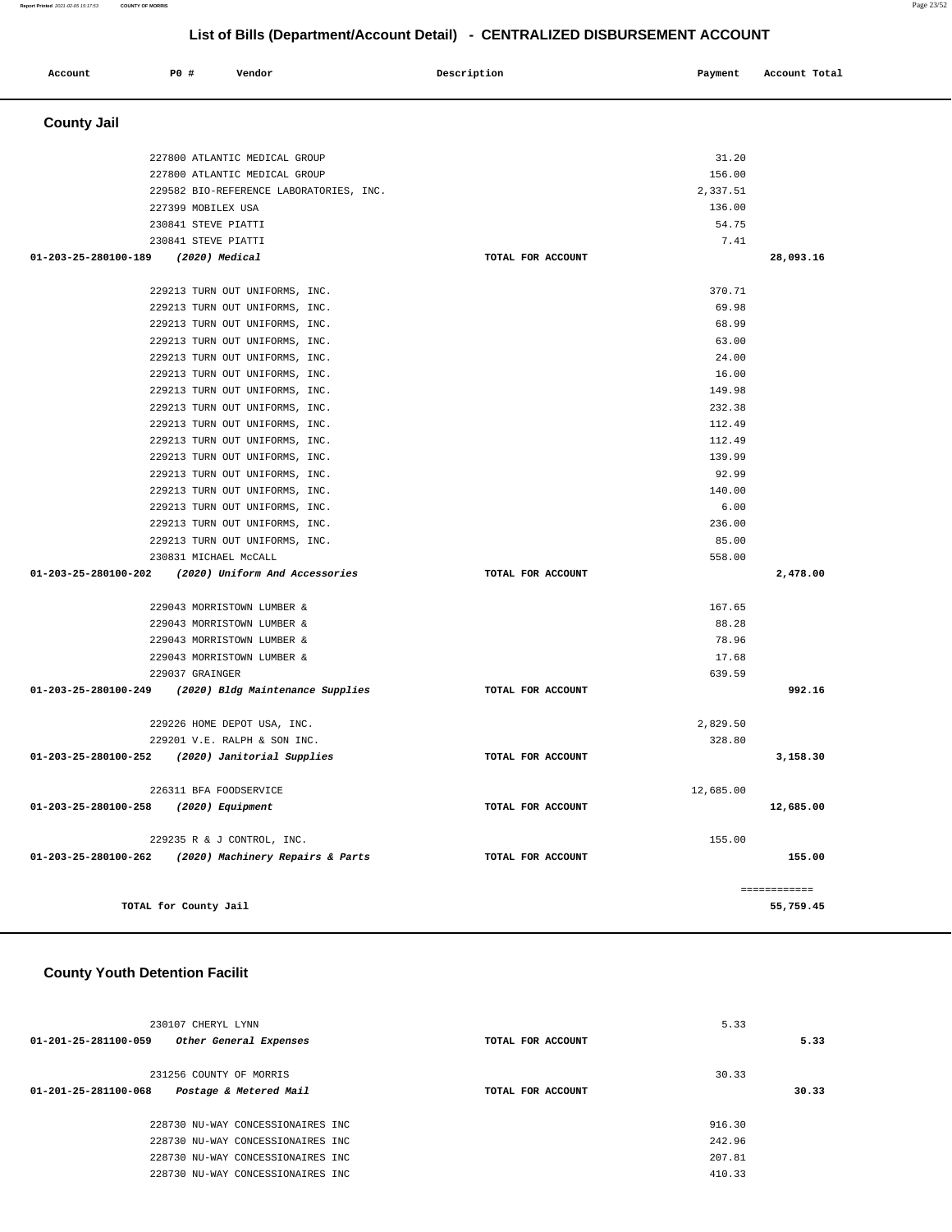## List of Bills (Department/Account Detail) - CENTRALIZED DISBURSEMENT ACCOUNT

| Account | PO # | Vendor | Description | Payment | Account Total |
|---|---|---|---|---|---|

### County Jail

| Account | PO # | Vendor | Description | Payment | Account Total |
|---|---|---|---|---|---|
| | 227800 | ATLANTIC MEDICAL GROUP | | 31.20 | |
| | 227800 | ATLANTIC MEDICAL GROUP | | 156.00 | |
| | 229582 | BIO-REFERENCE LABORATORIES, INC. | | 2,337.51 | |
| | 227399 | MOBILEX USA | | 136.00 | |
| | 230841 | STEVE PIATTI | | 54.75 | |
| | 230841 | STEVE PIATTI | | 7.41 | |
| **01-203-25-280100-189** | | *(2020) Medical* | TOTAL FOR ACCOUNT | | **28,093.16** |
| | 229213 | TURN OUT UNIFORMS, INC. | | 370.71 | |
| | 229213 | TURN OUT UNIFORMS, INC. | | 69.98 | |
| | 229213 | TURN OUT UNIFORMS, INC. | | 68.99 | |
| | 229213 | TURN OUT UNIFORMS, INC. | | 63.00 | |
| | 229213 | TURN OUT UNIFORMS, INC. | | 24.00 | |
| | 229213 | TURN OUT UNIFORMS, INC. | | 16.00 | |
| | 229213 | TURN OUT UNIFORMS, INC. | | 149.98 | |
| | 229213 | TURN OUT UNIFORMS, INC. | | 232.38 | |
| | 229213 | TURN OUT UNIFORMS, INC. | | 112.49 | |
| | 229213 | TURN OUT UNIFORMS, INC. | | 112.49 | |
| | 229213 | TURN OUT UNIFORMS, INC. | | 139.99 | |
| | 229213 | TURN OUT UNIFORMS, INC. | | 92.99 | |
| | 229213 | TURN OUT UNIFORMS, INC. | | 140.00 | |
| | 229213 | TURN OUT UNIFORMS, INC. | | 6.00 | |
| | 229213 | TURN OUT UNIFORMS, INC. | | 236.00 | |
| | 229213 | TURN OUT UNIFORMS, INC. | | 85.00 | |
| | 230831 | MICHAEL McCALL | | 558.00 | |
| **01-203-25-280100-202** | | *(2020) Uniform And Accessories* | TOTAL FOR ACCOUNT | | **2,478.00** |
| | 229043 | MORRISTOWN LUMBER & | | 167.65 | |
| | 229043 | MORRISTOWN LUMBER & | | 88.28 | |
| | 229043 | MORRISTOWN LUMBER & | | 78.96 | |
| | 229043 | MORRISTOWN LUMBER & | | 17.68 | |
| | 229037 | GRAINGER | | 639.59 | |
| **01-203-25-280100-249** | | *(2020) Bldg Maintenance Supplies* | TOTAL FOR ACCOUNT | | **992.16** |
| | 229226 | HOME DEPOT USA, INC. | | 2,829.50 | |
| | 229201 | V.E. RALPH & SON INC. | | 328.80 | |
| **01-203-25-280100-252** | | *(2020) Janitorial Supplies* | TOTAL FOR ACCOUNT | | **3,158.30** |
| | 226311 | BFA FOODSERVICE | | 12,685.00 | |
| **01-203-25-280100-258** | | *(2020) Equipment* | TOTAL FOR ACCOUNT | | **12,685.00** |
| | 229235 | R & J CONTROL, INC. | | 155.00 | |
| **01-203-25-280100-262** | | *(2020) Machinery Repairs & Parts* | TOTAL FOR ACCOUNT | | **155.00** |
| | | | | | ============ |
| **TOTAL for County Jail** | | | | | **55,759.45** |

### County Youth Detention Facilit

| Account | PO # | Vendor | Description | Payment | Account Total |
|---|---|---|---|---|---|
| | 230107 | CHERYL LYNN | | 5.33 | |
| **01-201-25-281100-059** | | *Other General Expenses* | TOTAL FOR ACCOUNT | | **5.33** |
| | 231256 | COUNTY OF MORRIS | | 30.33 | |
| **01-201-25-281100-068** | | *Postage & Metered Mail* | TOTAL FOR ACCOUNT | | **30.33** |
| | 228730 | NU-WAY CONCESSIONAIRES INC | | 916.30 | |
| | 228730 | NU-WAY CONCESSIONAIRES INC | | 242.96 | |
| | 228730 | NU-WAY CONCESSIONAIRES INC | | 207.81 | |
| | 228730 | NU-WAY CONCESSIONAIRES INC | | 410.33 | |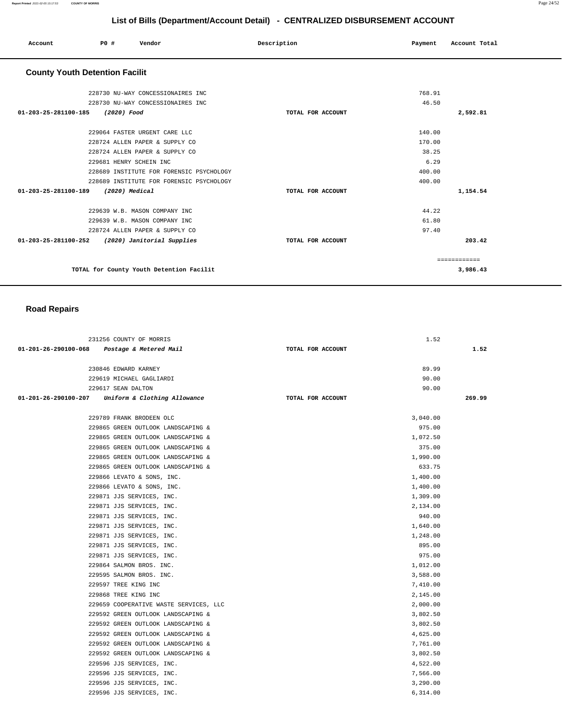## List of Bills (Department/Account Detail) - CENTRALIZED DISBURSEMENT ACCOUNT

| Account | PO # | Vendor | Description | Payment | Account Total |
|---|---|---|---|---|---|

### County Youth Detention Facilit

| Account | PO # | Vendor | Description | Payment | Account Total |
|---|---|---|---|---|---|
| | 228730 | NU-WAY CONCESSIONAIRES INC | | 768.91 | |
| | 228730 | NU-WAY CONCESSIONAIRES INC | | 46.50 | |
| 01-203-25-281100-185 | | *(2020) Food* | TOTAL FOR ACCOUNT | | 2,592.81 |
| | 229064 | FASTER URGENT CARE LLC | | 140.00 | |
| | 228724 | ALLEN PAPER & SUPPLY CO | | 170.00 | |
| | 228724 | ALLEN PAPER & SUPPLY CO | | 38.25 | |
| | 229681 | HENRY SCHEIN INC | | 6.29 | |
| | 228689 | INSTITUTE FOR FORENSIC PSYCHOLOGY | | 400.00 | |
| | 228689 | INSTITUTE FOR FORENSIC PSYCHOLOGY | | 400.00 | |
| 01-203-25-281100-189 | | *(2020) Medical* | TOTAL FOR ACCOUNT | | 1,154.54 |
| | 229639 | W.B. MASON COMPANY INC | | 44.22 | |
| | 229639 | W.B. MASON COMPANY INC | | 61.80 | |
| | 228724 | ALLEN PAPER & SUPPLY CO | | 97.40 | |
| 01-203-25-281100-252 | | *(2020) Janitorial Supplies* | TOTAL FOR ACCOUNT | | 203.42 |
| | | | | | ============ |
| | | TOTAL for County Youth Detention Facilit | | | 3,986.43 |

### Road Repairs

| Account | PO # | Vendor | Description | Payment | Account Total |
|---|---|---|---|---|---|
| | 231256 | COUNTY OF MORRIS | | 1.52 | |
| 01-201-26-290100-068 | | *Postage & Metered Mail* | TOTAL FOR ACCOUNT | | 1.52 |
| | 230846 | EDWARD KARNEY | | 89.99 | |
| | 229619 | MICHAEL GAGLIARDI | | 90.00 | |
| | 229617 | SEAN DALTON | | 90.00 | |
| 01-201-26-290100-207 | | *Uniform & Clothing Allowance* | TOTAL FOR ACCOUNT | | 269.99 |
| | 229789 | FRANK BRODEEN OLC | | 3,040.00 | |
| | 229865 | GREEN OUTLOOK LANDSCAPING & | | 975.00 | |
| | 229865 | GREEN OUTLOOK LANDSCAPING & | | 1,072.50 | |
| | 229865 | GREEN OUTLOOK LANDSCAPING & | | 375.00 | |
| | 229865 | GREEN OUTLOOK LANDSCAPING & | | 1,990.00 | |
| | 229865 | GREEN OUTLOOK LANDSCAPING & | | 633.75 | |
| | 229866 | LEVATO & SONS, INC. | | 1,400.00 | |
| | 229866 | LEVATO & SONS, INC. | | 1,400.00 | |
| | 229871 | JJS SERVICES, INC. | | 1,309.00 | |
| | 229871 | JJS SERVICES, INC. | | 2,134.00 | |
| | 229871 | JJS SERVICES, INC. | | 940.00 | |
| | 229871 | JJS SERVICES, INC. | | 1,640.00 | |
| | 229871 | JJS SERVICES, INC. | | 1,248.00 | |
| | 229871 | JJS SERVICES, INC. | | 895.00 | |
| | 229871 | JJS SERVICES, INC. | | 975.00 | |
| | 229864 | SALMON BROS. INC. | | 1,012.00 | |
| | 229595 | SALMON BROS. INC. | | 3,588.00 | |
| | 229597 | TREE KING INC | | 7,410.00 | |
| | 229868 | TREE KING INC | | 2,145.00 | |
| | 229659 | COOPERATIVE WASTE SERVICES, LLC | | 2,000.00 | |
| | 229592 | GREEN OUTLOOK LANDSCAPING & | | 3,802.50 | |
| | 229592 | GREEN OUTLOOK LANDSCAPING & | | 3,802.50 | |
| | 229592 | GREEN OUTLOOK LANDSCAPING & | | 4,625.00 | |
| | 229592 | GREEN OUTLOOK LANDSCAPING & | | 7,761.00 | |
| | 229592 | GREEN OUTLOOK LANDSCAPING & | | 3,802.50 | |
| | 229596 | JJS SERVICES, INC. | | 4,522.00 | |
| | 229596 | JJS SERVICES, INC. | | 7,566.00 | |
| | 229596 | JJS SERVICES, INC. | | 3,290.00 | |
| | 229596 | JJS SERVICES, INC. | | 6,314.00 | |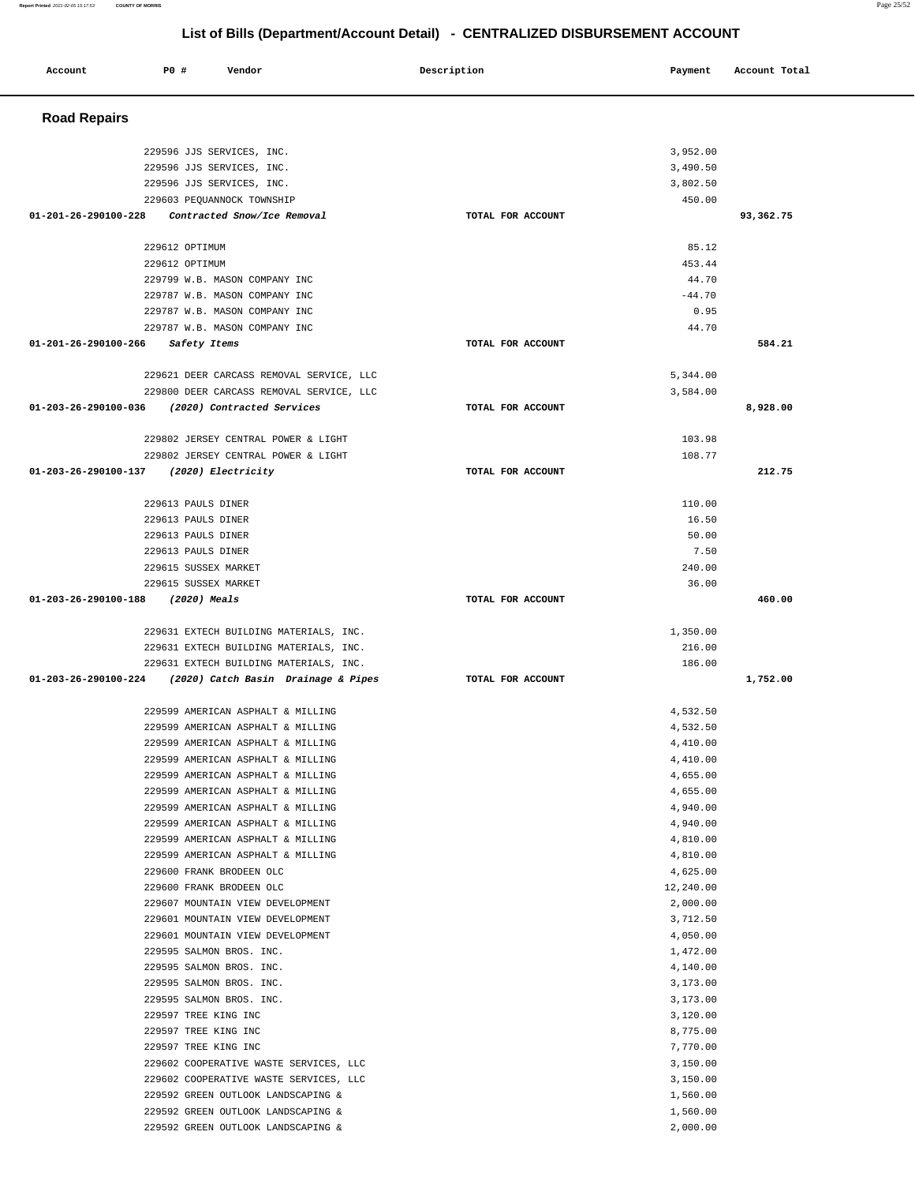## List of Bills (Department/Account Detail) - CENTRALIZED DISBURSEMENT ACCOUNT

| Account | PO # | Vendor | Description | Payment | Account Total |
|---|---|---|---|---|---|

### Road Repairs

| Account | PO # | Vendor | Description | Payment | Account Total |
|---|---|---|---|---|---|
| | 229596 | JJS SERVICES, INC. | | 3,952.00 | |
| | 229596 | JJS SERVICES, INC. | | 3,490.50 | |
| | 229596 | JJS SERVICES, INC. | | 3,802.50 | |
| | 229603 | PEQUANNOCK TOWNSHIP | | 450.00 | |
| **01-201-26-290100-228** | | ***Contracted Snow/Ice Removal*** | **TOTAL FOR ACCOUNT** | | **93,362.75** |
| | 229612 | OPTIMUM | | 85.12 | |
| | 229612 | OPTIMUM | | 453.44 | |
| | 229799 | W.B. MASON COMPANY INC | | 44.70 | |
| | 229787 | W.B. MASON COMPANY INC | | -44.70 | |
| | 229787 | W.B. MASON COMPANY INC | | 0.95 | |
| | 229787 | W.B. MASON COMPANY INC | | 44.70 | |
| **01-201-26-290100-266** | | ***Safety Items*** | **TOTAL FOR ACCOUNT** | | **584.21** |
| | 229621 | DEER CARCASS REMOVAL SERVICE, LLC | | 5,344.00 | |
| | 229800 | DEER CARCASS REMOVAL SERVICE, LLC | | 3,584.00 | |
| **01-203-26-290100-036** | | ***(2020) Contracted Services*** | **TOTAL FOR ACCOUNT** | | **8,928.00** |
| | 229802 | JERSEY CENTRAL POWER & LIGHT | | 103.98 | |
| | 229802 | JERSEY CENTRAL POWER & LIGHT | | 108.77 | |
| **01-203-26-290100-137** | | ***(2020) Electricity*** | **TOTAL FOR ACCOUNT** | | **212.75** |
| | 229613 | PAULS DINER | | 110.00 | |
| | 229613 | PAULS DINER | | 16.50 | |
| | 229613 | PAULS DINER | | 50.00 | |
| | 229613 | PAULS DINER | | 7.50 | |
| | 229615 | SUSSEX MARKET | | 240.00 | |
| | 229615 | SUSSEX MARKET | | 36.00 | |
| **01-203-26-290100-188** | | ***(2020) Meals*** | **TOTAL FOR ACCOUNT** | | **460.00** |
| | 229631 | EXTECH BUILDING MATERIALS, INC. | | 1,350.00 | |
| | 229631 | EXTECH BUILDING MATERIALS, INC. | | 216.00 | |
| | 229631 | EXTECH BUILDING MATERIALS, INC. | | 186.00 | |
| **01-203-26-290100-224** | | ***(2020) Catch Basin Drainage & Pipes*** | **TOTAL FOR ACCOUNT** | | **1,752.00** |
| | 229599 | AMERICAN ASPHALT & MILLING | | 4,532.50 | |
| | 229599 | AMERICAN ASPHALT & MILLING | | 4,532.50 | |
| | 229599 | AMERICAN ASPHALT & MILLING | | 4,410.00 | |
| | 229599 | AMERICAN ASPHALT & MILLING | | 4,410.00 | |
| | 229599 | AMERICAN ASPHALT & MILLING | | 4,655.00 | |
| | 229599 | AMERICAN ASPHALT & MILLING | | 4,655.00 | |
| | 229599 | AMERICAN ASPHALT & MILLING | | 4,940.00 | |
| | 229599 | AMERICAN ASPHALT & MILLING | | 4,940.00 | |
| | 229599 | AMERICAN ASPHALT & MILLING | | 4,810.00 | |
| | 229599 | AMERICAN ASPHALT & MILLING | | 4,810.00 | |
| | 229600 | FRANK BRODEEN OLC | | 4,625.00 | |
| | 229600 | FRANK BRODEEN OLC | | 12,240.00 | |
| | 229607 | MOUNTAIN VIEW DEVELOPMENT | | 2,000.00 | |
| | 229601 | MOUNTAIN VIEW DEVELOPMENT | | 3,712.50 | |
| | 229601 | MOUNTAIN VIEW DEVELOPMENT | | 4,050.00 | |
| | 229595 | SALMON BROS. INC. | | 1,472.00 | |
| | 229595 | SALMON BROS. INC. | | 4,140.00 | |
| | 229595 | SALMON BROS. INC. | | 3,173.00 | |
| | 229595 | SALMON BROS. INC. | | 3,173.00 | |
| | 229597 | TREE KING INC | | 3,120.00 | |
| | 229597 | TREE KING INC | | 8,775.00 | |
| | 229597 | TREE KING INC | | 7,770.00 | |
| | 229602 | COOPERATIVE WASTE SERVICES, LLC | | 3,150.00 | |
| | 229602 | COOPERATIVE WASTE SERVICES, LLC | | 3,150.00 | |
| | 229592 | GREEN OUTLOOK LANDSCAPING & | | 1,560.00 | |
| | 229592 | GREEN OUTLOOK LANDSCAPING & | | 1,560.00 | |
| | 229592 | GREEN OUTLOOK LANDSCAPING & | | 2,000.00 | |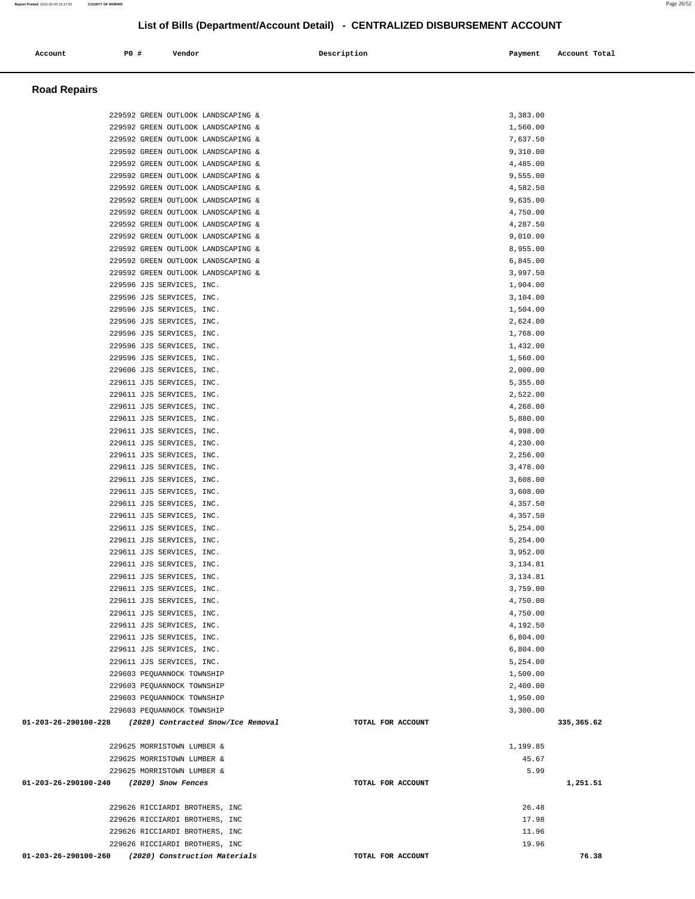## List of Bills (Department/Account Detail) - CENTRALIZED DISBURSEMENT ACCOUNT

| Account | PO # | Vendor | Description | Payment | Account Total |
|---|---|---|---|---|---|

### Road Repairs

| Account | PO # | Vendor | Description | Payment | Account Total |
|---|---|---|---|---|---|
| | 229592 | GREEN OUTLOOK LANDSCAPING & | | 3,383.00 | |
| | 229592 | GREEN OUTLOOK LANDSCAPING & | | 1,560.00 | |
| | 229592 | GREEN OUTLOOK LANDSCAPING & | | 7,637.50 | |
| | 229592 | GREEN OUTLOOK LANDSCAPING & | | 9,310.00 | |
| | 229592 | GREEN OUTLOOK LANDSCAPING & | | 4,485.00 | |
| | 229592 | GREEN OUTLOOK LANDSCAPING & | | 9,555.00 | |
| | 229592 | GREEN OUTLOOK LANDSCAPING & | | 4,582.50 | |
| | 229592 | GREEN OUTLOOK LANDSCAPING & | | 9,635.00 | |
| | 229592 | GREEN OUTLOOK LANDSCAPING & | | 4,750.00 | |
| | 229592 | GREEN OUTLOOK LANDSCAPING & | | 4,287.50 | |
| | 229592 | GREEN OUTLOOK LANDSCAPING & | | 9,010.00 | |
| | 229592 | GREEN OUTLOOK LANDSCAPING & | | 8,955.00 | |
| | 229592 | GREEN OUTLOOK LANDSCAPING & | | 6,845.00 | |
| | 229592 | GREEN OUTLOOK LANDSCAPING & | | 3,997.50 | |
| | 229596 | JJS SERVICES, INC. | | 1,904.00 | |
| | 229596 | JJS SERVICES, INC. | | 3,104.00 | |
| | 229596 | JJS SERVICES, INC. | | 1,504.00 | |
| | 229596 | JJS SERVICES, INC. | | 2,624.00 | |
| | 229596 | JJS SERVICES, INC. | | 1,768.00 | |
| | 229596 | JJS SERVICES, INC. | | 1,432.00 | |
| | 229596 | JJS SERVICES, INC. | | 1,560.00 | |
| | 229606 | JJS SERVICES, INC. | | 2,000.00 | |
| | 229611 | JJS SERVICES, INC. | | 5,355.00 | |
| | 229611 | JJS SERVICES, INC. | | 2,522.00 | |
| | 229611 | JJS SERVICES, INC. | | 4,268.00 | |
| | 229611 | JJS SERVICES, INC. | | 5,880.00 | |
| | 229611 | JJS SERVICES, INC. | | 4,998.00 | |
| | 229611 | JJS SERVICES, INC. | | 4,230.00 | |
| | 229611 | JJS SERVICES, INC. | | 2,256.00 | |
| | 229611 | JJS SERVICES, INC. | | 3,478.00 | |
| | 229611 | JJS SERVICES, INC. | | 3,608.00 | |
| | 229611 | JJS SERVICES, INC. | | 3,608.00 | |
| | 229611 | JJS SERVICES, INC. | | 4,357.50 | |
| | 229611 | JJS SERVICES, INC. | | 4,357.50 | |
| | 229611 | JJS SERVICES, INC. | | 5,254.00 | |
| | 229611 | JJS SERVICES, INC. | | 5,254.00 | |
| | 229611 | JJS SERVICES, INC. | | 3,952.00 | |
| | 229611 | JJS SERVICES, INC. | | 3,134.81 | |
| | 229611 | JJS SERVICES, INC. | | 3,134.81 | |
| | 229611 | JJS SERVICES, INC. | | 3,759.00 | |
| | 229611 | JJS SERVICES, INC. | | 4,750.00 | |
| | 229611 | JJS SERVICES, INC. | | 4,750.00 | |
| | 229611 | JJS SERVICES, INC. | | 4,192.50 | |
| | 229611 | JJS SERVICES, INC. | | 6,804.00 | |
| | 229611 | JJS SERVICES, INC. | | 6,804.00 | |
| | 229611 | JJS SERVICES, INC. | | 5,254.00 | |
| | 229603 | PEQUANNOCK TOWNSHIP | | 1,500.00 | |
| | 229603 | PEQUANNOCK TOWNSHIP | | 2,400.00 | |
| | 229603 | PEQUANNOCK TOWNSHIP | | 1,950.00 | |
| | 229603 | PEQUANNOCK TOWNSHIP | | 3,300.00 | |
| **01-203-26-290100-228** | | ***(2020) Contracted Snow/Ice Removal*** | **TOTAL FOR ACCOUNT** | | **335,365.62** |
| | 229625 | MORRISTOWN LUMBER & | | 1,199.85 | |
| | 229625 | MORRISTOWN LUMBER & | | 45.67 | |
| | 229625 | MORRISTOWN LUMBER & | | 5.99 | |
| **01-203-26-290100-240** | | ***(2020) Snow Fences*** | **TOTAL FOR ACCOUNT** | | **1,251.51** |
| | 229626 | RICCIARDI BROTHERS, INC | | 26.48 | |
| | 229626 | RICCIARDI BROTHERS, INC | | 17.98 | |
| | 229626 | RICCIARDI BROTHERS, INC | | 11.96 | |
| | 229626 | RICCIARDI BROTHERS, INC | | 19.96 | |
| **01-203-26-290100-260** | | ***(2020) Construction Materials*** | **TOTAL FOR ACCOUNT** | | **76.38** |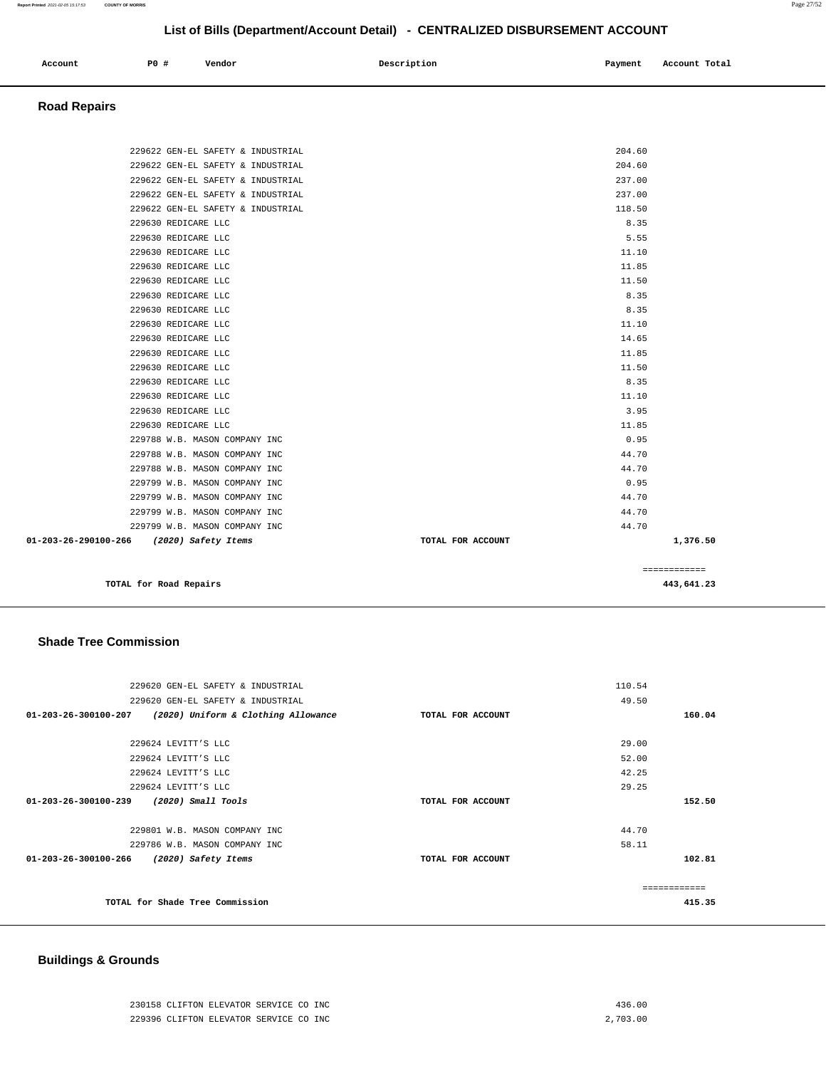## List of Bills (Department/Account Detail) - CENTRALIZED DISBURSEMENT ACCOUNT

| Account | PO # | Vendor | Description | Payment | Account Total |
|---|---|---|---|---|---|

### Road Repairs

| Account | PO # | Vendor | Description | Payment | Account Total |
|---|---|---|---|---|---|
| | 229622 | GEN-EL SAFETY & INDUSTRIAL | | 204.60 | |
| | 229622 | GEN-EL SAFETY & INDUSTRIAL | | 204.60 | |
| | 229622 | GEN-EL SAFETY & INDUSTRIAL | | 237.00 | |
| | 229622 | GEN-EL SAFETY & INDUSTRIAL | | 237.00 | |
| | 229622 | GEN-EL SAFETY & INDUSTRIAL | | 118.50 | |
| | 229630 | REDICARE LLC | | 8.35 | |
| | 229630 | REDICARE LLC | | 5.55 | |
| | 229630 | REDICARE LLC | | 11.10 | |
| | 229630 | REDICARE LLC | | 11.85 | |
| | 229630 | REDICARE LLC | | 11.50 | |
| | 229630 | REDICARE LLC | | 8.35 | |
| | 229630 | REDICARE LLC | | 8.35 | |
| | 229630 | REDICARE LLC | | 11.10 | |
| | 229630 | REDICARE LLC | | 14.65 | |
| | 229630 | REDICARE LLC | | 11.85 | |
| | 229630 | REDICARE LLC | | 11.50 | |
| | 229630 | REDICARE LLC | | 8.35 | |
| | 229630 | REDICARE LLC | | 11.10 | |
| | 229630 | REDICARE LLC | | 3.95 | |
| | 229630 | REDICARE LLC | | 11.85 | |
| | 229788 | W.B. MASON COMPANY INC | | 0.95 | |
| | 229788 | W.B. MASON COMPANY INC | | 44.70 | |
| | 229788 | W.B. MASON COMPANY INC | | 44.70 | |
| | 229799 | W.B. MASON COMPANY INC | | 0.95 | |
| | 229799 | W.B. MASON COMPANY INC | | 44.70 | |
| | 229799 | W.B. MASON COMPANY INC | | 44.70 | |
| | 229799 | W.B. MASON COMPANY INC | | 44.70 | |
| 01-203-26-290100-266 | | *(2020) Safety Items* | TOTAL FOR ACCOUNT | | 1,376.50 |
| | | | | | ============ |
| | | TOTAL for Road Repairs | | | 443,641.23 |

### Shade Tree Commission

| Account | PO # | Vendor | Description | Payment | Account Total |
|---|---|---|---|---|---|
| | 229620 | GEN-EL SAFETY & INDUSTRIAL | | 110.54 | |
| | 229620 | GEN-EL SAFETY & INDUSTRIAL | | 49.50 | |
| 01-203-26-300100-207 | | *(2020) Uniform & Clothing Allowance* | TOTAL FOR ACCOUNT | | 160.04 |
| | 229624 | LEVITT'S LLC | | 29.00 | |
| | 229624 | LEVITT'S LLC | | 52.00 | |
| | 229624 | LEVITT'S LLC | | 42.25 | |
| | 229624 | LEVITT'S LLC | | 29.25 | |
| 01-203-26-300100-239 | | *(2020) Small Tools* | TOTAL FOR ACCOUNT | | 152.50 |
| | 229801 | W.B. MASON COMPANY INC | | 44.70 | |
| | 229786 | W.B. MASON COMPANY INC | | 58.11 | |
| 01-203-26-300100-266 | | *(2020) Safety Items* | TOTAL FOR ACCOUNT | | 102.81 |
| | | | | | ============ |
| | | TOTAL for Shade Tree Commission | | | 415.35 |

### Buildings & Grounds

| Account | PO # | Vendor | Description | Payment | Account Total |
|---|---|---|---|---|---|
| | 230158 | CLIFTON ELEVATOR SERVICE CO INC | | 436.00 | |
| | 229396 | CLIFTON ELEVATOR SERVICE CO INC | | 2,703.00 | |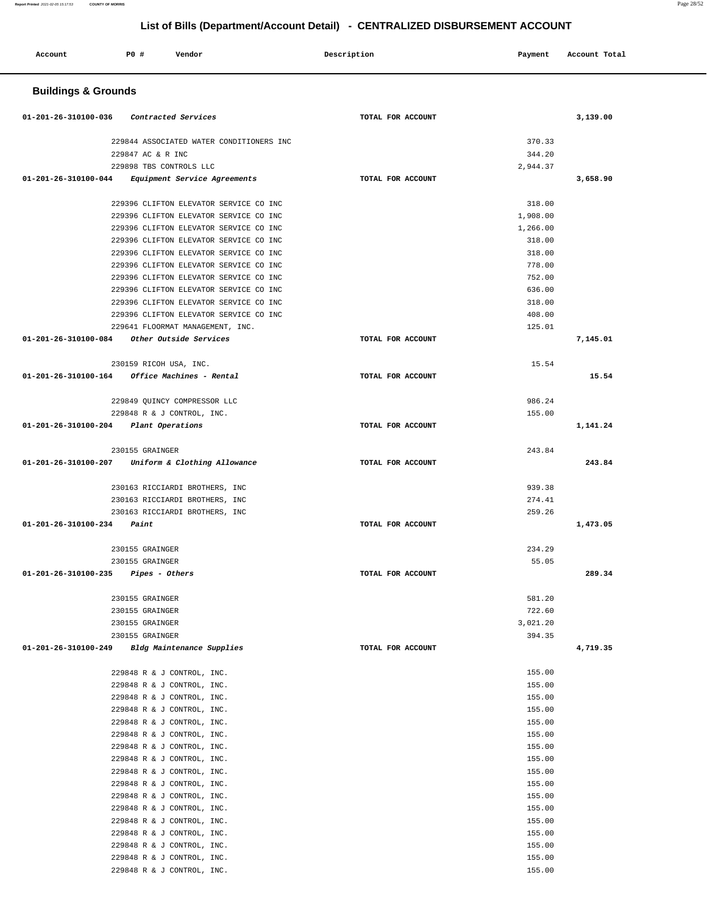## List of Bills (Department/Account Detail) - CENTRALIZED DISBURSEMENT ACCOUNT

| Account | PO # | Vendor | Description | Payment | Account Total |
|---|---|---|---|---|---|

### Buildings & Grounds

| Account | PO # | Vendor | Description | Payment | Account Total |
|---|---|---|---|---|---|
| 01-201-26-310100-036 | | *Contracted Services* | TOTAL FOR ACCOUNT | | 3,139.00 |
| | 229844 | ASSOCIATED WATER CONDITIONERS INC | | 370.33 | |
| | 229847 | AC & R INC | | 344.20 | |
| | 229898 | TBS CONTROLS LLC | | 2,944.37 | |
| 01-201-26-310100-044 | | *Equipment Service Agreements* | TOTAL FOR ACCOUNT | | 3,658.90 |
| | 229396 | CLIFTON ELEVATOR SERVICE CO INC | | 318.00 | |
| | 229396 | CLIFTON ELEVATOR SERVICE CO INC | | 1,908.00 | |
| | 229396 | CLIFTON ELEVATOR SERVICE CO INC | | 1,266.00 | |
| | 229396 | CLIFTON ELEVATOR SERVICE CO INC | | 318.00 | |
| | 229396 | CLIFTON ELEVATOR SERVICE CO INC | | 318.00 | |
| | 229396 | CLIFTON ELEVATOR SERVICE CO INC | | 778.00 | |
| | 229396 | CLIFTON ELEVATOR SERVICE CO INC | | 752.00 | |
| | 229396 | CLIFTON ELEVATOR SERVICE CO INC | | 636.00 | |
| | 229396 | CLIFTON ELEVATOR SERVICE CO INC | | 318.00 | |
| | 229396 | CLIFTON ELEVATOR SERVICE CO INC | | 408.00 | |
| | 229641 | FLOORMAT MANAGEMENT, INC. | | 125.01 | |
| 01-201-26-310100-084 | | *Other Outside Services* | TOTAL FOR ACCOUNT | | 7,145.01 |
| | 230159 | RICOH USA, INC. | | 15.54 | |
| 01-201-26-310100-164 | | *Office Machines - Rental* | TOTAL FOR ACCOUNT | | 15.54 |
| | 229849 | QUINCY COMPRESSOR LLC | | 986.24 | |
| | 229848 | R & J CONTROL, INC. | | 155.00 | |
| 01-201-26-310100-204 | | *Plant Operations* | TOTAL FOR ACCOUNT | | 1,141.24 |
| | 230155 | GRAINGER | | 243.84 | |
| 01-201-26-310100-207 | | *Uniform & Clothing Allowance* | TOTAL FOR ACCOUNT | | 243.84 |
| | 230163 | RICCIARDI BROTHERS, INC | | 939.38 | |
| | 230163 | RICCIARDI BROTHERS, INC | | 274.41 | |
| | 230163 | RICCIARDI BROTHERS, INC | | 259.26 | |
| 01-201-26-310100-234 | | *Paint* | TOTAL FOR ACCOUNT | | 1,473.05 |
| | 230155 | GRAINGER | | 234.29 | |
| | 230155 | GRAINGER | | 55.05 | |
| 01-201-26-310100-235 | | *Pipes - Others* | TOTAL FOR ACCOUNT | | 289.34 |
| | 230155 | GRAINGER | | 581.20 | |
| | 230155 | GRAINGER | | 722.60 | |
| | 230155 | GRAINGER | | 3,021.20 | |
| | 230155 | GRAINGER | | 394.35 | |
| 01-201-26-310100-249 | | *Bldg Maintenance Supplies* | TOTAL FOR ACCOUNT | | 4,719.35 |
| | 229848 | R & J CONTROL, INC. | | 155.00 | |
| | 229848 | R & J CONTROL, INC. | | 155.00 | |
| | 229848 | R & J CONTROL, INC. | | 155.00 | |
| | 229848 | R & J CONTROL, INC. | | 155.00 | |
| | 229848 | R & J CONTROL, INC. | | 155.00 | |
| | 229848 | R & J CONTROL, INC. | | 155.00 | |
| | 229848 | R & J CONTROL, INC. | | 155.00 | |
| | 229848 | R & J CONTROL, INC. | | 155.00 | |
| | 229848 | R & J CONTROL, INC. | | 155.00 | |
| | 229848 | R & J CONTROL, INC. | | 155.00 | |
| | 229848 | R & J CONTROL, INC. | | 155.00 | |
| | 229848 | R & J CONTROL, INC. | | 155.00 | |
| | 229848 | R & J CONTROL, INC. | | 155.00 | |
| | 229848 | R & J CONTROL, INC. | | 155.00 | |
| | 229848 | R & J CONTROL, INC. | | 155.00 | |
| | 229848 | R & J CONTROL, INC. | | 155.00 | |
| | 229848 | R & J CONTROL, INC. | | 155.00 | |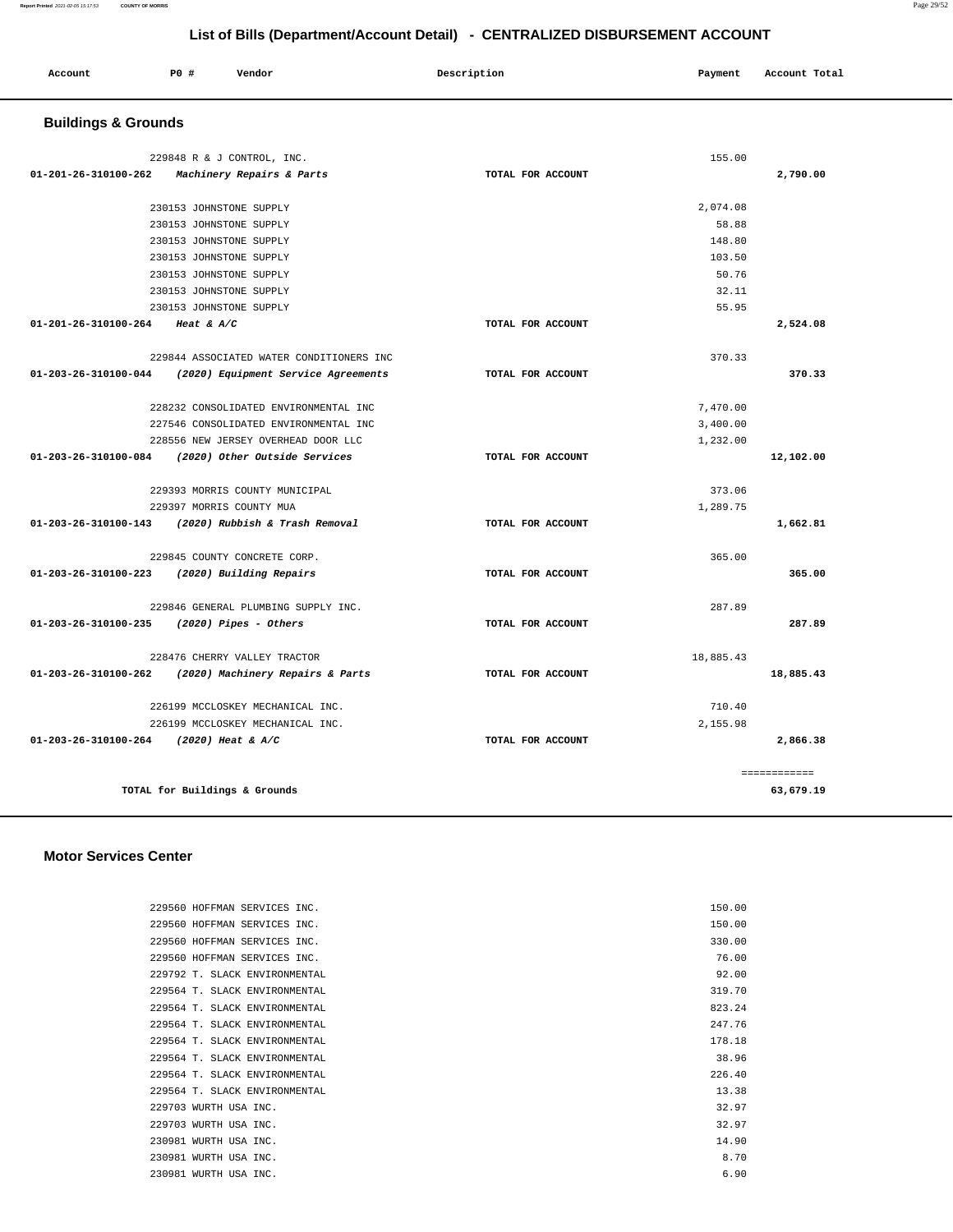# List of Bills (Department/Account Detail) - CENTRALIZED DISBURSEMENT ACCOUNT

| Account | PO # | Vendor | Description | Payment | Account Total |
|---|---|---|---|---|---|

## Buildings & Grounds

| Account | PO # | Vendor | Description | Payment | Account Total |
|---|---|---|---|---|---|
| | 229848 | R & J CONTROL, INC. | | 155.00 | |
| 01-201-26-310100-262 | | *Machinery Repairs & Parts* | TOTAL FOR ACCOUNT | | 2,790.00 |
| | 230153 | JOHNSTONE SUPPLY | | 2,074.08 | |
| | 230153 | JOHNSTONE SUPPLY | | 58.88 | |
| | 230153 | JOHNSTONE SUPPLY | | 148.80 | |
| | 230153 | JOHNSTONE SUPPLY | | 103.50 | |
| | 230153 | JOHNSTONE SUPPLY | | 50.76 | |
| | 230153 | JOHNSTONE SUPPLY | | 32.11 | |
| | 230153 | JOHNSTONE SUPPLY | | 55.95 | |
| 01-201-26-310100-264 | | *Heat & A/C* | TOTAL FOR ACCOUNT | | 2,524.08 |
| | 229844 | ASSOCIATED WATER CONDITIONERS INC | | 370.33 | |
| 01-203-26-310100-044 | | *(2020) Equipment Service Agreements* | TOTAL FOR ACCOUNT | | 370.33 |
| | 228232 | CONSOLIDATED ENVIRONMENTAL INC | | 7,470.00 | |
| | 227546 | CONSOLIDATED ENVIRONMENTAL INC | | 3,400.00 | |
| | 228556 | NEW JERSEY OVERHEAD DOOR LLC | | 1,232.00 | |
| 01-203-26-310100-084 | | *(2020) Other Outside Services* | TOTAL FOR ACCOUNT | | 12,102.00 |
| | 229393 | MORRIS COUNTY MUNICIPAL | | 373.06 | |
| | 229397 | MORRIS COUNTY MUA | | 1,289.75 | |
| 01-203-26-310100-143 | | *(2020) Rubbish & Trash Removal* | TOTAL FOR ACCOUNT | | 1,662.81 |
| | 229845 | COUNTY CONCRETE CORP. | | 365.00 | |
| 01-203-26-310100-223 | | *(2020) Building Repairs* | TOTAL FOR ACCOUNT | | 365.00 |
| | 229846 | GENERAL PLUMBING SUPPLY INC. | | 287.89 | |
| 01-203-26-310100-235 | | *(2020) Pipes - Others* | TOTAL FOR ACCOUNT | | 287.89 |
| | 228476 | CHERRY VALLEY TRACTOR | | 18,885.43 | |
| 01-203-26-310100-262 | | *(2020) Machinery Repairs & Parts* | TOTAL FOR ACCOUNT | | 18,885.43 |
| | 226199 | MCCLOSKEY MECHANICAL INC. | | 710.40 | |
| | 226199 | MCCLOSKEY MECHANICAL INC. | | 2,155.98 | |
| 01-203-26-310100-264 | | *(2020) Heat & A/C* | TOTAL FOR ACCOUNT | | 2,866.38 |
| | | | | | ============ |
| | | **TOTAL for Buildings & Grounds** | | | 63,679.19 |

## Motor Services Center

| Account | PO # | Vendor | Description | Payment | Account Total |
|---|---|---|---|---|---|
| | 229560 | HOFFMAN SERVICES INC. | | 150.00 | |
| | 229560 | HOFFMAN SERVICES INC. | | 150.00 | |
| | 229560 | HOFFMAN SERVICES INC. | | 330.00 | |
| | 229560 | HOFFMAN SERVICES INC. | | 76.00 | |
| | 229792 | T. SLACK ENVIRONMENTAL | | 92.00 | |
| | 229564 | T. SLACK ENVIRONMENTAL | | 319.70 | |
| | 229564 | T. SLACK ENVIRONMENTAL | | 823.24 | |
| | 229564 | T. SLACK ENVIRONMENTAL | | 247.76 | |
| | 229564 | T. SLACK ENVIRONMENTAL | | 178.18 | |
| | 229564 | T. SLACK ENVIRONMENTAL | | 38.96 | |
| | 229564 | T. SLACK ENVIRONMENTAL | | 226.40 | |
| | 229564 | T. SLACK ENVIRONMENTAL | | 13.38 | |
| | 229703 | WURTH USA INC. | | 32.97 | |
| | 229703 | WURTH USA INC. | | 32.97 | |
| | 230981 | WURTH USA INC. | | 14.90 | |
| | 230981 | WURTH USA INC. | | 8.70 | |
| | 230981 | WURTH USA INC. | | 6.90 | |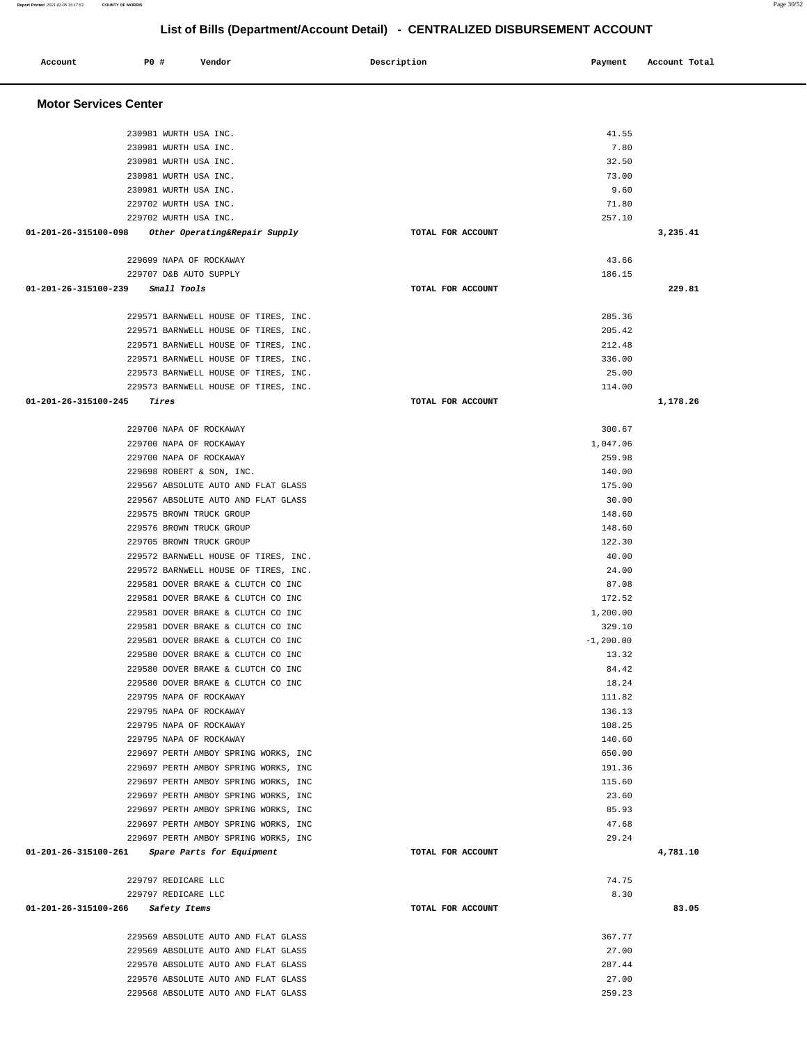## List of Bills (Department/Account Detail) - CENTRALIZED DISBURSEMENT ACCOUNT

| Account | PO # | Vendor | Description | Payment | Account Total |
|---|---|---|---|---|---|

### Motor Services Center

| Account | PO # | Vendor | Description | Payment | Account Total |
|---|---|---|---|---|---|
| | 230981 | WURTH USA INC. | | 41.55 | |
| | 230981 | WURTH USA INC. | | 7.80 | |
| | 230981 | WURTH USA INC. | | 32.50 | |
| | 230981 | WURTH USA INC. | | 73.00 | |
| | 230981 | WURTH USA INC. | | 9.60 | |
| | 229702 | WURTH USA INC. | | 71.80 | |
| | 229702 | WURTH USA INC. | | 257.10 | |
| **01-201-26-315100-098** | | ***Other Operating&Repair Supply*** | **TOTAL FOR ACCOUNT** | | **3,235.41** |
| | 229699 | NAPA OF ROCKAWAY | | 43.66 | |
| | 229707 | D&B AUTO SUPPLY | | 186.15 | |
| **01-201-26-315100-239** | | ***Small Tools*** | **TOTAL FOR ACCOUNT** | | **229.81** |
| | 229571 | BARNWELL HOUSE OF TIRES, INC. | | 285.36 | |
| | 229571 | BARNWELL HOUSE OF TIRES, INC. | | 205.42 | |
| | 229571 | BARNWELL HOUSE OF TIRES, INC. | | 212.48 | |
| | 229571 | BARNWELL HOUSE OF TIRES, INC. | | 336.00 | |
| | 229573 | BARNWELL HOUSE OF TIRES, INC. | | 25.00 | |
| | 229573 | BARNWELL HOUSE OF TIRES, INC. | | 114.00 | |
| **01-201-26-315100-245** | | ***Tires*** | **TOTAL FOR ACCOUNT** | | **1,178.26** |
| | 229700 | NAPA OF ROCKAWAY | | 300.67 | |
| | 229700 | NAPA OF ROCKAWAY | | 1,047.06 | |
| | 229700 | NAPA OF ROCKAWAY | | 259.98 | |
| | 229698 | ROBERT & SON, INC. | | 140.00 | |
| | 229567 | ABSOLUTE AUTO AND FLAT GLASS | | 175.00 | |
| | 229567 | ABSOLUTE AUTO AND FLAT GLASS | | 30.00 | |
| | 229575 | BROWN TRUCK GROUP | | 148.60 | |
| | 229576 | BROWN TRUCK GROUP | | 148.60 | |
| | 229705 | BROWN TRUCK GROUP | | 122.30 | |
| | 229572 | BARNWELL HOUSE OF TIRES, INC. | | 40.00 | |
| | 229572 | BARNWELL HOUSE OF TIRES, INC. | | 24.00 | |
| | 229581 | DOVER BRAKE & CLUTCH CO INC | | 87.08 | |
| | 229581 | DOVER BRAKE & CLUTCH CO INC | | 172.52 | |
| | 229581 | DOVER BRAKE & CLUTCH CO INC | | 1,200.00 | |
| | 229581 | DOVER BRAKE & CLUTCH CO INC | | 329.10 | |
| | 229581 | DOVER BRAKE & CLUTCH CO INC | | -1,200.00 | |
| | 229580 | DOVER BRAKE & CLUTCH CO INC | | 13.32 | |
| | 229580 | DOVER BRAKE & CLUTCH CO INC | | 84.42 | |
| | 229580 | DOVER BRAKE & CLUTCH CO INC | | 18.24 | |
| | 229795 | NAPA OF ROCKAWAY | | 111.82 | |
| | 229795 | NAPA OF ROCKAWAY | | 136.13 | |
| | 229795 | NAPA OF ROCKAWAY | | 108.25 | |
| | 229795 | NAPA OF ROCKAWAY | | 140.60 | |
| | 229697 | PERTH AMBOY SPRING WORKS, INC | | 650.00 | |
| | 229697 | PERTH AMBOY SPRING WORKS, INC | | 191.36 | |
| | 229697 | PERTH AMBOY SPRING WORKS, INC | | 115.60 | |
| | 229697 | PERTH AMBOY SPRING WORKS, INC | | 23.60 | |
| | 229697 | PERTH AMBOY SPRING WORKS, INC | | 85.93 | |
| | 229697 | PERTH AMBOY SPRING WORKS, INC | | 47.68 | |
| | 229697 | PERTH AMBOY SPRING WORKS, INC | | 29.24 | |
| **01-201-26-315100-261** | | ***Spare Parts for Equipment*** | **TOTAL FOR ACCOUNT** | | **4,781.10** |
| | 229797 | REDICARE LLC | | 74.75 | |
| | 229797 | REDICARE LLC | | 8.30 | |
| **01-201-26-315100-266** | | ***Safety Items*** | **TOTAL FOR ACCOUNT** | | **83.05** |
| | 229569 | ABSOLUTE AUTO AND FLAT GLASS | | 367.77 | |
| | 229569 | ABSOLUTE AUTO AND FLAT GLASS | | 27.00 | |
| | 229570 | ABSOLUTE AUTO AND FLAT GLASS | | 287.44 | |
| | 229570 | ABSOLUTE AUTO AND FLAT GLASS | | 27.00 | |
| | 229568 | ABSOLUTE AUTO AND FLAT GLASS | | 259.23 | |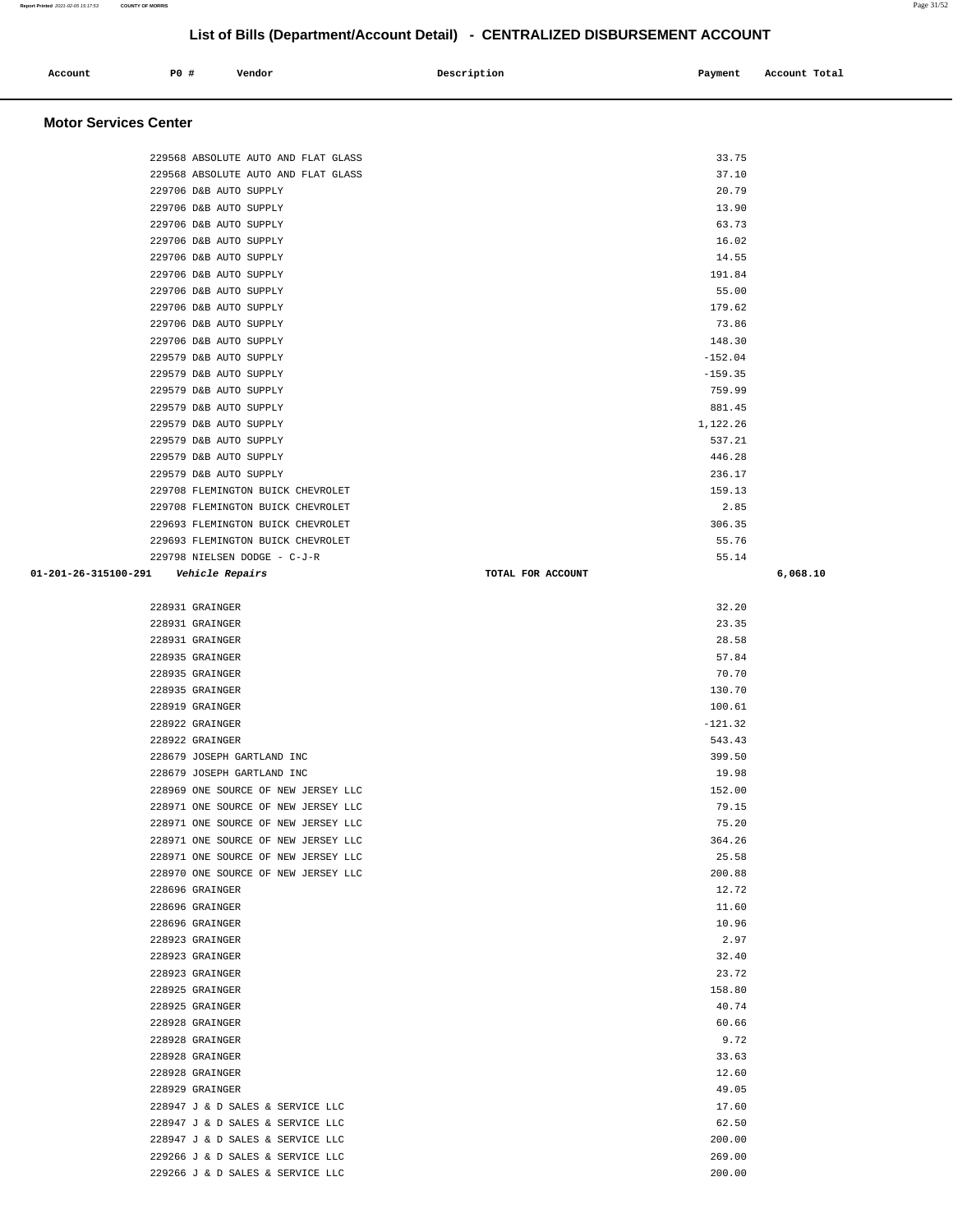# List of Bills (Department/Account Detail) - CENTRALIZED DISBURSEMENT ACCOUNT

| Account | PO # | Vendor | Description | Payment | Account Total |
|---|---|---|---|---|---|

## Motor Services Center

| Account | PO # | Vendor | Description | Payment | Account Total |
|---|---|---|---|---|---|
| | 229568 | ABSOLUTE AUTO AND FLAT GLASS | | 33.75 | |
| | 229568 | ABSOLUTE AUTO AND FLAT GLASS | | 37.10 | |
| | 229706 | D&B AUTO SUPPLY | | 20.79 | |
| | 229706 | D&B AUTO SUPPLY | | 13.90 | |
| | 229706 | D&B AUTO SUPPLY | | 63.73 | |
| | 229706 | D&B AUTO SUPPLY | | 16.02 | |
| | 229706 | D&B AUTO SUPPLY | | 14.55 | |
| | 229706 | D&B AUTO SUPPLY | | 191.84 | |
| | 229706 | D&B AUTO SUPPLY | | 55.00 | |
| | 229706 | D&B AUTO SUPPLY | | 179.62 | |
| | 229706 | D&B AUTO SUPPLY | | 73.86 | |
| | 229706 | D&B AUTO SUPPLY | | 148.30 | |
| | 229579 | D&B AUTO SUPPLY | | -152.04 | |
| | 229579 | D&B AUTO SUPPLY | | -159.35 | |
| | 229579 | D&B AUTO SUPPLY | | 759.99 | |
| | 229579 | D&B AUTO SUPPLY | | 881.45 | |
| | 229579 | D&B AUTO SUPPLY | | 1,122.26 | |
| | 229579 | D&B AUTO SUPPLY | | 537.21 | |
| | 229579 | D&B AUTO SUPPLY | | 446.28 | |
| | 229579 | D&B AUTO SUPPLY | | 236.17 | |
| | 229708 | FLEMINGTON BUICK CHEVROLET | | 159.13 | |
| | 229708 | FLEMINGTON BUICK CHEVROLET | | 2.85 | |
| | 229693 | FLEMINGTON BUICK CHEVROLET | | 306.35 | |
| | 229693 | FLEMINGTON BUICK CHEVROLET | | 55.76 | |
| | 229798 | NIELSEN DODGE - C-J-R | | 55.14 | |
| **01-201-26-315100-291** | | *Vehicle Repairs* | TOTAL FOR ACCOUNT | | 6,068.10 |
| | 228931 | GRAINGER | | 32.20 | |
| | 228931 | GRAINGER | | 23.35 | |
| | 228931 | GRAINGER | | 28.58 | |
| | 228935 | GRAINGER | | 57.84 | |
| | 228935 | GRAINGER | | 70.70 | |
| | 228935 | GRAINGER | | 130.70 | |
| | 228919 | GRAINGER | | 100.61 | |
| | 228922 | GRAINGER | | -121.32 | |
| | 228922 | GRAINGER | | 543.43 | |
| | 228679 | JOSEPH GARTLAND INC | | 399.50 | |
| | 228679 | JOSEPH GARTLAND INC | | 19.98 | |
| | 228969 | ONE SOURCE OF NEW JERSEY LLC | | 152.00 | |
| | 228971 | ONE SOURCE OF NEW JERSEY LLC | | 79.15 | |
| | 228971 | ONE SOURCE OF NEW JERSEY LLC | | 75.20 | |
| | 228971 | ONE SOURCE OF NEW JERSEY LLC | | 364.26 | |
| | 228971 | ONE SOURCE OF NEW JERSEY LLC | | 25.58 | |
| | 228970 | ONE SOURCE OF NEW JERSEY LLC | | 200.88 | |
| | 228696 | GRAINGER | | 12.72 | |
| | 228696 | GRAINGER | | 11.60 | |
| | 228696 | GRAINGER | | 10.96 | |
| | 228923 | GRAINGER | | 2.97 | |
| | 228923 | GRAINGER | | 32.40 | |
| | 228923 | GRAINGER | | 23.72 | |
| | 228925 | GRAINGER | | 158.80 | |
| | 228925 | GRAINGER | | 40.74 | |
| | 228928 | GRAINGER | | 60.66 | |
| | 228928 | GRAINGER | | 9.72 | |
| | 228928 | GRAINGER | | 33.63 | |
| | 228928 | GRAINGER | | 12.60 | |
| | 228929 | GRAINGER | | 49.05 | |
| | 228947 | J & D SALES & SERVICE LLC | | 17.60 | |
| | 228947 | J & D SALES & SERVICE LLC | | 62.50 | |
| | 228947 | J & D SALES & SERVICE LLC | | 200.00 | |
| | 229266 | J & D SALES & SERVICE LLC | | 269.00 | |
| | 229266 | J & D SALES & SERVICE LLC | | 200.00 | |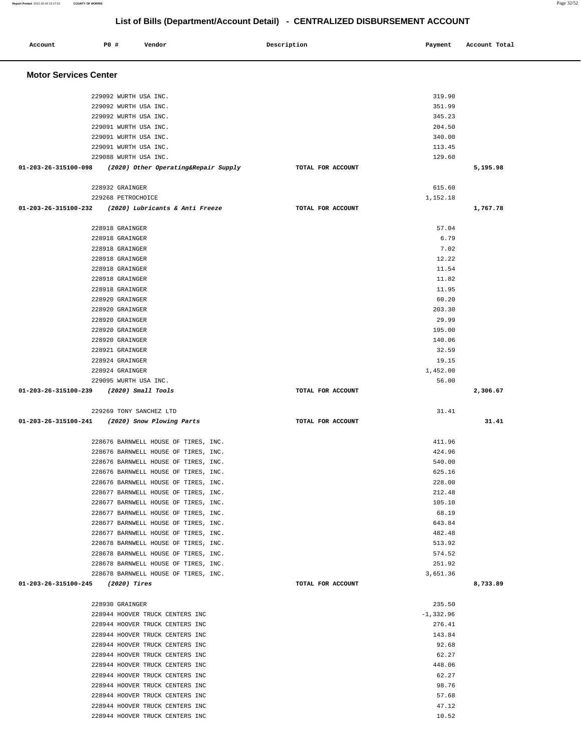# List of Bills (Department/Account Detail) - CENTRALIZED DISBURSEMENT ACCOUNT

| Account | PO # | Vendor | Description | Payment | Account Total |
|---|---|---|---|---|---|

## Motor Services Center

| Account | PO # | Vendor | Description | Payment | Account Total |
|---|---|---|---|---|---|
| | 229092 | WURTH USA INC. | | 319.90 | |
| | 229092 | WURTH USA INC. | | 351.99 | |
| | 229092 | WURTH USA INC. | | 345.23 | |
| | 229091 | WURTH USA INC. | | 204.50 | |
| | 229091 | WURTH USA INC. | | 340.00 | |
| | 229091 | WURTH USA INC. | | 113.45 | |
| | 229088 | WURTH USA INC. | | 129.60 | |
| **01-203-26-315100-098** | | ***(2020) Other Operating&Repair Supply*** | **TOTAL FOR ACCOUNT** | | **5,195.98** |
| | 228932 | GRAINGER | | 615.60 | |
| | 229268 | PETROCHOICE | | 1,152.18 | |
| **01-203-26-315100-232** | | ***(2020) Lubricants & Anti Freeze*** | **TOTAL FOR ACCOUNT** | | **1,767.78** |
| | 228918 | GRAINGER | | 57.04 | |
| | 228918 | GRAINGER | | 6.79 | |
| | 228918 | GRAINGER | | 7.02 | |
| | 228918 | GRAINGER | | 12.22 | |
| | 228918 | GRAINGER | | 11.54 | |
| | 228918 | GRAINGER | | 11.82 | |
| | 228918 | GRAINGER | | 11.95 | |
| | 228920 | GRAINGER | | 60.20 | |
| | 228920 | GRAINGER | | 203.30 | |
| | 228920 | GRAINGER | | 29.99 | |
| | 228920 | GRAINGER | | 195.00 | |
| | 228920 | GRAINGER | | 140.06 | |
| | 228921 | GRAINGER | | 32.59 | |
| | 228924 | GRAINGER | | 19.15 | |
| | 228924 | GRAINGER | | 1,452.00 | |
| | 229095 | WURTH USA INC. | | 56.00 | |
| **01-203-26-315100-239** | | ***(2020) Small Tools*** | **TOTAL FOR ACCOUNT** | | **2,306.67** |
| | 229269 | TONY SANCHEZ LTD | | 31.41 | |
| **01-203-26-315100-241** | | ***(2020) Snow Plowing Parts*** | **TOTAL FOR ACCOUNT** | | **31.41** |
| | 228676 | BARNWELL HOUSE OF TIRES, INC. | | 411.96 | |
| | 228676 | BARNWELL HOUSE OF TIRES, INC. | | 424.96 | |
| | 228676 | BARNWELL HOUSE OF TIRES, INC. | | 540.00 | |
| | 228676 | BARNWELL HOUSE OF TIRES, INC. | | 625.16 | |
| | 228676 | BARNWELL HOUSE OF TIRES, INC. | | 228.00 | |
| | 228677 | BARNWELL HOUSE OF TIRES, INC. | | 212.48 | |
| | 228677 | BARNWELL HOUSE OF TIRES, INC. | | 105.10 | |
| | 228677 | BARNWELL HOUSE OF TIRES, INC. | | 68.19 | |
| | 228677 | BARNWELL HOUSE OF TIRES, INC. | | 643.84 | |
| | 228677 | BARNWELL HOUSE OF TIRES, INC. | | 482.48 | |
| | 228678 | BARNWELL HOUSE OF TIRES, INC. | | 513.92 | |
| | 228678 | BARNWELL HOUSE OF TIRES, INC. | | 574.52 | |
| | 228678 | BARNWELL HOUSE OF TIRES, INC. | | 251.92 | |
| | 228678 | BARNWELL HOUSE OF TIRES, INC. | | 3,651.36 | |
| **01-203-26-315100-245** | | ***(2020) Tires*** | **TOTAL FOR ACCOUNT** | | **8,733.89** |
| | 228930 | GRAINGER | | 235.50 | |
| | 228944 | HOOVER TRUCK CENTERS INC | | -1,332.96 | |
| | 228944 | HOOVER TRUCK CENTERS INC | | 276.41 | |
| | 228944 | HOOVER TRUCK CENTERS INC | | 143.84 | |
| | 228944 | HOOVER TRUCK CENTERS INC | | 92.68 | |
| | 228944 | HOOVER TRUCK CENTERS INC | | 62.27 | |
| | 228944 | HOOVER TRUCK CENTERS INC | | 448.06 | |
| | 228944 | HOOVER TRUCK CENTERS INC | | 62.27 | |
| | 228944 | HOOVER TRUCK CENTERS INC | | 98.76 | |
| | 228944 | HOOVER TRUCK CENTERS INC | | 57.68 | |
| | 228944 | HOOVER TRUCK CENTERS INC | | 47.12 | |
| | 228944 | HOOVER TRUCK CENTERS INC | | 10.52 | |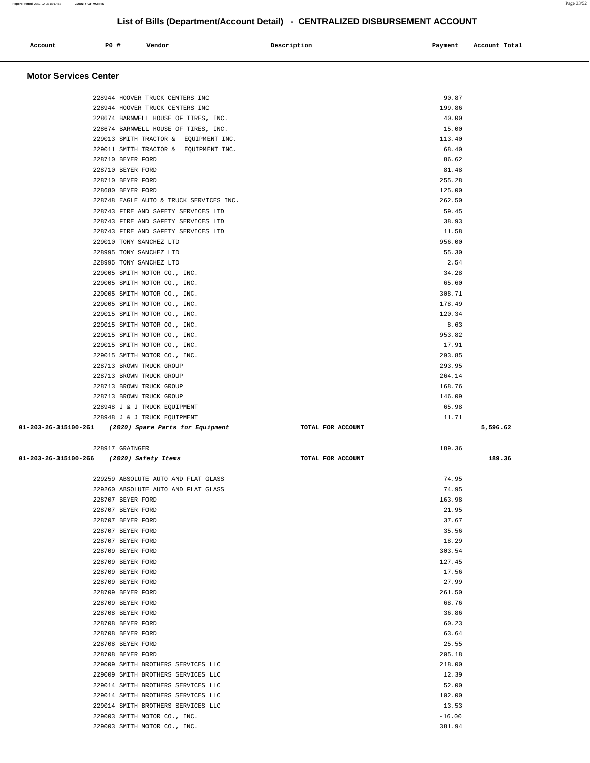# List of Bills (Department/Account Detail) - CENTRALIZED DISBURSEMENT ACCOUNT

| Account | PO # | Vendor | Description | Payment | Account Total |
|---|---|---|---|---|---|

## Motor Services Center

| Account | PO # | Vendor | Description | Payment | Account Total |
|---|---|---|---|---|---|
| | 228944 | HOOVER TRUCK CENTERS INC | | 90.87 | |
| | 228944 | HOOVER TRUCK CENTERS INC | | 199.86 | |
| | 228674 | BARNWELL HOUSE OF TIRES, INC. | | 40.00 | |
| | 228674 | BARNWELL HOUSE OF TIRES, INC. | | 15.00 | |
| | 229013 | SMITH TRACTOR & EQUIPMENT INC. | | 113.40 | |
| | 229011 | SMITH TRACTOR & EQUIPMENT INC. | | 68.40 | |
| | 228710 | BEYER FORD | | 86.62 | |
| | 228710 | BEYER FORD | | 81.48 | |
| | 228710 | BEYER FORD | | 255.28 | |
| | 228680 | BEYER FORD | | 125.00 | |
| | 228748 | EAGLE AUTO & TRUCK SERVICES INC. | | 262.50 | |
| | 228743 | FIRE AND SAFETY SERVICES LTD | | 59.45 | |
| | 228743 | FIRE AND SAFETY SERVICES LTD | | 38.93 | |
| | 228743 | FIRE AND SAFETY SERVICES LTD | | 11.58 | |
| | 229010 | TONY SANCHEZ LTD | | 956.00 | |
| | 228995 | TONY SANCHEZ LTD | | 55.30 | |
| | 228995 | TONY SANCHEZ LTD | | 2.54 | |
| | 229005 | SMITH MOTOR CO., INC. | | 34.28 | |
| | 229005 | SMITH MOTOR CO., INC. | | 65.60 | |
| | 229005 | SMITH MOTOR CO., INC. | | 308.71 | |
| | 229005 | SMITH MOTOR CO., INC. | | 178.49 | |
| | 229015 | SMITH MOTOR CO., INC. | | 120.34 | |
| | 229015 | SMITH MOTOR CO., INC. | | 8.63 | |
| | 229015 | SMITH MOTOR CO., INC. | | 953.82 | |
| | 229015 | SMITH MOTOR CO., INC. | | 17.91 | |
| | 229015 | SMITH MOTOR CO., INC. | | 293.85 | |
| | 228713 | BROWN TRUCK GROUP | | 293.95 | |
| | 228713 | BROWN TRUCK GROUP | | 264.14 | |
| | 228713 | BROWN TRUCK GROUP | | 168.76 | |
| | 228713 | BROWN TRUCK GROUP | | 146.09 | |
| | 228948 | J & J TRUCK EQUIPMENT | | 65.98 | |
| | 228948 | J & J TRUCK EQUIPMENT | | 11.71 | |
| **01-203-26-315100-261** | | *(2020) Spare Parts for Equipment* | TOTAL FOR ACCOUNT | | **5,596.62** |
| | 228917 | GRAINGER | | 189.36 | |
| **01-203-26-315100-266** | | *(2020) Safety Items* | TOTAL FOR ACCOUNT | | **189.36** |
| | 229259 | ABSOLUTE AUTO AND FLAT GLASS | | 74.95 | |
| | 229260 | ABSOLUTE AUTO AND FLAT GLASS | | 74.95 | |
| | 228707 | BEYER FORD | | 163.98 | |
| | 228707 | BEYER FORD | | 21.95 | |
| | 228707 | BEYER FORD | | 37.67 | |
| | 228707 | BEYER FORD | | 35.56 | |
| | 228707 | BEYER FORD | | 18.29 | |
| | 228709 | BEYER FORD | | 303.54 | |
| | 228709 | BEYER FORD | | 127.45 | |
| | 228709 | BEYER FORD | | 17.56 | |
| | 228709 | BEYER FORD | | 27.99 | |
| | 228709 | BEYER FORD | | 261.50 | |
| | 228709 | BEYER FORD | | 68.76 | |
| | 228708 | BEYER FORD | | 36.86 | |
| | 228708 | BEYER FORD | | 60.23 | |
| | 228708 | BEYER FORD | | 63.64 | |
| | 228708 | BEYER FORD | | 25.55 | |
| | 228708 | BEYER FORD | | 205.18 | |
| | 229009 | SMITH BROTHERS SERVICES LLC | | 218.00 | |
| | 229009 | SMITH BROTHERS SERVICES LLC | | 12.39 | |
| | 229014 | SMITH BROTHERS SERVICES LLC | | 52.00 | |
| | 229014 | SMITH BROTHERS SERVICES LLC | | 102.00 | |
| | 229014 | SMITH BROTHERS SERVICES LLC | | 13.53 | |
| | 229003 | SMITH MOTOR CO., INC. | | -16.00 | |
| | 229003 | SMITH MOTOR CO., INC. | | 381.94 | |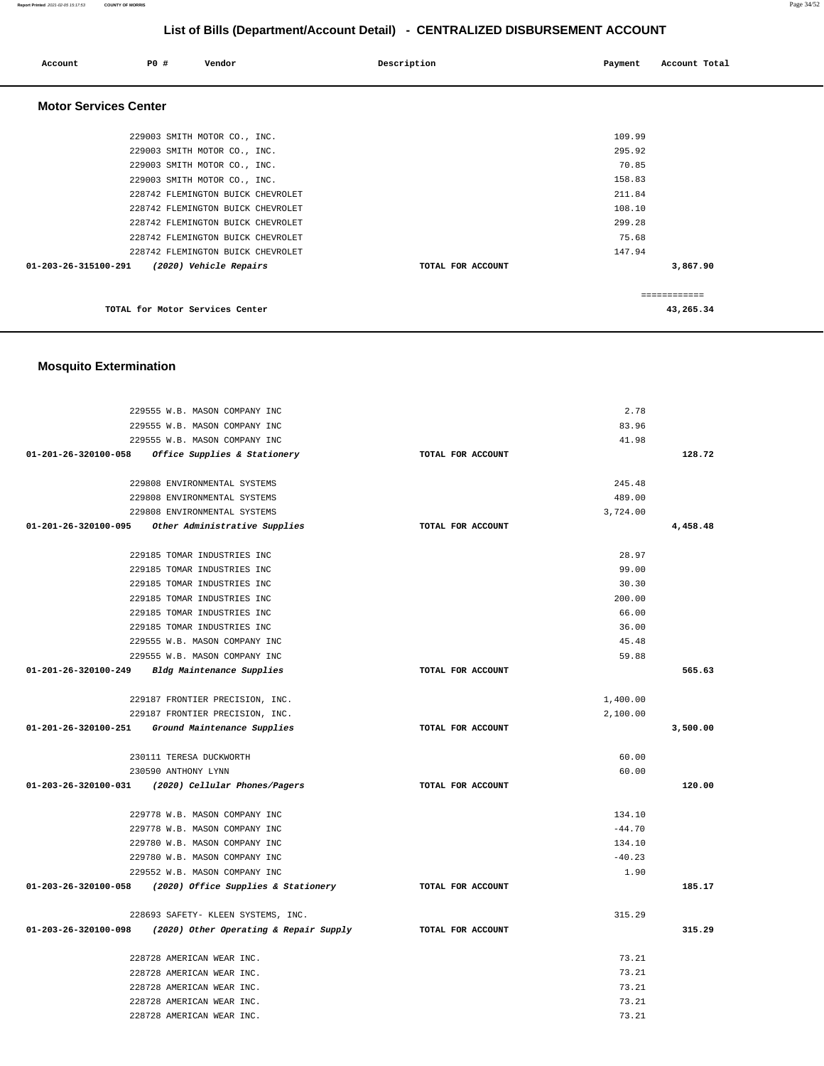## List of Bills (Department/Account Detail) - CENTRALIZED DISBURSEMENT ACCOUNT

| Account | PO # | Vendor | Description | Payment | Account Total |
|---|---|---|---|---|---|

### Motor Services Center

| Account | PO # | Vendor | Description | Payment | Account Total |
|---|---|---|---|---|---|
| | 229003 | SMITH MOTOR CO., INC. | | 109.99 | |
| | 229003 | SMITH MOTOR CO., INC. | | 295.92 | |
| | 229003 | SMITH MOTOR CO., INC. | | 70.85 | |
| | 229003 | SMITH MOTOR CO., INC. | | 158.83 | |
| | 228742 | FLEMINGTON BUICK CHEVROLET | | 211.84 | |
| | 228742 | FLEMINGTON BUICK CHEVROLET | | 108.10 | |
| | 228742 | FLEMINGTON BUICK CHEVROLET | | 299.28 | |
| | 228742 | FLEMINGTON BUICK CHEVROLET | | 75.68 | |
| | 228742 | FLEMINGTON BUICK CHEVROLET | | 147.94 | |
| 01-203-26-315100-291 | | *(2020) Vehicle Repairs* | TOTAL FOR ACCOUNT | | 3,867.90 |

TOTAL for Motor Services Center ============ 43,265.34

### Mosquito Extermination

| Account | PO # | Vendor | Description | Payment | Account Total |
|---|---|---|---|---|---|
| | 229555 | W.B. MASON COMPANY INC | | 2.78 | |
| | 229555 | W.B. MASON COMPANY INC | | 83.96 | |
| | 229555 | W.B. MASON COMPANY INC | | 41.98 | |
| 01-201-26-320100-058 | | *Office Supplies & Stationery* | TOTAL FOR ACCOUNT | | 128.72 |
| | 229808 | ENVIRONMENTAL SYSTEMS | | 245.48 | |
| | 229808 | ENVIRONMENTAL SYSTEMS | | 489.00 | |
| | 229808 | ENVIRONMENTAL SYSTEMS | | 3,724.00 | |
| 01-201-26-320100-095 | | *Other Administrative Supplies* | TOTAL FOR ACCOUNT | | 4,458.48 |
| | 229185 | TOMAR INDUSTRIES INC | | 28.97 | |
| | 229185 | TOMAR INDUSTRIES INC | | 99.00 | |
| | 229185 | TOMAR INDUSTRIES INC | | 30.30 | |
| | 229185 | TOMAR INDUSTRIES INC | | 200.00 | |
| | 229185 | TOMAR INDUSTRIES INC | | 66.00 | |
| | 229185 | TOMAR INDUSTRIES INC | | 36.00 | |
| | 229555 | W.B. MASON COMPANY INC | | 45.48 | |
| | 229555 | W.B. MASON COMPANY INC | | 59.88 | |
| 01-201-26-320100-249 | | *Bldg Maintenance Supplies* | TOTAL FOR ACCOUNT | | 565.63 |
| | 229187 | FRONTIER PRECISION, INC. | | 1,400.00 | |
| | 229187 | FRONTIER PRECISION, INC. | | 2,100.00 | |
| 01-201-26-320100-251 | | *Ground Maintenance Supplies* | TOTAL FOR ACCOUNT | | 3,500.00 |
| | 230111 | TERESA DUCKWORTH | | 60.00 | |
| | 230590 | ANTHONY LYNN | | 60.00 | |
| 01-203-26-320100-031 | | *(2020) Cellular Phones/Pagers* | TOTAL FOR ACCOUNT | | 120.00 |
| | 229778 | W.B. MASON COMPANY INC | | 134.10 | |
| | 229778 | W.B. MASON COMPANY INC | | -44.70 | |
| | 229780 | W.B. MASON COMPANY INC | | 134.10 | |
| | 229780 | W.B. MASON COMPANY INC | | -40.23 | |
| | 229552 | W.B. MASON COMPANY INC | | 1.90 | |
| 01-203-26-320100-058 | | *(2020) Office Supplies & Stationery* | TOTAL FOR ACCOUNT | | 185.17 |
| | 228693 | SAFETY- KLEEN SYSTEMS, INC. | | 315.29 | |
| 01-203-26-320100-098 | | *(2020) Other Operating & Repair Supply* | TOTAL FOR ACCOUNT | | 315.29 |
| | 228728 | AMERICAN WEAR INC. | | 73.21 | |
| | 228728 | AMERICAN WEAR INC. | | 73.21 | |
| | 228728 | AMERICAN WEAR INC. | | 73.21 | |
| | 228728 | AMERICAN WEAR INC. | | 73.21 | |
| | 228728 | AMERICAN WEAR INC. | | 73.21 | |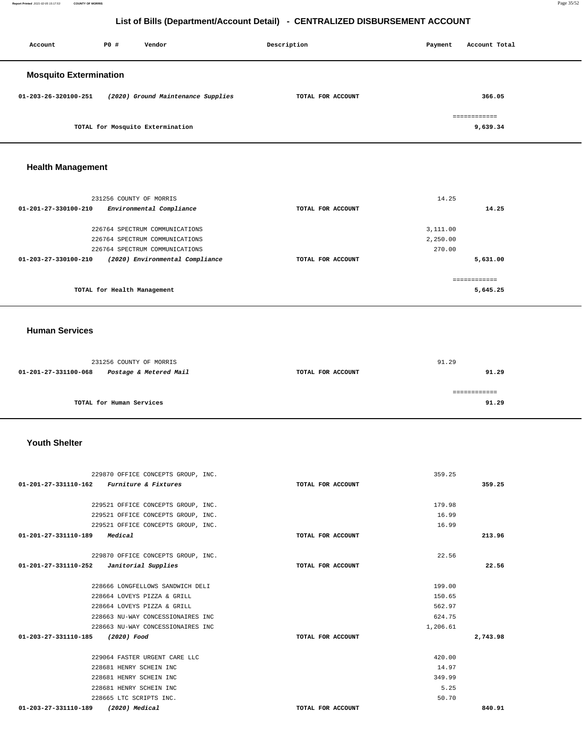## List of Bills (Department/Account Detail) - CENTRALIZED DISBURSEMENT ACCOUNT

| Account | PO # | Vendor | Description | Payment | Account Total |
|---|---|---|---|---|---|

### Mosquito Extermination

| Account | PO # | Vendor | Description | Payment | Account Total |
|---|---|---|---|---|---|
| 01-203-26-320100-251 | | *(2020) Ground Maintenance Supplies* | TOTAL FOR ACCOUNT | | 366.05 |
| | | TOTAL for Mosquito Extermination | | | 9,639.34 |

### Health Management

| Account | PO # | Vendor | Description | Payment | Account Total |
|---|---|---|---|---|---|
| | 231256 | COUNTY OF MORRIS | | 14.25 | |
| 01-201-27-330100-210 | | *Environmental Compliance* | TOTAL FOR ACCOUNT | | 14.25 |
| | 226764 | SPECTRUM COMMUNICATIONS | | 3,111.00 | |
| | 226764 | SPECTRUM COMMUNICATIONS | | 2,250.00 | |
| | 226764 | SPECTRUM COMMUNICATIONS | | 270.00 | |
| 01-203-27-330100-210 | | *(2020) Environmental Compliance* | TOTAL FOR ACCOUNT | | 5,631.00 |
| | | TOTAL for Health Management | | | 5,645.25 |

### Human Services

| Account | PO # | Vendor | Description | Payment | Account Total |
|---|---|---|---|---|---|
| | 231256 | COUNTY OF MORRIS | | 91.29 | |
| 01-201-27-331100-068 | | *Postage & Metered Mail* | TOTAL FOR ACCOUNT | | 91.29 |
| | | TOTAL for Human Services | | | 91.29 |

### Youth Shelter

| Account | PO # | Vendor | Description | Payment | Account Total |
|---|---|---|---|---|---|
| | 229870 | OFFICE CONCEPTS GROUP, INC. | | 359.25 | |
| 01-201-27-331110-162 | | *Furniture & Fixtures* | TOTAL FOR ACCOUNT | | 359.25 |
| | 229521 | OFFICE CONCEPTS GROUP, INC. | | 179.98 | |
| | 229521 | OFFICE CONCEPTS GROUP, INC. | | 16.99 | |
| | 229521 | OFFICE CONCEPTS GROUP, INC. | | 16.99 | |
| 01-201-27-331110-189 | | *Medical* | TOTAL FOR ACCOUNT | | 213.96 |
| | 229870 | OFFICE CONCEPTS GROUP, INC. | | 22.56 | |
| 01-201-27-331110-252 | | *Janitorial Supplies* | TOTAL FOR ACCOUNT | | 22.56 |
| | 228666 | LONGFELLOWS SANDWICH DELI | | 199.00 | |
| | 228664 | LOVEYS PIZZA & GRILL | | 150.65 | |
| | 228664 | LOVEYS PIZZA & GRILL | | 562.97 | |
| | 228663 | NU-WAY CONCESSIONAIRES INC | | 624.75 | |
| | 228663 | NU-WAY CONCESSIONAIRES INC | | 1,206.61 | |
| 01-203-27-331110-185 | | *(2020) Food* | TOTAL FOR ACCOUNT | | 2,743.98 |
| | 229064 | FASTER URGENT CARE LLC | | 420.00 | |
| | 228681 | HENRY SCHEIN INC | | 14.97 | |
| | 228681 | HENRY SCHEIN INC | | 349.99 | |
| | 228681 | HENRY SCHEIN INC | | 5.25 | |
| | 228665 | LTC SCRIPTS INC. | | 50.70 | |
| 01-203-27-331110-189 | | *(2020) Medical* | TOTAL FOR ACCOUNT | | 840.91 |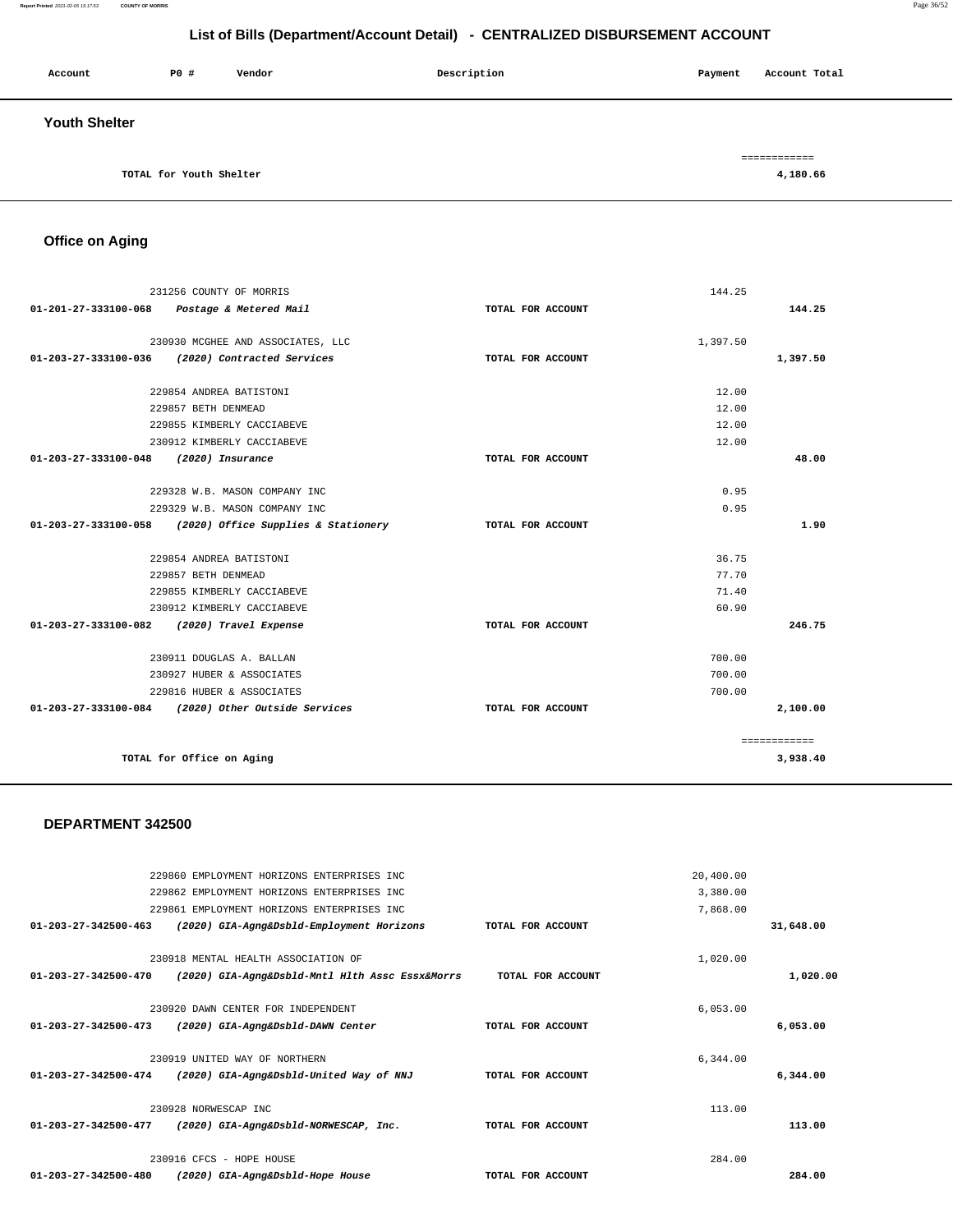# List of Bills (Department/Account Detail) - CENTRALIZED DISBURSEMENT ACCOUNT

| Account | PO # | Vendor | Description | Payment | Account Total |
|---|---|---|---|---|---|

## Youth Shelter

| | | |
|---|---|---|
| TOTAL for Youth Shelter | | ============ 4,180.66 |

## Office on Aging

| Account | PO # / Vendor | Description | Payment | Account Total |
|---|---|---|---|---|
| | 231256 COUNTY OF MORRIS | | 144.25 | |
| 01-201-27-333100-068 | *Postage & Metered Mail* | TOTAL FOR ACCOUNT | | 144.25 |
| | 230930 MCGHEE AND ASSOCIATES, LLC | | 1,397.50 | |
| 01-203-27-333100-036 | *(2020) Contracted Services* | TOTAL FOR ACCOUNT | | 1,397.50 |
| | 229854 ANDREA BATISTONI | | 12.00 | |
| | 229857 BETH DENMEAD | | 12.00 | |
| | 229855 KIMBERLY CACCIABEVE | | 12.00 | |
| | 230912 KIMBERLY CACCIABEVE | | 12.00 | |
| 01-203-27-333100-048 | *(2020) Insurance* | TOTAL FOR ACCOUNT | | 48.00 |
| | 229328 W.B. MASON COMPANY INC | | 0.95 | |
| | 229329 W.B. MASON COMPANY INC | | 0.95 | |
| 01-203-27-333100-058 | *(2020) Office Supplies & Stationery* | TOTAL FOR ACCOUNT | | 1.90 |
| | 229854 ANDREA BATISTONI | | 36.75 | |
| | 229857 BETH DENMEAD | | 77.70 | |
| | 229855 KIMBERLY CACCIABEVE | | 71.40 | |
| | 230912 KIMBERLY CACCIABEVE | | 60.90 | |
| 01-203-27-333100-082 | *(2020) Travel Expense* | TOTAL FOR ACCOUNT | | 246.75 |
| | 230911 DOUGLAS A. BALLAN | | 700.00 | |
| | 230927 HUBER & ASSOCIATES | | 700.00 | |
| | 229816 HUBER & ASSOCIATES | | 700.00 | |
| 01-203-27-333100-084 | *(2020) Other Outside Services* | TOTAL FOR ACCOUNT | | 2,100.00 |
| | TOTAL for Office on Aging | | | ============ 3,938.40 |

## DEPARTMENT 342500

| Account | PO # / Vendor | Description | Payment | Account Total |
|---|---|---|---|---|
| | 229860 EMPLOYMENT HORIZONS ENTERPRISES INC | | 20,400.00 | |
| | 229862 EMPLOYMENT HORIZONS ENTERPRISES INC | | 3,380.00 | |
| | 229861 EMPLOYMENT HORIZONS ENTERPRISES INC | | 7,868.00 | |
| 01-203-27-342500-463 | *(2020) GIA-Agng&Dsbld-Employment Horizons* | TOTAL FOR ACCOUNT | | 31,648.00 |
| | 230918 MENTAL HEALTH ASSOCIATION OF | | 1,020.00 | |
| 01-203-27-342500-470 | *(2020) GIA-Agng&Dsbld-Mntl Hlth Assc Essx&Morrs* | TOTAL FOR ACCOUNT | | 1,020.00 |
| | 230920 DAWN CENTER FOR INDEPENDENT | | 6,053.00 | |
| 01-203-27-342500-473 | *(2020) GIA-Agng&Dsbld-DAWN Center* | TOTAL FOR ACCOUNT | | 6,053.00 |
| | 230919 UNITED WAY OF NORTHERN | | 6,344.00 | |
| 01-203-27-342500-474 | *(2020) GIA-Agng&Dsbld-United Way of NNJ* | TOTAL FOR ACCOUNT | | 6,344.00 |
| | 230928 NORWESCAP INC | | 113.00 | |
| 01-203-27-342500-477 | *(2020) GIA-Agng&Dsbld-NORWESCAP, Inc.* | TOTAL FOR ACCOUNT | | 113.00 |
| | 230916 CFCS - HOPE HOUSE | | 284.00 | |
| 01-203-27-342500-480 | *(2020) GIA-Agng&Dsbld-Hope House* | TOTAL FOR ACCOUNT | | 284.00 |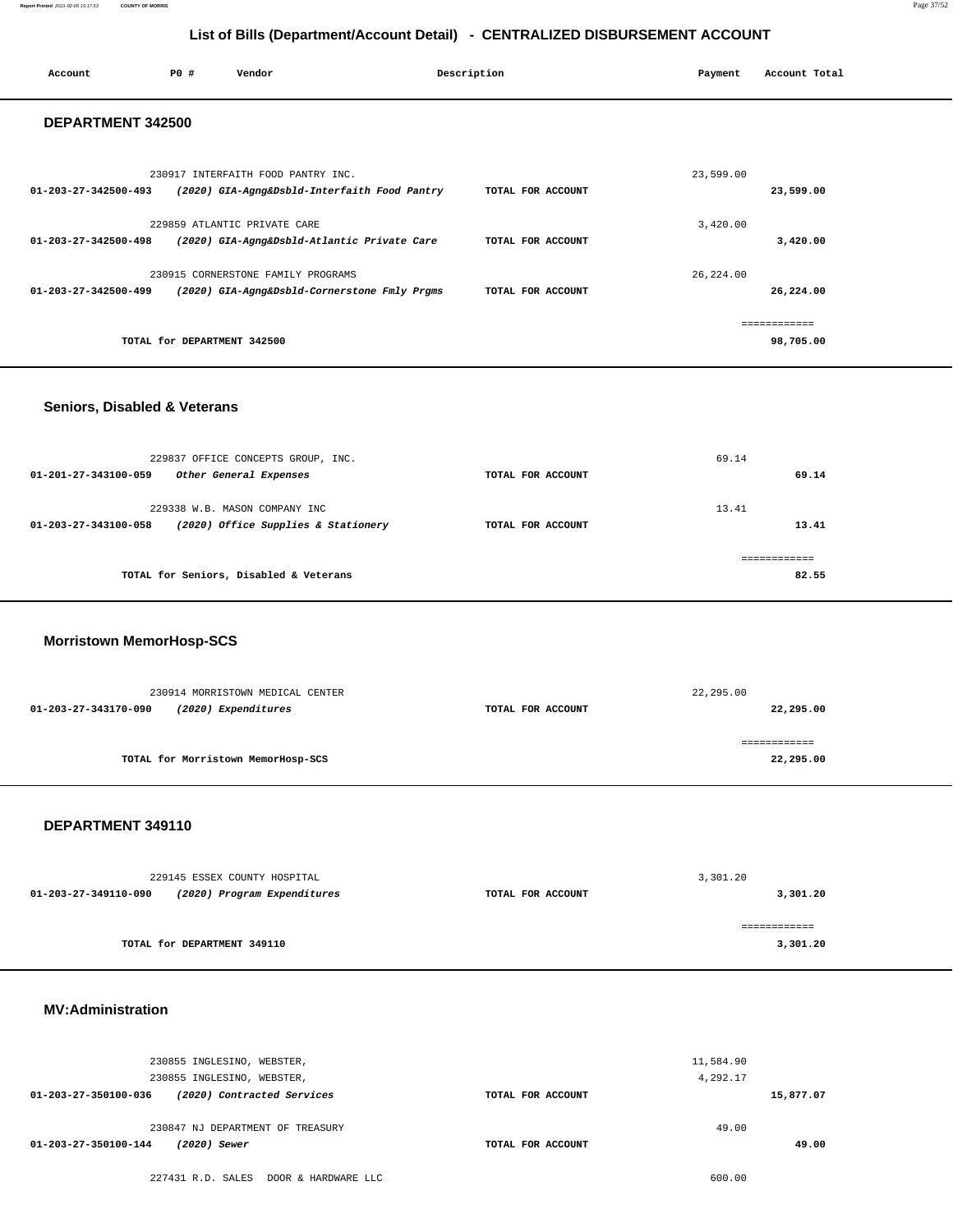## List of Bills (Department/Account Detail) - CENTRALIZED DISBURSEMENT ACCOUNT

| Account | PO # | Vendor | Description | Payment | Account Total |
|---|---|---|---|---|---|

### DEPARTMENT 342500

| Account | PO # / Vendor / Description | | Payment | Account Total |
|---|---|---|---|---|
| | 230917 INTERFAITH FOOD PANTRY INC. | | 23,599.00 | |
| 01-203-27-342500-493 | *(2020) GIA-Agng&Dsbld-Interfaith Food Pantry* | TOTAL FOR ACCOUNT | | 23,599.00 |
| | 229859 ATLANTIC PRIVATE CARE | | 3,420.00 | |
| 01-203-27-342500-498 | *(2020) GIA-Agng&Dsbld-Atlantic Private Care* | TOTAL FOR ACCOUNT | | 3,420.00 |
| | 230915 CORNERSTONE FAMILY PROGRAMS | | 26,224.00 | |
| 01-203-27-342500-499 | *(2020) GIA-Agng&Dsbld-Cornerstone Fmly Prgms* | TOTAL FOR ACCOUNT | | 26,224.00 |
| | TOTAL for DEPARTMENT 342500 | | | 98,705.00 |

### Seniors, Disabled & Veterans

| Account | PO # / Vendor / Description | | Payment | Account Total |
|---|---|---|---|---|
| | 229837 OFFICE CONCEPTS GROUP, INC. | | 69.14 | |
| 01-201-27-343100-059 | *Other General Expenses* | TOTAL FOR ACCOUNT | | 69.14 |
| | 229338 W.B. MASON COMPANY INC | | 13.41 | |
| 01-203-27-343100-058 | *(2020) Office Supplies & Stationery* | TOTAL FOR ACCOUNT | | 13.41 |
| | TOTAL for Seniors, Disabled & Veterans | | | 82.55 |

### Morristown MemorHosp-SCS

| Account | PO # / Vendor / Description | | Payment | Account Total |
|---|---|---|---|---|
| | 230914 MORRISTOWN MEDICAL CENTER | | 22,295.00 | |
| 01-203-27-343170-090 | *(2020) Expenditures* | TOTAL FOR ACCOUNT | | 22,295.00 |
| | TOTAL for Morristown MemorHosp-SCS | | | 22,295.00 |

### DEPARTMENT 349110

| Account | PO # / Vendor / Description | | Payment | Account Total |
|---|---|---|---|---|
| | 229145 ESSEX COUNTY HOSPITAL | | 3,301.20 | |
| 01-203-27-349110-090 | *(2020) Program Expenditures* | TOTAL FOR ACCOUNT | | 3,301.20 |
| | TOTAL for DEPARTMENT 349110 | | | 3,301.20 |

### MV:Administration

| Account | PO # / Vendor / Description | | Payment | Account Total |
|---|---|---|---|---|
| | 230855 INGLESINO, WEBSTER, | | 11,584.90 | |
| | 230855 INGLESINO, WEBSTER, | | 4,292.17 | |
| 01-203-27-350100-036 | *(2020) Contracted Services* | TOTAL FOR ACCOUNT | | 15,877.07 |
| | 230847 NJ DEPARTMENT OF TREASURY | | 49.00 | |
| 01-203-27-350100-144 | *(2020) Sewer* | TOTAL FOR ACCOUNT | | 49.00 |
| | 227431 R.D. SALES DOOR & HARDWARE LLC | | 600.00 | |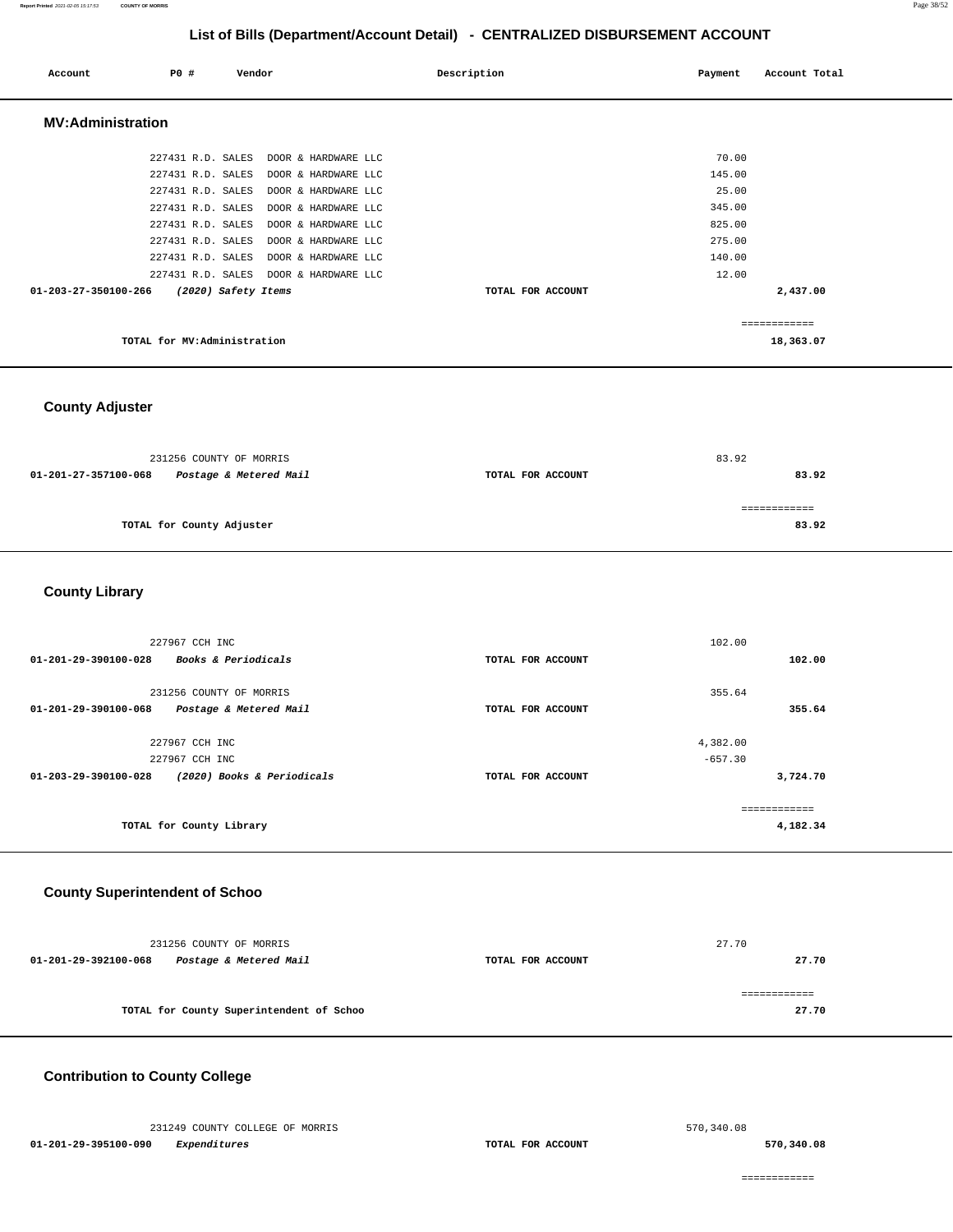## List of Bills (Department/Account Detail) - CENTRALIZED DISBURSEMENT ACCOUNT

| Account | PO # | Vendor | Description | Payment | Account Total |
|---|---|---|---|---|---|

### MV:Administration

| Account | PO # | Vendor | Description | Payment | Account Total |
|---|---|---|---|---|---|
| | 227431 | R.D. SALES DOOR & HARDWARE LLC | | 70.00 | |
| | 227431 | R.D. SALES DOOR & HARDWARE LLC | | 145.00 | |
| | 227431 | R.D. SALES DOOR & HARDWARE LLC | | 25.00 | |
| | 227431 | R.D. SALES DOOR & HARDWARE LLC | | 345.00 | |
| | 227431 | R.D. SALES DOOR & HARDWARE LLC | | 825.00 | |
| | 227431 | R.D. SALES DOOR & HARDWARE LLC | | 275.00 | |
| | 227431 | R.D. SALES DOOR & HARDWARE LLC | | 140.00 | |
| | 227431 | R.D. SALES DOOR & HARDWARE LLC | | 12.00 | |
| **01-203-27-350100-266** | *(2020) Safety Items* | | TOTAL FOR ACCOUNT | | **2,437.00** |

TOTAL for MV:Administration ============ **18,363.07**

### County Adjuster

| Account | PO # | Vendor | Description | Payment | Account Total |
|---|---|---|---|---|---|
| | 231256 | COUNTY OF MORRIS | | 83.92 | |
| **01-201-27-357100-068** | *Postage & Metered Mail* | | TOTAL FOR ACCOUNT | | **83.92** |

TOTAL for County Adjuster ============ **83.92**

### County Library

| Account | PO # | Vendor | Description | Payment | Account Total |
|---|---|---|---|---|---|
| | 227967 | CCH INC | | 102.00 | |
| **01-201-29-390100-028** | *Books & Periodicals* | | TOTAL FOR ACCOUNT | | **102.00** |
| | 231256 | COUNTY OF MORRIS | | 355.64 | |
| **01-201-29-390100-068** | *Postage & Metered Mail* | | TOTAL FOR ACCOUNT | | **355.64** |
| | 227967 | CCH INC | | 4,382.00 | |
| | 227967 | CCH INC | | -657.30 | |
| **01-203-29-390100-028** | *(2020) Books & Periodicals* | | TOTAL FOR ACCOUNT | | **3,724.70** |

TOTAL for County Library ============ **4,182.34**

### County Superintendent of Schoo

| Account | PO # | Vendor | Description | Payment | Account Total |
|---|---|---|---|---|---|
| | 231256 | COUNTY OF MORRIS | | 27.70 | |
| **01-201-29-392100-068** | *Postage & Metered Mail* | | TOTAL FOR ACCOUNT | | **27.70** |

TOTAL for County Superintendent of Schoo ============ **27.70**

### Contribution to County College

| Account | PO # | Vendor | Description | Payment | Account Total |
|---|---|---|---|---|---|
| | 231249 | COUNTY COLLEGE OF MORRIS | | 570,340.08 | |
| **01-201-29-395100-090** | *Expenditures* | | TOTAL FOR ACCOUNT | | **570,340.08** |

============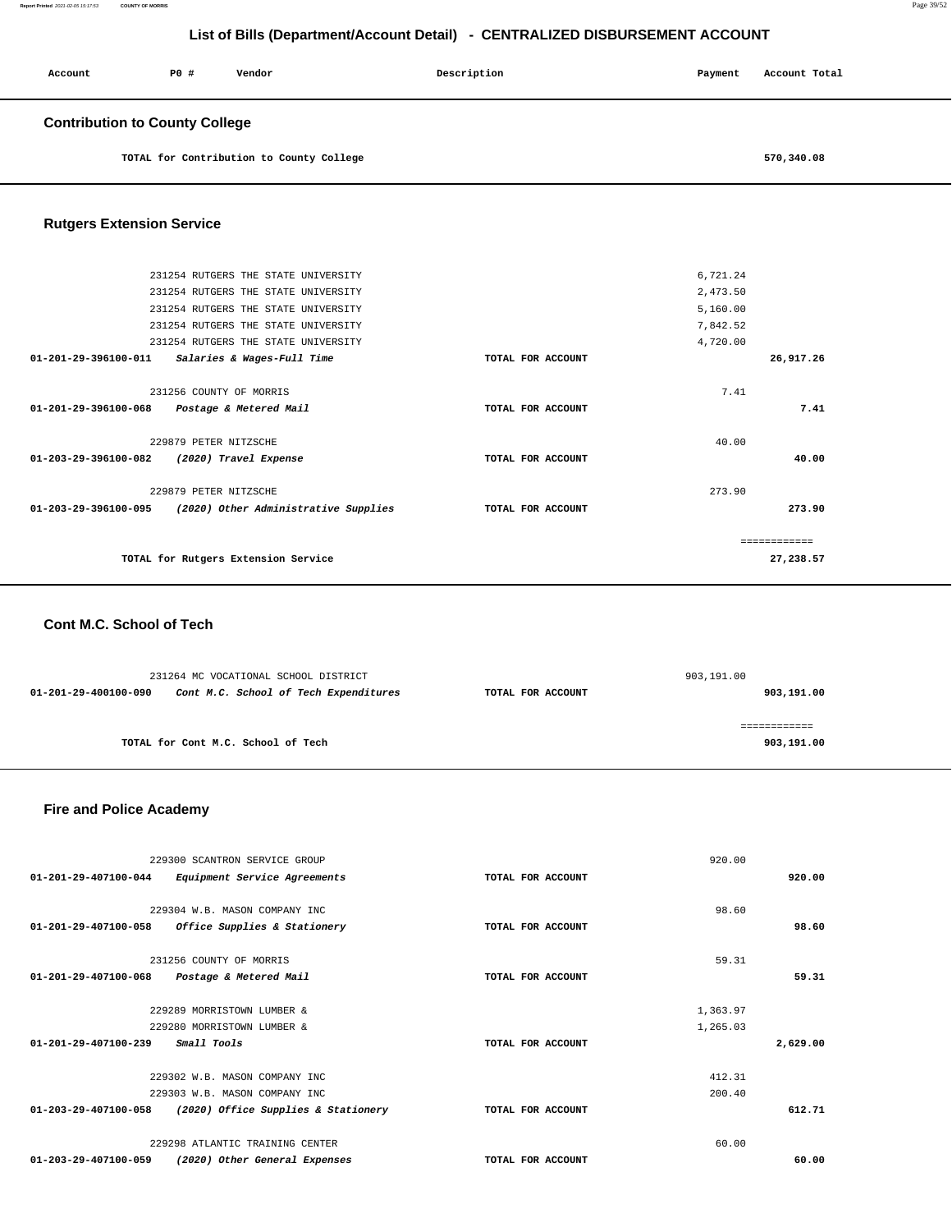## List of Bills (Department/Account Detail) - CENTRALIZED DISBURSEMENT ACCOUNT

| Account | PO # | Vendor | Description | Payment | Account Total |
|---|---|---|---|---|---|

### Contribution to County College

| | | | | |
|---|---|---|---|---|
| | TOTAL for Contribution to County College | | | 570,340.08 |

### Rutgers Extension Service

| Account | PO # / Vendor | Description | Payment | Account Total |
|---|---|---|---|---|
| | 231254 RUTGERS THE STATE UNIVERSITY | | 6,721.24 | |
| | 231254 RUTGERS THE STATE UNIVERSITY | | 2,473.50 | |
| | 231254 RUTGERS THE STATE UNIVERSITY | | 5,160.00 | |
| | 231254 RUTGERS THE STATE UNIVERSITY | | 7,842.52 | |
| | 231254 RUTGERS THE STATE UNIVERSITY | | 4,720.00 | |
| 01-201-29-396100-011 | *Salaries & Wages-Full Time* | TOTAL FOR ACCOUNT | | 26,917.26 |
| | 231256 COUNTY OF MORRIS | | 7.41 | |
| 01-201-29-396100-068 | *Postage & Metered Mail* | TOTAL FOR ACCOUNT | | 7.41 |
| | 229879 PETER NITZSCHE | | 40.00 | |
| 01-203-29-396100-082 | *(2020) Travel Expense* | TOTAL FOR ACCOUNT | | 40.00 |
| | 229879 PETER NITZSCHE | | 273.90 | |
| 01-203-29-396100-095 | *(2020) Other Administrative Supplies* | TOTAL FOR ACCOUNT | | 273.90 |
| | | | | ============ |
| | TOTAL for Rutgers Extension Service | | | 27,238.57 |

### Cont M.C. School of Tech

| Account | PO # / Vendor | Description | Payment | Account Total |
|---|---|---|---|---|
| | 231264 MC VOCATIONAL SCHOOL DISTRICT | | 903,191.00 | |
| 01-201-29-400100-090 | *Cont M.C. School of Tech Expenditures* | TOTAL FOR ACCOUNT | | 903,191.00 |
| | | | | ============ |
| | TOTAL for Cont M.C. School of Tech | | | 903,191.00 |

### Fire and Police Academy

| Account | PO # / Vendor | Description | Payment | Account Total |
|---|---|---|---|---|
| | 229300 SCANTRON SERVICE GROUP | | 920.00 | |
| 01-201-29-407100-044 | *Equipment Service Agreements* | TOTAL FOR ACCOUNT | | 920.00 |
| | 229304 W.B. MASON COMPANY INC | | 98.60 | |
| 01-201-29-407100-058 | *Office Supplies & Stationery* | TOTAL FOR ACCOUNT | | 98.60 |
| | 231256 COUNTY OF MORRIS | | 59.31 | |
| 01-201-29-407100-068 | *Postage & Metered Mail* | TOTAL FOR ACCOUNT | | 59.31 |
| | 229289 MORRISTOWN LUMBER & | | 1,363.97 | |
| | 229280 MORRISTOWN LUMBER & | | 1,265.03 | |
| 01-201-29-407100-239 | *Small Tools* | TOTAL FOR ACCOUNT | | 2,629.00 |
| | 229302 W.B. MASON COMPANY INC | | 412.31 | |
| | 229303 W.B. MASON COMPANY INC | | 200.40 | |
| 01-203-29-407100-058 | *(2020) Office Supplies & Stationery* | TOTAL FOR ACCOUNT | | 612.71 |
| | 229298 ATLANTIC TRAINING CENTER | | 60.00 | |
| 01-203-29-407100-059 | *(2020) Other General Expenses* | TOTAL FOR ACCOUNT | | 60.00 |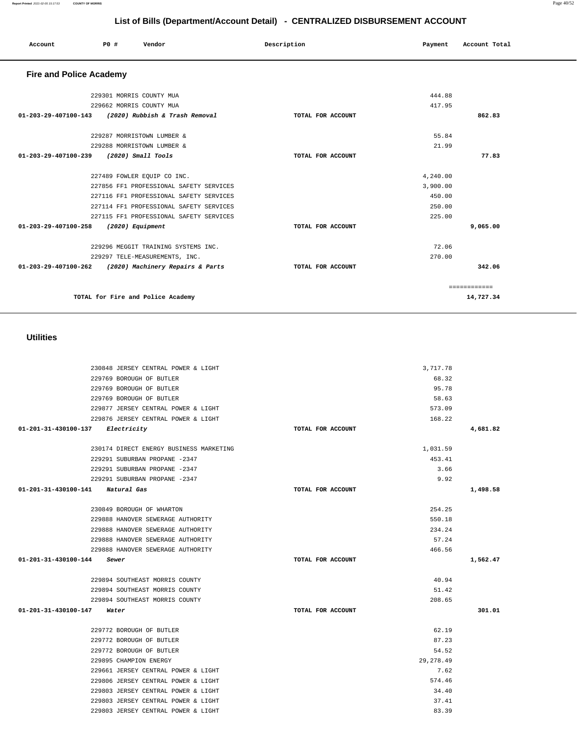# List of Bills (Department/Account Detail) - CENTRALIZED DISBURSEMENT ACCOUNT

| Account | PO # | Vendor | Description | Payment | Account Total |
|---|---|---|---|---|---|

## Fire and Police Academy

| Account | PO # | Vendor | Description | Payment | Account Total |
|---|---|---|---|---|---|
| | 229301 | MORRIS COUNTY MUA | | 444.88 | |
| | 229662 | MORRIS COUNTY MUA | | 417.95 | |
| **01-203-29-407100-143** | | ***(2020) Rubbish & Trash Removal*** | TOTAL FOR ACCOUNT | | **862.83** |
| | 229287 | MORRISTOWN LUMBER & | | 55.84 | |
| | 229288 | MORRISTOWN LUMBER & | | 21.99 | |
| **01-203-29-407100-239** | | ***(2020) Small Tools*** | TOTAL FOR ACCOUNT | | **77.83** |
| | 227489 | FOWLER EQUIP CO INC. | | 4,240.00 | |
| | 227856 | FF1 PROFESSIONAL SAFETY SERVICES | | 3,900.00 | |
| | 227116 | FF1 PROFESSIONAL SAFETY SERVICES | | 450.00 | |
| | 227114 | FF1 PROFESSIONAL SAFETY SERVICES | | 250.00 | |
| | 227115 | FF1 PROFESSIONAL SAFETY SERVICES | | 225.00 | |
| **01-203-29-407100-258** | | ***(2020) Equipment*** | TOTAL FOR ACCOUNT | | **9,065.00** |
| | 229296 | MEGGIT TRAINING SYSTEMS INC. | | 72.06 | |
| | 229297 | TELE-MEASUREMENTS, INC. | | 270.00 | |
| **01-203-29-407100-262** | | ***(2020) Machinery Repairs & Parts*** | TOTAL FOR ACCOUNT | | **342.06** |
| | | | | | ============ |
| | | **TOTAL for Fire and Police Academy** | | | **14,727.34** |

## Utilities

| Account | PO # | Vendor | Description | Payment | Account Total |
|---|---|---|---|---|---|
| | 230848 | JERSEY CENTRAL POWER & LIGHT | | 3,717.78 | |
| | 229769 | BOROUGH OF BUTLER | | 68.32 | |
| | 229769 | BOROUGH OF BUTLER | | 95.78 | |
| | 229769 | BOROUGH OF BUTLER | | 58.63 | |
| | 229877 | JERSEY CENTRAL POWER & LIGHT | | 573.09 | |
| | 229876 | JERSEY CENTRAL POWER & LIGHT | | 168.22 | |
| **01-201-31-430100-137** | | ***Electricity*** | TOTAL FOR ACCOUNT | | **4,681.82** |
| | 230174 | DIRECT ENERGY BUSINESS MARKETING | | 1,031.59 | |
| | 229291 | SUBURBAN PROPANE -2347 | | 453.41 | |
| | 229291 | SUBURBAN PROPANE -2347 | | 3.66 | |
| | 229291 | SUBURBAN PROPANE -2347 | | 9.92 | |
| **01-201-31-430100-141** | | ***Natural Gas*** | TOTAL FOR ACCOUNT | | **1,498.58** |
| | 230849 | BOROUGH OF WHARTON | | 254.25 | |
| | 229888 | HANOVER SEWERAGE AUTHORITY | | 550.18 | |
| | 229888 | HANOVER SEWERAGE AUTHORITY | | 234.24 | |
| | 229888 | HANOVER SEWERAGE AUTHORITY | | 57.24 | |
| | 229888 | HANOVER SEWERAGE AUTHORITY | | 466.56 | |
| **01-201-31-430100-144** | | ***Sewer*** | TOTAL FOR ACCOUNT | | **1,562.47** |
| | 229894 | SOUTHEAST MORRIS COUNTY | | 40.94 | |
| | 229894 | SOUTHEAST MORRIS COUNTY | | 51.42 | |
| | 229894 | SOUTHEAST MORRIS COUNTY | | 208.65 | |
| **01-201-31-430100-147** | | ***Water*** | TOTAL FOR ACCOUNT | | **301.01** |
| | 229772 | BOROUGH OF BUTLER | | 62.19 | |
| | 229772 | BOROUGH OF BUTLER | | 87.23 | |
| | 229772 | BOROUGH OF BUTLER | | 54.52 | |
| | 229895 | CHAMPION ENERGY | | 29,278.49 | |
| | 229661 | JERSEY CENTRAL POWER & LIGHT | | 7.62 | |
| | 229806 | JERSEY CENTRAL POWER & LIGHT | | 574.46 | |
| | 229803 | JERSEY CENTRAL POWER & LIGHT | | 34.40 | |
| | 229803 | JERSEY CENTRAL POWER & LIGHT | | 37.41 | |
| | 229803 | JERSEY CENTRAL POWER & LIGHT | | 83.39 | |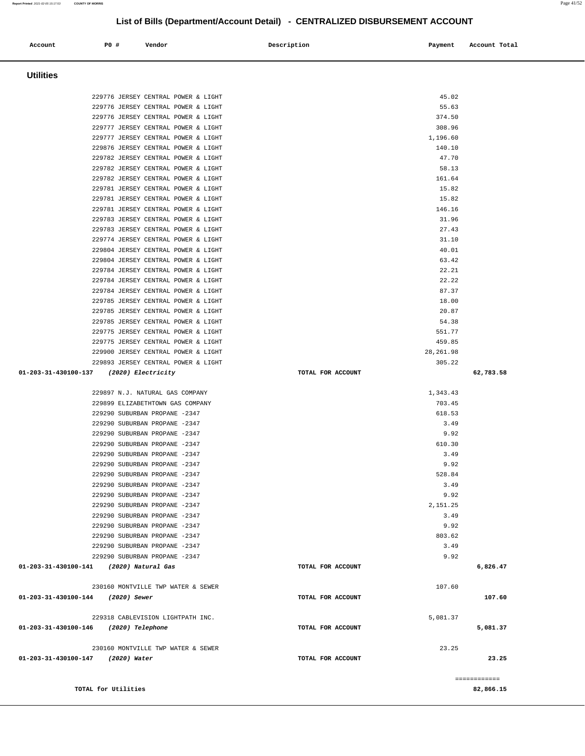# List of Bills (Department/Account Detail) - CENTRALIZED DISBURSEMENT ACCOUNT

| Account | PO # | Vendor | Description | Payment | Account Total |
|---|---|---|---|---|---|

## Utilities

| Account | PO # | Vendor | Description | Payment | Account Total |
|---|---|---|---|---|---|
| | 229776 | JERSEY CENTRAL POWER & LIGHT | | 45.02 | |
| | 229776 | JERSEY CENTRAL POWER & LIGHT | | 55.63 | |
| | 229776 | JERSEY CENTRAL POWER & LIGHT | | 374.50 | |
| | 229777 | JERSEY CENTRAL POWER & LIGHT | | 308.96 | |
| | 229777 | JERSEY CENTRAL POWER & LIGHT | | 1,196.60 | |
| | 229876 | JERSEY CENTRAL POWER & LIGHT | | 140.10 | |
| | 229782 | JERSEY CENTRAL POWER & LIGHT | | 47.70 | |
| | 229782 | JERSEY CENTRAL POWER & LIGHT | | 58.13 | |
| | 229782 | JERSEY CENTRAL POWER & LIGHT | | 161.64 | |
| | 229781 | JERSEY CENTRAL POWER & LIGHT | | 15.82 | |
| | 229781 | JERSEY CENTRAL POWER & LIGHT | | 15.82 | |
| | 229781 | JERSEY CENTRAL POWER & LIGHT | | 146.16 | |
| | 229783 | JERSEY CENTRAL POWER & LIGHT | | 31.96 | |
| | 229783 | JERSEY CENTRAL POWER & LIGHT | | 27.43 | |
| | 229774 | JERSEY CENTRAL POWER & LIGHT | | 31.10 | |
| | 229804 | JERSEY CENTRAL POWER & LIGHT | | 40.01 | |
| | 229804 | JERSEY CENTRAL POWER & LIGHT | | 63.42 | |
| | 229784 | JERSEY CENTRAL POWER & LIGHT | | 22.21 | |
| | 229784 | JERSEY CENTRAL POWER & LIGHT | | 22.22 | |
| | 229784 | JERSEY CENTRAL POWER & LIGHT | | 87.37 | |
| | 229785 | JERSEY CENTRAL POWER & LIGHT | | 18.00 | |
| | 229785 | JERSEY CENTRAL POWER & LIGHT | | 20.87 | |
| | 229785 | JERSEY CENTRAL POWER & LIGHT | | 54.38 | |
| | 229775 | JERSEY CENTRAL POWER & LIGHT | | 551.77 | |
| | 229775 | JERSEY CENTRAL POWER & LIGHT | | 459.85 | |
| | 229900 | JERSEY CENTRAL POWER & LIGHT | | 28,261.98 | |
| | 229893 | JERSEY CENTRAL POWER & LIGHT | | 305.22 | |
| **01-203-31-430100-137** | | ***(2020) Electricity*** | TOTAL FOR ACCOUNT | | **62,783.58** |
| | 229897 | N.J. NATURAL GAS COMPANY | | 1,343.43 | |
| | 229899 | ELIZABETHTOWN GAS COMPANY | | 703.45 | |
| | 229290 | SUBURBAN PROPANE -2347 | | 618.53 | |
| | 229290 | SUBURBAN PROPANE -2347 | | 3.49 | |
| | 229290 | SUBURBAN PROPANE -2347 | | 9.92 | |
| | 229290 | SUBURBAN PROPANE -2347 | | 610.30 | |
| | 229290 | SUBURBAN PROPANE -2347 | | 3.49 | |
| | 229290 | SUBURBAN PROPANE -2347 | | 9.92 | |
| | 229290 | SUBURBAN PROPANE -2347 | | 528.84 | |
| | 229290 | SUBURBAN PROPANE -2347 | | 3.49 | |
| | 229290 | SUBURBAN PROPANE -2347 | | 9.92 | |
| | 229290 | SUBURBAN PROPANE -2347 | | 2,151.25 | |
| | 229290 | SUBURBAN PROPANE -2347 | | 3.49 | |
| | 229290 | SUBURBAN PROPANE -2347 | | 9.92 | |
| | 229290 | SUBURBAN PROPANE -2347 | | 803.62 | |
| | 229290 | SUBURBAN PROPANE -2347 | | 3.49 | |
| | 229290 | SUBURBAN PROPANE -2347 | | 9.92 | |
| **01-203-31-430100-141** | | ***(2020) Natural Gas*** | TOTAL FOR ACCOUNT | | **6,826.47** |
| | 230160 | MONTVILLE TWP WATER & SEWER | | 107.60 | |
| **01-203-31-430100-144** | | ***(2020) Sewer*** | TOTAL FOR ACCOUNT | | **107.60** |
| | 229318 | CABLEVISION LIGHTPATH INC. | | 5,081.37 | |
| **01-203-31-430100-146** | | ***(2020) Telephone*** | TOTAL FOR ACCOUNT | | **5,081.37** |
| | 230160 | MONTVILLE TWP WATER & SEWER | | 23.25 | |
| **01-203-31-430100-147** | | ***(2020) Water*** | TOTAL FOR ACCOUNT | | **23.25** |
| | | | | | ============ |
| **TOTAL for Utilities** | | | | | **82,866.15** |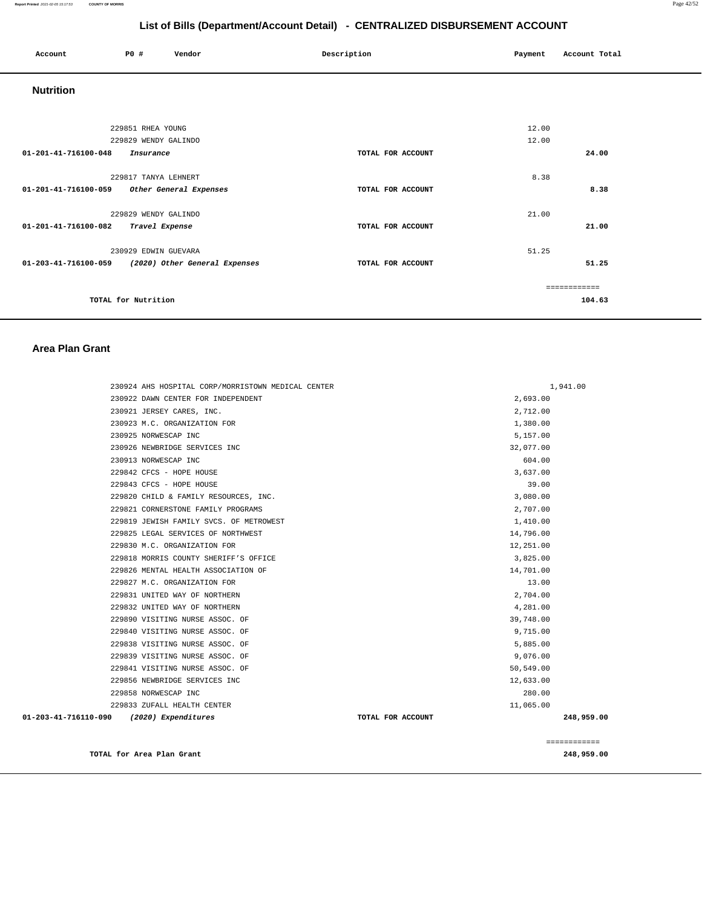# List of Bills (Department/Account Detail) - CENTRALIZED DISBURSEMENT ACCOUNT

| Account | PO # | Vendor | Description | Payment | Account Total |
|---|---|---|---|---|---|

## Nutrition

| Account | PO # | Vendor | Description | Payment | Account Total |
|---|---|---|---|---|---|
| | 229851 | RHEA YOUNG | | 12.00 | |
| | 229829 | WENDY GALINDO | | 12.00 | |
| **01-201-41-716100-048** | | *Insurance* | **TOTAL FOR ACCOUNT** | | **24.00** |
| | 229817 | TANYA LEHNERT | | 8.38 | |
| **01-201-41-716100-059** | | *Other General Expenses* | **TOTAL FOR ACCOUNT** | | **8.38** |
| | 229829 | WENDY GALINDO | | 21.00 | |
| **01-201-41-716100-082** | | *Travel Expense* | **TOTAL FOR ACCOUNT** | | **21.00** |
| | 230929 | EDWIN GUEVARA | | 51.25 | |
| **01-203-41-716100-059** | | *(2020) Other General Expenses* | **TOTAL FOR ACCOUNT** | | **51.25** |
| | | | | | ============ |
| | | **TOTAL for Nutrition** | | | **104.63** |

## Area Plan Grant

| Account | PO # | Vendor | Description | Payment | Account Total |
|---|---|---|---|---|---|
| | 230924 | AHS HOSPITAL CORP/MORRISTOWN MEDICAL CENTER | | 1,941.00 | |
| | 230922 | DAWN CENTER FOR INDEPENDENT | | 2,693.00 | |
| | 230921 | JERSEY CARES, INC. | | 2,712.00 | |
| | 230923 | M.C. ORGANIZATION FOR | | 1,380.00 | |
| | 230925 | NORWESCAP INC | | 5,157.00 | |
| | 230926 | NEWBRIDGE SERVICES INC | | 32,077.00 | |
| | 230913 | NORWESCAP INC | | 604.00 | |
| | 229842 | CFCS - HOPE HOUSE | | 3,637.00 | |
| | 229843 | CFCS - HOPE HOUSE | | 39.00 | |
| | 229820 | CHILD & FAMILY RESOURCES, INC. | | 3,080.00 | |
| | 229821 | CORNERSTONE FAMILY PROGRAMS | | 2,707.00 | |
| | 229819 | JEWISH FAMILY SVCS. OF METROWEST | | 1,410.00 | |
| | 229825 | LEGAL SERVICES OF NORTHWEST | | 14,796.00 | |
| | 229830 | M.C. ORGANIZATION FOR | | 12,251.00 | |
| | 229818 | MORRIS COUNTY SHERIFF'S OFFICE | | 3,825.00 | |
| | 229826 | MENTAL HEALTH ASSOCIATION OF | | 14,701.00 | |
| | 229827 | M.C. ORGANIZATION FOR | | 13.00 | |
| | 229831 | UNITED WAY OF NORTHERN | | 2,704.00 | |
| | 229832 | UNITED WAY OF NORTHERN | | 4,281.00 | |
| | 229890 | VISITING NURSE ASSOC. OF | | 39,748.00 | |
| | 229840 | VISITING NURSE ASSOC. OF | | 9,715.00 | |
| | 229838 | VISITING NURSE ASSOC. OF | | 5,885.00 | |
| | 229839 | VISITING NURSE ASSOC. OF | | 9,076.00 | |
| | 229841 | VISITING NURSE ASSOC. OF | | 50,549.00 | |
| | 229856 | NEWBRIDGE SERVICES INC | | 12,633.00 | |
| | 229858 | NORWESCAP INC | | 280.00 | |
| | 229833 | ZUFALL HEALTH CENTER | | 11,065.00 | |
| **01-203-41-716110-090** | | *(2020) Expenditures* | **TOTAL FOR ACCOUNT** | | **248,959.00** |
| | | | | | ============ |
| | | **TOTAL for Area Plan Grant** | | | **248,959.00** |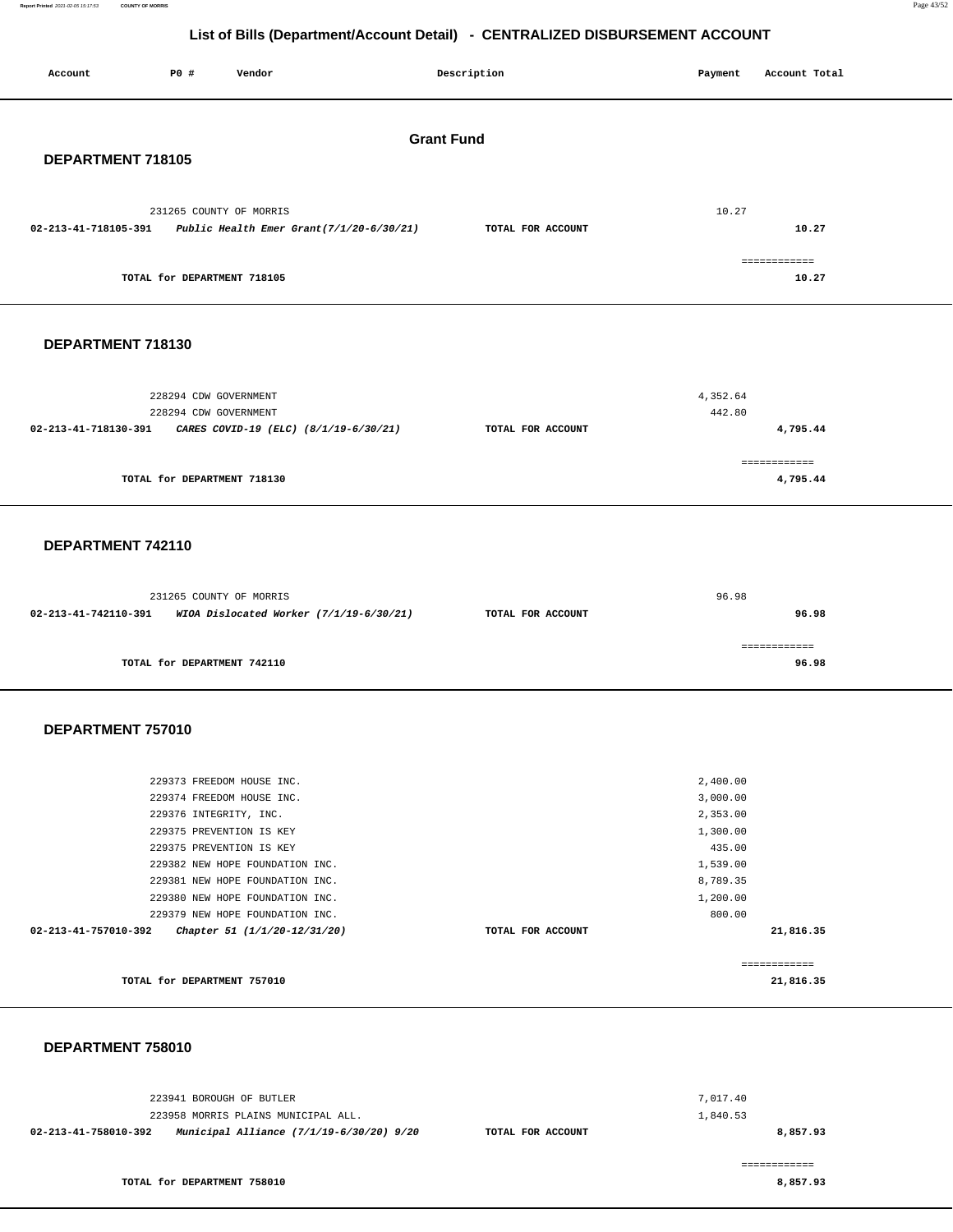# List of Bills (Department/Account Detail) - CENTRALIZED DISBURSEMENT ACCOUNT

| Account | PO # | Vendor | Description | Payment | Account Total |
|---|---|---|---|---|---|

## Grant Fund

### DEPARTMENT 718105

| Account | PO # | Vendor | Description | Payment | Account Total |
|---|---|---|---|---|---|
| | 231265 | COUNTY OF MORRIS | | 10.27 | |
| 02-213-41-718105-391 | | *Public Health Emer Grant(7/1/20-6/30/21)* | TOTAL FOR ACCOUNT | | 10.27 |
| | | | | | ============ |
| | | TOTAL for DEPARTMENT 718105 | | | 10.27 |

### DEPARTMENT 718130

| Account | PO # | Vendor | Description | Payment | Account Total |
|---|---|---|---|---|---|
| | 228294 | CDW GOVERNMENT | | 4,352.64 | |
| | 228294 | CDW GOVERNMENT | | 442.80 | |
| 02-213-41-718130-391 | | *CARES COVID-19 (ELC) (8/1/19-6/30/21)* | TOTAL FOR ACCOUNT | | 4,795.44 |
| | | | | | ============ |
| | | TOTAL for DEPARTMENT 718130 | | | 4,795.44 |

### DEPARTMENT 742110

| Account | PO # | Vendor | Description | Payment | Account Total |
|---|---|---|---|---|---|
| | 231265 | COUNTY OF MORRIS | | 96.98 | |
| 02-213-41-742110-391 | | *WIOA Dislocated Worker (7/1/19-6/30/21)* | TOTAL FOR ACCOUNT | | 96.98 |
| | | | | | ============ |
| | | TOTAL for DEPARTMENT 742110 | | | 96.98 |

### DEPARTMENT 757010

| Account | PO # | Vendor | Description | Payment | Account Total |
|---|---|---|---|---|---|
| | 229373 | FREEDOM HOUSE INC. | | 2,400.00 | |
| | 229374 | FREEDOM HOUSE INC. | | 3,000.00 | |
| | 229376 | INTEGRITY, INC. | | 2,353.00 | |
| | 229375 | PREVENTION IS KEY | | 1,300.00 | |
| | 229375 | PREVENTION IS KEY | | 435.00 | |
| | 229382 | NEW HOPE FOUNDATION INC. | | 1,539.00 | |
| | 229381 | NEW HOPE FOUNDATION INC. | | 8,789.35 | |
| | 229380 | NEW HOPE FOUNDATION INC. | | 1,200.00 | |
| | 229379 | NEW HOPE FOUNDATION INC. | | 800.00 | |
| 02-213-41-757010-392 | | *Chapter 51 (1/1/20-12/31/20)* | TOTAL FOR ACCOUNT | | 21,816.35 |
| | | | | | ============ |
| | | TOTAL for DEPARTMENT 757010 | | | 21,816.35 |

### DEPARTMENT 758010

| Account | PO # | Vendor | Description | Payment | Account Total |
|---|---|---|---|---|---|
| | 223941 | BOROUGH OF BUTLER | | 7,017.40 | |
| | 223958 | MORRIS PLAINS MUNICIPAL ALL. | | 1,840.53 | |
| 02-213-41-758010-392 | | *Municipal Alliance (7/1/19-6/30/20) 9/20* | TOTAL FOR ACCOUNT | | 8,857.93 |
| | | | | | ============ |
| | | TOTAL for DEPARTMENT 758010 | | | 8,857.93 |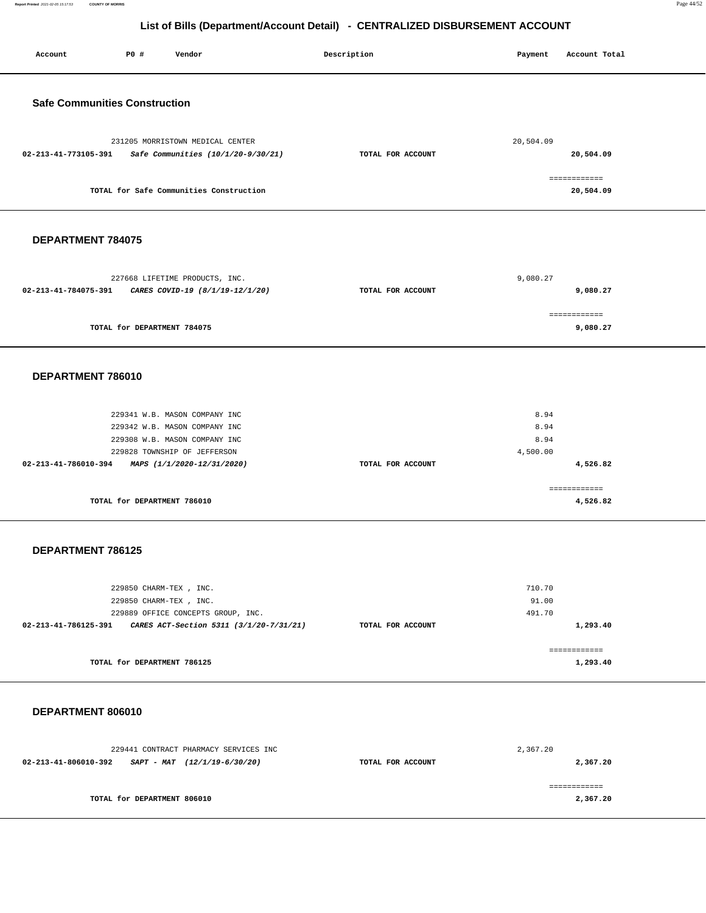# List of Bills (Department/Account Detail) - CENTRALIZED DISBURSEMENT ACCOUNT

| Account | PO # | Vendor | Description | Payment | Account Total |
|---|---|---|---|---|---|

## Safe Communities Construction

| Account | PO # | Vendor | Description | Payment | Account Total |
|---|---|---|---|---|---|
| | 231205 | MORRISTOWN MEDICAL CENTER | | 20,504.09 | |
| **02-213-41-773105-391** | | ***Safe Communities (10/1/20-9/30/21)*** | **TOTAL FOR ACCOUNT** | | **20,504.09** |
| | | **TOTAL for Safe Communities Construction** | | | **20,504.09** |

## DEPARTMENT 784075

| Account | PO # | Vendor | Description | Payment | Account Total |
|---|---|---|---|---|---|
| | 227668 | LIFETIME PRODUCTS, INC. | | 9,080.27 | |
| **02-213-41-784075-391** | | ***CARES COVID-19 (8/1/19-12/1/20)*** | **TOTAL FOR ACCOUNT** | | **9,080.27** |
| | | **TOTAL for DEPARTMENT 784075** | | | **9,080.27** |

## DEPARTMENT 786010

| Account | PO # | Vendor | Description | Payment | Account Total |
|---|---|---|---|---|---|
| | 229341 | W.B. MASON COMPANY INC | | 8.94 | |
| | 229342 | W.B. MASON COMPANY INC | | 8.94 | |
| | 229308 | W.B. MASON COMPANY INC | | 8.94 | |
| | 229828 | TOWNSHIP OF JEFFERSON | | 4,500.00 | |
| **02-213-41-786010-394** | | ***MAPS (1/1/2020-12/31/2020)*** | **TOTAL FOR ACCOUNT** | | **4,526.82** |
| | | **TOTAL for DEPARTMENT 786010** | | | **4,526.82** |

## DEPARTMENT 786125

| Account | PO # | Vendor | Description | Payment | Account Total |
|---|---|---|---|---|---|
| | 229850 | CHARM-TEX , INC. | | 710.70 | |
| | 229850 | CHARM-TEX , INC. | | 91.00 | |
| | 229889 | OFFICE CONCEPTS GROUP, INC. | | 491.70 | |
| **02-213-41-786125-391** | | ***CARES ACT-Section 5311 (3/1/20-7/31/21)*** | **TOTAL FOR ACCOUNT** | | **1,293.40** |
| | | **TOTAL for DEPARTMENT 786125** | | | **1,293.40** |

## DEPARTMENT 806010

| Account | PO # | Vendor | Description | Payment | Account Total |
|---|---|---|---|---|---|
| | 229441 | CONTRACT PHARMACY SERVICES INC | | 2,367.20 | |
| **02-213-41-806010-392** | | ***SAPT - MAT (12/1/19-6/30/20)*** | **TOTAL FOR ACCOUNT** | | **2,367.20** |
| | | **TOTAL for DEPARTMENT 806010** | | | **2,367.20** |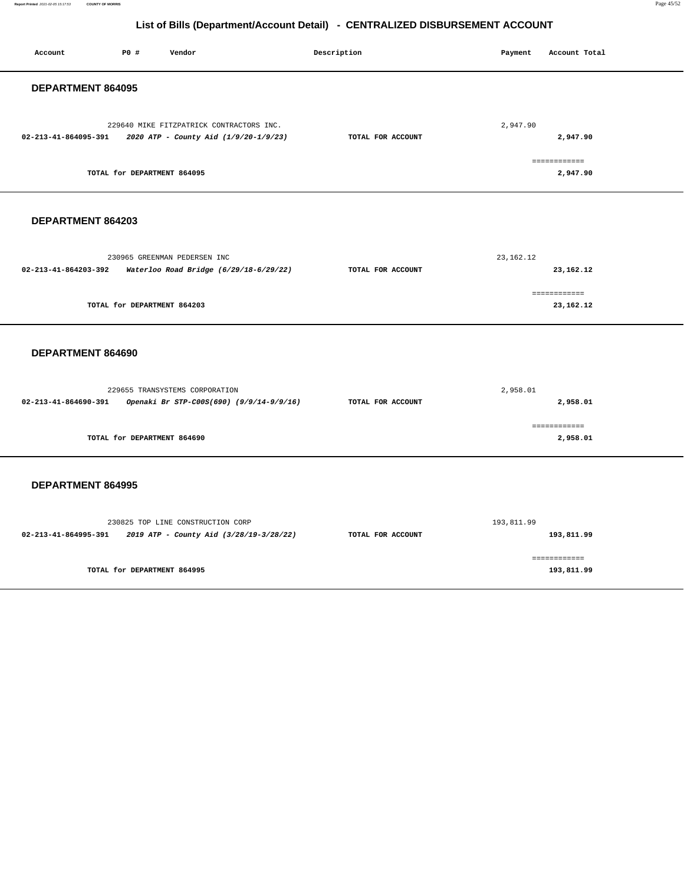# List of Bills (Department/Account Detail) - CENTRALIZED DISBURSEMENT ACCOUNT

| Account | PO # | Vendor | Description | Payment | Account Total |
|---|---|---|---|---|---|

## DEPARTMENT 864095

| Account | PO # | Vendor | Description | Payment | Account Total |
|---|---|---|---|---|---|
| | 229640 | MIKE FITZPATRICK CONTRACTORS INC. | | 2,947.90 | |
| 02-213-41-864095-391 | | *2020 ATP - County Aid (1/9/20-1/9/23)* | TOTAL FOR ACCOUNT | | 2,947.90 |
| | | TOTAL for DEPARTMENT 864095 | | | 2,947.90 |

## DEPARTMENT 864203

| Account | PO # | Vendor | Description | Payment | Account Total |
|---|---|---|---|---|---|
| | 230965 | GREENMAN PEDERSEN INC | | 23,162.12 | |
| 02-213-41-864203-392 | | *Waterloo Road Bridge (6/29/18-6/29/22)* | TOTAL FOR ACCOUNT | | 23,162.12 |
| | | TOTAL for DEPARTMENT 864203 | | | 23,162.12 |

## DEPARTMENT 864690

| Account | PO # | Vendor | Description | Payment | Account Total |
|---|---|---|---|---|---|
| | 229655 | TRANSYSTEMS CORPORATION | | 2,958.01 | |
| 02-213-41-864690-391 | | *Openaki Br STP-C00S(690) (9/9/14-9/9/16)* | TOTAL FOR ACCOUNT | | 2,958.01 |
| | | TOTAL for DEPARTMENT 864690 | | | 2,958.01 |

## DEPARTMENT 864995

| Account | PO # | Vendor | Description | Payment | Account Total |
|---|---|---|---|---|---|
| | 230825 | TOP LINE CONSTRUCTION CORP | | 193,811.99 | |
| 02-213-41-864995-391 | | *2019 ATP - County Aid (3/28/19-3/28/22)* | TOTAL FOR ACCOUNT | | 193,811.99 |
| | | TOTAL for DEPARTMENT 864995 | | | 193,811.99 |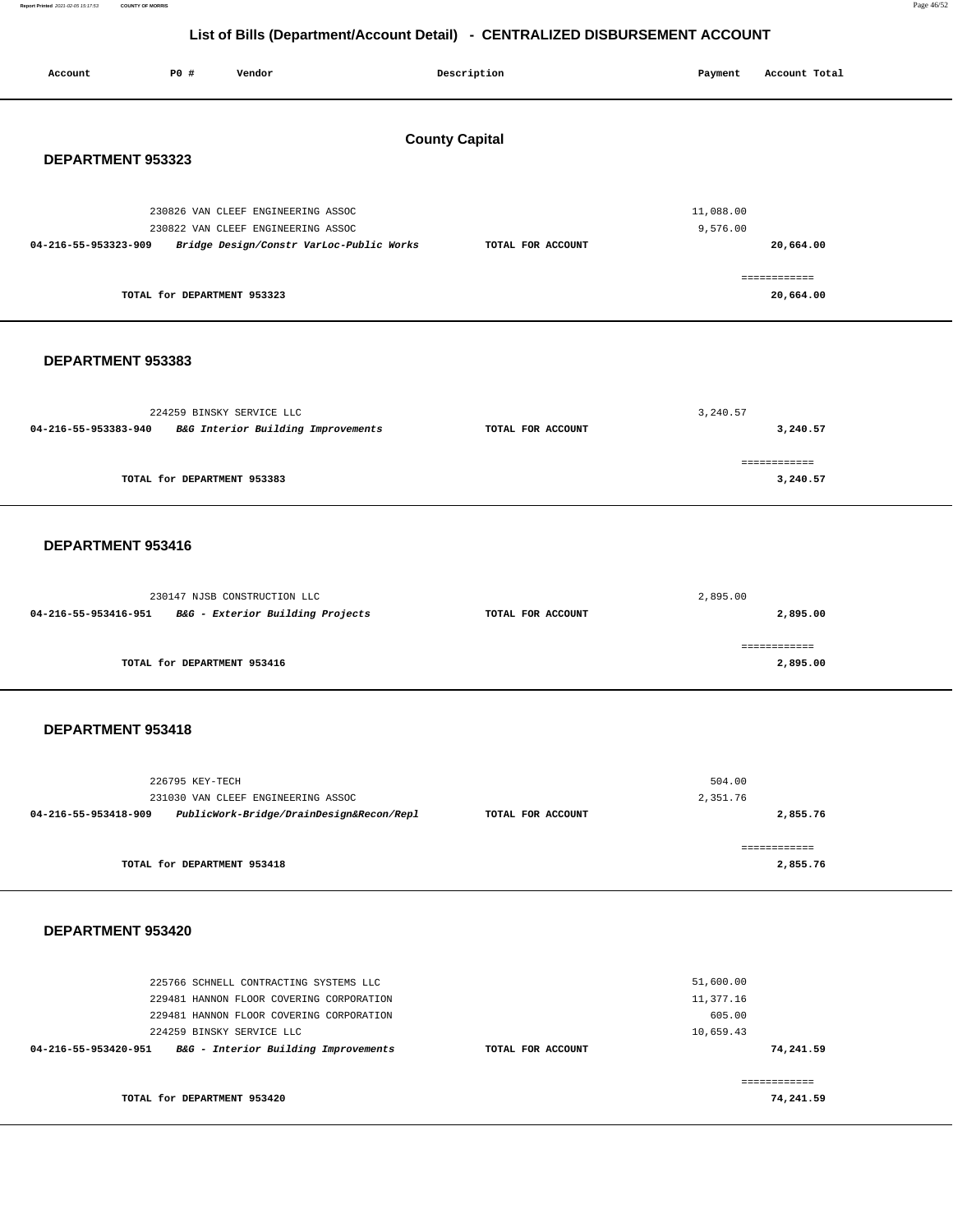# List of Bills (Department/Account Detail) - CENTRALIZED DISBURSEMENT ACCOUNT

| Account | PO # | Vendor | Description | Payment | Account Total |
|---|---|---|---|---|---|

## County Capital

### DEPARTMENT 953323

| Account | PO # | Vendor | Description | Payment | Account Total |
|---|---|---|---|---|---|
| | 230826 | VAN CLEEF ENGINEERING ASSOC | | 11,088.00 | |
| | 230822 | VAN CLEEF ENGINEERING ASSOC | | 9,576.00 | |
| **04-216-55-953323-909** | | ***Bridge Design/Constr VarLoc-Public Works*** | **TOTAL FOR ACCOUNT** | | **20,664.00** |
| | | | | | ============ |
| | | **TOTAL for DEPARTMENT 953323** | | | **20,664.00** |

### DEPARTMENT 953383

| Account | PO # | Vendor | Description | Payment | Account Total |
|---|---|---|---|---|---|
| | 224259 | BINSKY SERVICE LLC | | 3,240.57 | |
| **04-216-55-953383-940** | | ***B&G Interior Building Improvements*** | **TOTAL FOR ACCOUNT** | | **3,240.57** |
| | | | | | ============ |
| | | **TOTAL for DEPARTMENT 953383** | | | **3,240.57** |

### DEPARTMENT 953416

| Account | PO # | Vendor | Description | Payment | Account Total |
|---|---|---|---|---|---|
| | 230147 | NJSB CONSTRUCTION LLC | | 2,895.00 | |
| **04-216-55-953416-951** | | ***B&G - Exterior Building Projects*** | **TOTAL FOR ACCOUNT** | | **2,895.00** |
| | | | | | ============ |
| | | **TOTAL for DEPARTMENT 953416** | | | **2,895.00** |

### DEPARTMENT 953418

| Account | PO # | Vendor | Description | Payment | Account Total |
|---|---|---|---|---|---|
| | 226795 | KEY-TECH | | 504.00 | |
| | 231030 | VAN CLEEF ENGINEERING ASSOC | | 2,351.76 | |
| **04-216-55-953418-909** | | ***PublicWork-Bridge/DrainDesign&Recon/Repl*** | **TOTAL FOR ACCOUNT** | | **2,855.76** |
| | | | | | ============ |
| | | **TOTAL for DEPARTMENT 953418** | | | **2,855.76** |

### DEPARTMENT 953420

| Account | PO # | Vendor | Description | Payment | Account Total |
|---|---|---|---|---|---|
| | 225766 | SCHNELL CONTRACTING SYSTEMS LLC | | 51,600.00 | |
| | 229481 | HANNON FLOOR COVERING CORPORATION | | 11,377.16 | |
| | 229481 | HANNON FLOOR COVERING CORPORATION | | 605.00 | |
| | 224259 | BINSKY SERVICE LLC | | 10,659.43 | |
| **04-216-55-953420-951** | | ***B&G - Interior Building Improvements*** | **TOTAL FOR ACCOUNT** | | **74,241.59** |
| | | | | | ============ |
| | | **TOTAL for DEPARTMENT 953420** | | | **74,241.59** |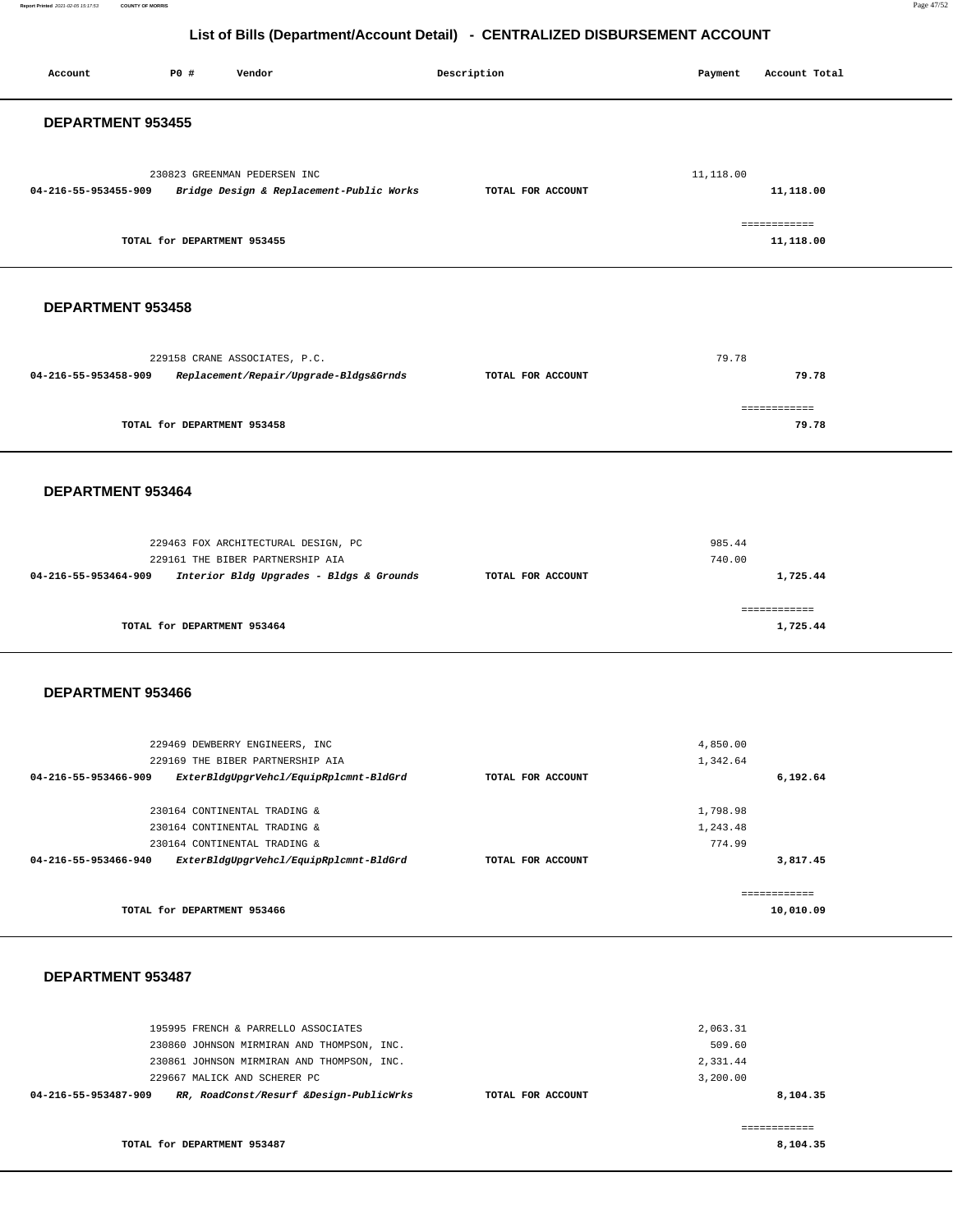# List of Bills (Department/Account Detail) - CENTRALIZED DISBURSEMENT ACCOUNT

| Account | PO # | Vendor | Description | Payment | Account Total |
|---|---|---|---|---|---|

## DEPARTMENT 953455

| Account | PO # | Vendor | Description | Payment | Account Total |
|---|---|---|---|---|---|
| | 230823 | GREENMAN PEDERSEN INC | | 11,118.00 | |
| **04-216-55-953455-909** | | ***Bridge Design & Replacement-Public Works*** | **TOTAL FOR ACCOUNT** | | **11,118.00** |
| | | **TOTAL for DEPARTMENT 953455** | | | **11,118.00** |

## DEPARTMENT 953458

| Account | PO # | Vendor | Description | Payment | Account Total |
|---|---|---|---|---|---|
| | 229158 | CRANE ASSOCIATES, P.C. | | 79.78 | |
| **04-216-55-953458-909** | | ***Replacement/Repair/Upgrade-Bldgs&Grnds*** | **TOTAL FOR ACCOUNT** | | **79.78** |
| | | **TOTAL for DEPARTMENT 953458** | | | **79.78** |

## DEPARTMENT 953464

| Account | PO # | Vendor | Description | Payment | Account Total |
|---|---|---|---|---|---|
| | 229463 | FOX ARCHITECTURAL DESIGN, PC | | 985.44 | |
| | 229161 | THE BIBER PARTNERSHIP AIA | | 740.00 | |
| **04-216-55-953464-909** | | ***Interior Bldg Upgrades - Bldgs & Grounds*** | **TOTAL FOR ACCOUNT** | | **1,725.44** |
| | | **TOTAL for DEPARTMENT 953464** | | | **1,725.44** |

## DEPARTMENT 953466

| Account | PO # | Vendor | Description | Payment | Account Total |
|---|---|---|---|---|---|
| | 229469 | DEWBERRY ENGINEERS, INC | | 4,850.00 | |
| | 229169 | THE BIBER PARTNERSHIP AIA | | 1,342.64 | |
| **04-216-55-953466-909** | | ***ExterBldgUpgrVehcl/EquipRplcmnt-BldGrd*** | **TOTAL FOR ACCOUNT** | | **6,192.64** |
| | 230164 | CONTINENTAL TRADING & | | 1,798.98 | |
| | 230164 | CONTINENTAL TRADING & | | 1,243.48 | |
| | 230164 | CONTINENTAL TRADING & | | 774.99 | |
| **04-216-55-953466-940** | | ***ExterBldgUpgrVehcl/EquipRplcmnt-BldGrd*** | **TOTAL FOR ACCOUNT** | | **3,817.45** |
| | | **TOTAL for DEPARTMENT 953466** | | | **10,010.09** |

## DEPARTMENT 953487

| Account | PO # | Vendor | Description | Payment | Account Total |
|---|---|---|---|---|---|
| | 195995 | FRENCH & PARRELLO ASSOCIATES | | 2,063.31 | |
| | 230860 | JOHNSON MIRMIRAN AND THOMPSON, INC. | | 509.60 | |
| | 230861 | JOHNSON MIRMIRAN AND THOMPSON, INC. | | 2,331.44 | |
| | 229667 | MALICK AND SCHERER PC | | 3,200.00 | |
| **04-216-55-953487-909** | | ***RR, RoadConst/Resurf &Design-PublicWrks*** | **TOTAL FOR ACCOUNT** | | **8,104.35** |
| | | **TOTAL for DEPARTMENT 953487** | | | **8,104.35** |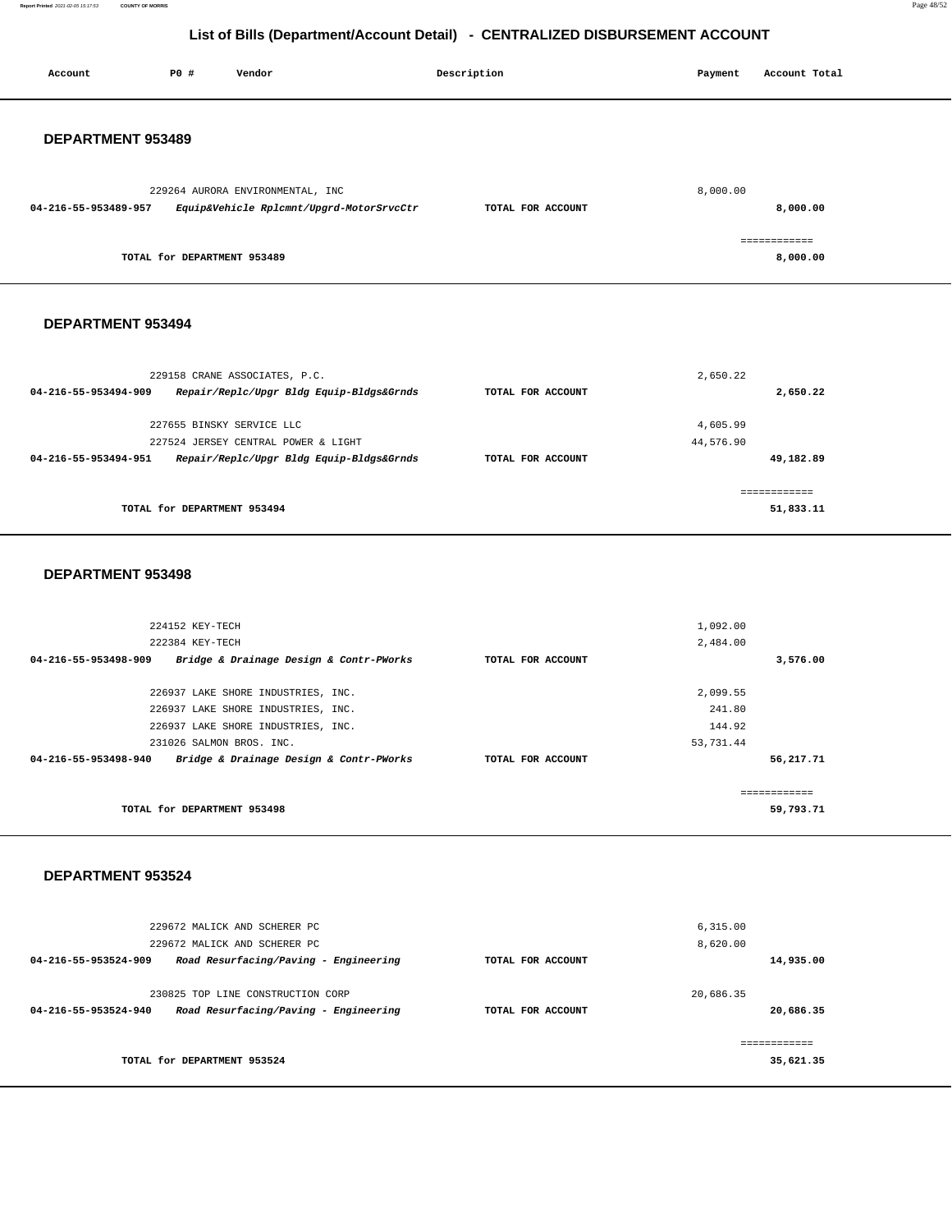# List of Bills (Department/Account Detail) - CENTRALIZED DISBURSEMENT ACCOUNT

| Account | PO # | Vendor | Description | Payment | Account Total |
|---|---|---|---|---|---|

## DEPARTMENT 953489

| Account | PO # | Vendor | Description | Payment | Account Total |
|---|---|---|---|---|---|
| | 229264 | AURORA ENVIRONMENTAL, INC | | 8,000.00 | |
| **04-216-55-953489-957** | | ***Equip&Vehicle Rplcmnt/Upgrd-MotorSrvcCtr*** | **TOTAL FOR ACCOUNT** | | **8,000.00** |
| | | | | | ============ |
| | | **TOTAL for DEPARTMENT 953489** | | | **8,000.00** |

## DEPARTMENT 953494

| Account | PO # | Vendor | Description | Payment | Account Total |
|---|---|---|---|---|---|
| | 229158 | CRANE ASSOCIATES, P.C. | | 2,650.22 | |
| **04-216-55-953494-909** | | ***Repair/Replc/Upgr Bldg Equip-Bldgs&Grnds*** | **TOTAL FOR ACCOUNT** | | **2,650.22** |
| | 227655 | BINSKY SERVICE LLC | | 4,605.99 | |
| | 227524 | JERSEY CENTRAL POWER & LIGHT | | 44,576.90 | |
| **04-216-55-953494-951** | | ***Repair/Replc/Upgr Bldg Equip-Bldgs&Grnds*** | **TOTAL FOR ACCOUNT** | | **49,182.89** |
| | | | | | ============ |
| | | **TOTAL for DEPARTMENT 953494** | | | **51,833.11** |

## DEPARTMENT 953498

| Account | PO # | Vendor | Description | Payment | Account Total |
|---|---|---|---|---|---|
| | 224152 | KEY-TECH | | 1,092.00 | |
| | 222384 | KEY-TECH | | 2,484.00 | |
| **04-216-55-953498-909** | | ***Bridge & Drainage Design & Contr-PWorks*** | **TOTAL FOR ACCOUNT** | | **3,576.00** |
| | 226937 | LAKE SHORE INDUSTRIES, INC. | | 2,099.55 | |
| | 226937 | LAKE SHORE INDUSTRIES, INC. | | 241.80 | |
| | 226937 | LAKE SHORE INDUSTRIES, INC. | | 144.92 | |
| | 231026 | SALMON BROS. INC. | | 53,731.44 | |
| **04-216-55-953498-940** | | ***Bridge & Drainage Design & Contr-PWorks*** | **TOTAL FOR ACCOUNT** | | **56,217.71** |
| | | | | | ============ |
| | | **TOTAL for DEPARTMENT 953498** | | | **59,793.71** |

## DEPARTMENT 953524

| Account | PO # | Vendor | Description | Payment | Account Total |
|---|---|---|---|---|---|
| | 229672 | MALICK AND SCHERER PC | | 6,315.00 | |
| | 229672 | MALICK AND SCHERER PC | | 8,620.00 | |
| **04-216-55-953524-909** | | ***Road Resurfacing/Paving - Engineering*** | **TOTAL FOR ACCOUNT** | | **14,935.00** |
| | 230825 | TOP LINE CONSTRUCTION CORP | | 20,686.35 | |
| **04-216-55-953524-940** | | ***Road Resurfacing/Paving - Engineering*** | **TOTAL FOR ACCOUNT** | | **20,686.35** |
| | | | | | ============ |
| | | **TOTAL for DEPARTMENT 953524** | | | **35,621.35** |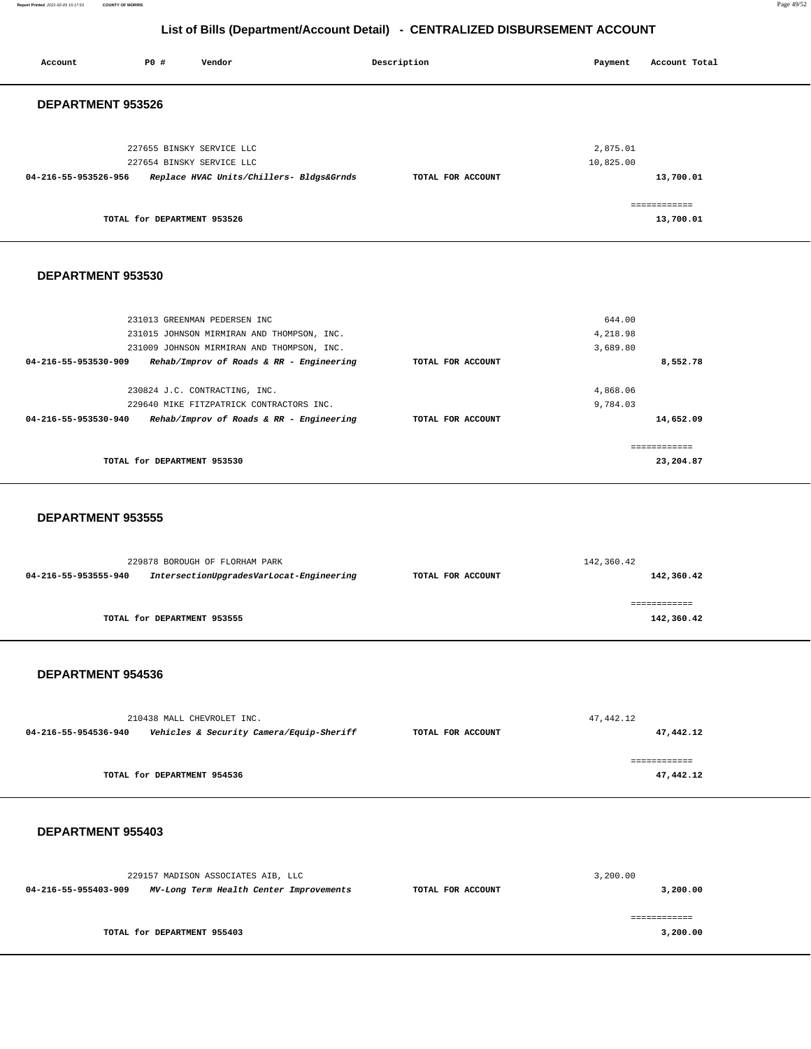## List of Bills (Department/Account Detail) - CENTRALIZED DISBURSEMENT ACCOUNT

| Account | PO # | Vendor | Description | Payment | Account Total |
|---|---|---|---|---|---|

### DEPARTMENT 953526

| Account | PO # | Vendor | Description | Payment | Account Total |
|---|---|---|---|---|---|
| | 227655 | BINSKY SERVICE LLC | | 2,875.01 | |
| | 227654 | BINSKY SERVICE LLC | | 10,825.00 | |
| **04-216-55-953526-956** | | ***Replace HVAC Units/Chillers- Bldgs&Grnds*** | **TOTAL FOR ACCOUNT** | | **13,700.01** |
| | | | | | ============ |
| | | **TOTAL for DEPARTMENT 953526** | | | **13,700.01** |

### DEPARTMENT 953530

| Account | PO # | Vendor | Description | Payment | Account Total |
|---|---|---|---|---|---|
| | 231013 | GREENMAN PEDERSEN INC | | 644.00 | |
| | 231015 | JOHNSON MIRMIRAN AND THOMPSON, INC. | | 4,218.98 | |
| | 231009 | JOHNSON MIRMIRAN AND THOMPSON, INC. | | 3,689.80 | |
| **04-216-55-953530-909** | | ***Rehab/Improv of Roads & RR - Engineering*** | **TOTAL FOR ACCOUNT** | | **8,552.78** |
| | 230824 | J.C. CONTRACTING, INC. | | 4,868.06 | |
| | 229640 | MIKE FITZPATRICK CONTRACTORS INC. | | 9,784.03 | |
| **04-216-55-953530-940** | | ***Rehab/Improv of Roads & RR - Engineering*** | **TOTAL FOR ACCOUNT** | | **14,652.09** |
| | | | | | ============ |
| | | **TOTAL for DEPARTMENT 953530** | | | **23,204.87** |

### DEPARTMENT 953555

| Account | PO # | Vendor | Description | Payment | Account Total |
|---|---|---|---|---|---|
| | 229878 | BOROUGH OF FLORHAM PARK | | 142,360.42 | |
| **04-216-55-953555-940** | | ***IntersectionUpgradesVarLocat-Engineering*** | **TOTAL FOR ACCOUNT** | | **142,360.42** |
| | | | | | ============ |
| | | **TOTAL for DEPARTMENT 953555** | | | **142,360.42** |

### DEPARTMENT 954536

| Account | PO # | Vendor | Description | Payment | Account Total |
|---|---|---|---|---|---|
| | 210438 | MALL CHEVROLET INC. | | 47,442.12 | |
| **04-216-55-954536-940** | | ***Vehicles & Security Camera/Equip-Sheriff*** | **TOTAL FOR ACCOUNT** | | **47,442.12** |
| | | | | | ============ |
| | | **TOTAL for DEPARTMENT 954536** | | | **47,442.12** |

### DEPARTMENT 955403

| Account | PO # | Vendor | Description | Payment | Account Total |
|---|---|---|---|---|---|
| | 229157 | MADISON ASSOCIATES AIB, LLC | | 3,200.00 | |
| **04-216-55-955403-909** | | ***MV-Long Term Health Center Improvements*** | **TOTAL FOR ACCOUNT** | | **3,200.00** |
| | | | | | ============ |
| | | **TOTAL for DEPARTMENT 955403** | | | **3,200.00** |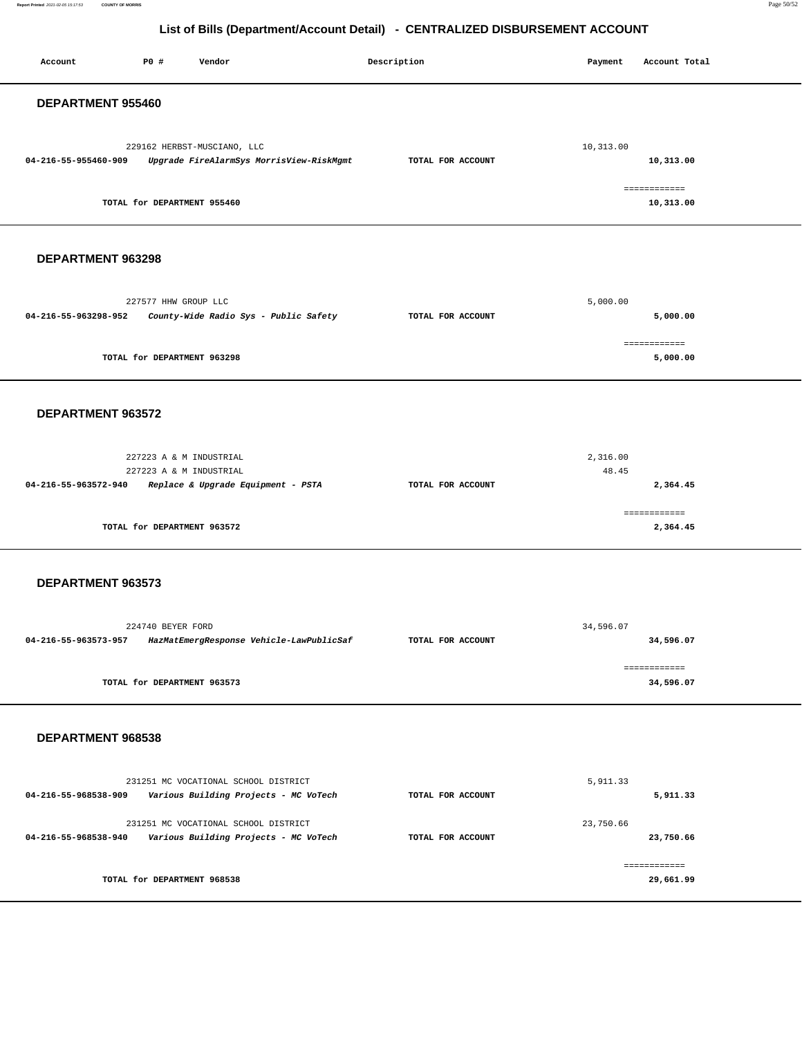## List of Bills (Department/Account Detail) - CENTRALIZED DISBURSEMENT ACCOUNT

| Account | PO # | Vendor | Description | Payment | Account Total |
|---|---|---|---|---|---|

### DEPARTMENT 955460

| Account | PO # | Vendor | Description | Payment | Account Total |
|---|---|---|---|---|---|
| | 229162 | HERBST-MUSCIANO, LLC | | 10,313.00 | |
| **04-216-55-955460-909** | | ***Upgrade FireAlarmSys MorrisView-RiskMgmt*** | **TOTAL FOR ACCOUNT** | | **10,313.00** |
| | | | | | ============ |
| | | **TOTAL for DEPARTMENT 955460** | | | **10,313.00** |

### DEPARTMENT 963298

| Account | PO # | Vendor | Description | Payment | Account Total |
|---|---|---|---|---|---|
| | 227577 | HHW GROUP LLC | | 5,000.00 | |
| **04-216-55-963298-952** | | ***County-Wide Radio Sys - Public Safety*** | **TOTAL FOR ACCOUNT** | | **5,000.00** |
| | | | | | ============ |
| | | **TOTAL for DEPARTMENT 963298** | | | **5,000.00** |

### DEPARTMENT 963572

| Account | PO # | Vendor | Description | Payment | Account Total |
|---|---|---|---|---|---|
| | 227223 | A & M INDUSTRIAL | | 2,316.00 | |
| | 227223 | A & M INDUSTRIAL | | 48.45 | |
| **04-216-55-963572-940** | | ***Replace & Upgrade Equipment - PSTA*** | **TOTAL FOR ACCOUNT** | | **2,364.45** |
| | | | | | ============ |
| | | **TOTAL for DEPARTMENT 963572** | | | **2,364.45** |

### DEPARTMENT 963573

| Account | PO # | Vendor | Description | Payment | Account Total |
|---|---|---|---|---|---|
| | 224740 | BEYER FORD | | 34,596.07 | |
| **04-216-55-963573-957** | | ***HazMatEmergResponse Vehicle-LawPublicSaf*** | **TOTAL FOR ACCOUNT** | | **34,596.07** |
| | | | | | ============ |
| | | **TOTAL for DEPARTMENT 963573** | | | **34,596.07** |

### DEPARTMENT 968538

| Account | PO # | Vendor | Description | Payment | Account Total |
|---|---|---|---|---|---|
| | 231251 | MC VOCATIONAL SCHOOL DISTRICT | | 5,911.33 | |
| **04-216-55-968538-909** | | ***Various Building Projects - MC VoTech*** | **TOTAL FOR ACCOUNT** | | **5,911.33** |
| | 231251 | MC VOCATIONAL SCHOOL DISTRICT | | 23,750.66 | |
| **04-216-55-968538-940** | | ***Various Building Projects - MC VoTech*** | **TOTAL FOR ACCOUNT** | | **23,750.66** |
| | | | | | ============ |
| | | **TOTAL for DEPARTMENT 968538** | | | **29,661.99** |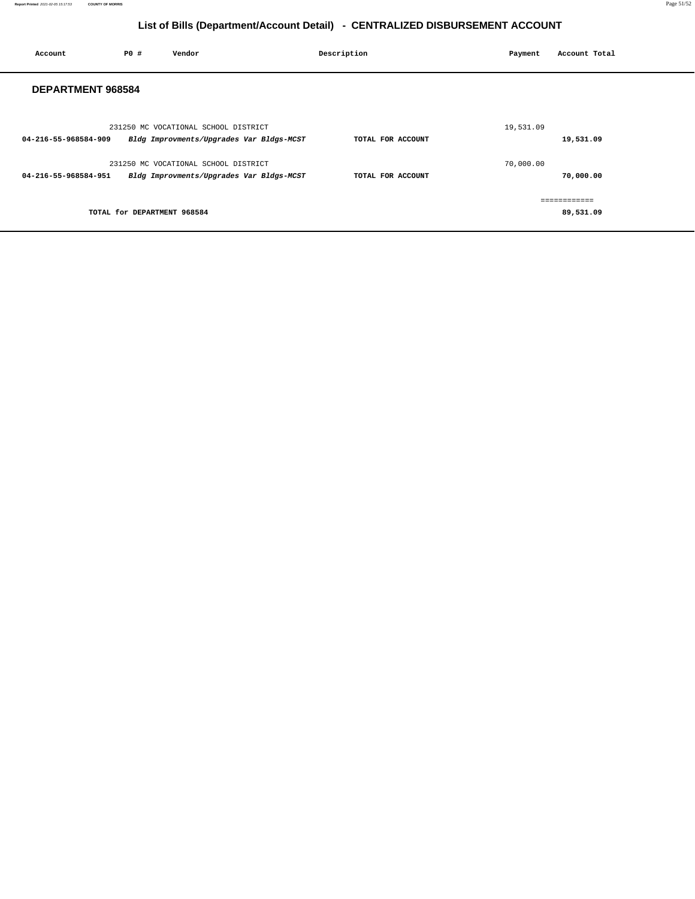## List of Bills (Department/Account Detail) - CENTRALIZED DISBURSEMENT ACCOUNT

| Account | PO # | Vendor | Description | Payment | Account Total |
|---|---|---|---|---|---|

### DEPARTMENT 968584

| Account | PO # | Vendor | Description | Payment | Account Total |
|---|---|---|---|---|---|
| | 231250 | MC VOCATIONAL SCHOOL DISTRICT | | 19,531.09 | |
| **04-216-55-968584-909** | | ***Bldg Improvments/Upgrades Var Bldgs-MCST*** | **TOTAL FOR ACCOUNT** | | **19,531.09** |
| | 231250 | MC VOCATIONAL SCHOOL DISTRICT | | 70,000.00 | |
| **04-216-55-968584-951** | | ***Bldg Improvments/Upgrades Var Bldgs-MCST*** | **TOTAL FOR ACCOUNT** | | **70,000.00** |
| | | | | | ============ |
| | **TOTAL for DEPARTMENT 968584** | | | | **89,531.09** |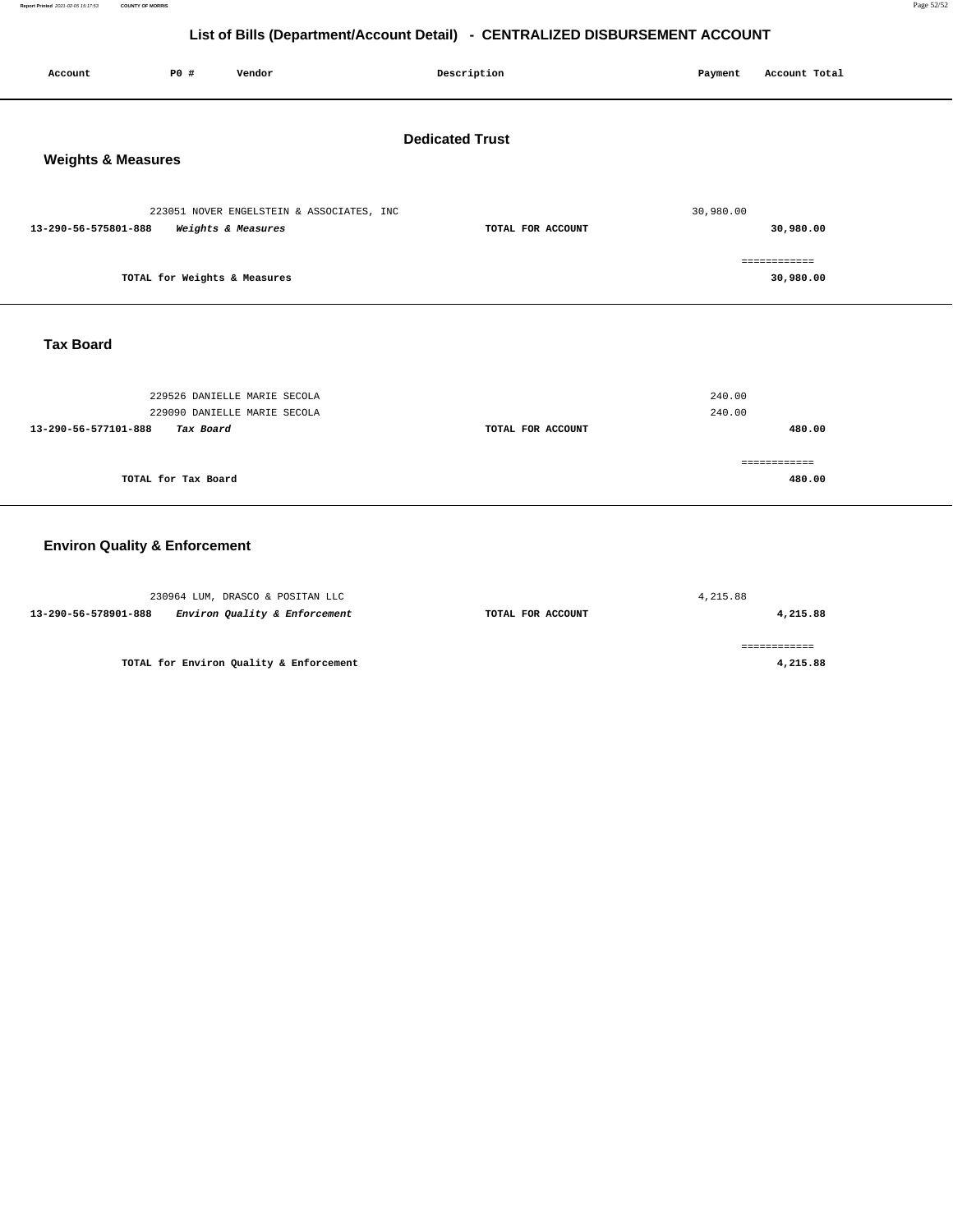# List of Bills (Department/Account Detail) - CENTRALIZED DISBURSEMENT ACCOUNT

| Account | PO # | Vendor | Description | Payment | Account Total |
|---|---|---|---|---|---|

## Dedicated Trust

### Weights & Measures

| | | | | | |
|---|---|---|---|---|---|
| | 223051 | NOVER ENGELSTEIN & ASSOCIATES, INC | | 30,980.00 | |
| **13-290-56-575801-888** | | ***Weights & Measures*** | **TOTAL FOR ACCOUNT** | | **30,980.00** |
| | | | | | ============ |
| | | **TOTAL for Weights & Measures** | | | **30,980.00** |

### Tax Board

| | | | | | |
|---|---|---|---|---|---|
| | 229526 | DANIELLE MARIE SECOLA | | 240.00 | |
| | 229090 | DANIELLE MARIE SECOLA | | 240.00 | |
| **13-290-56-577101-888** | | ***Tax Board*** | **TOTAL FOR ACCOUNT** | | **480.00** |
| | | | | | ============ |
| | | **TOTAL for Tax Board** | | | **480.00** |

### Environ Quality & Enforcement

| | | | | | |
|---|---|---|---|---|---|
| | 230964 | LUM, DRASCO & POSITAN LLC | | 4,215.88 | |
| **13-290-56-578901-888** | | ***Environ Quality & Enforcement*** | **TOTAL FOR ACCOUNT** | | **4,215.88** |
| | | | | | ============ |
| | | **TOTAL for Environ Quality & Enforcement** | | | **4,215.88** |